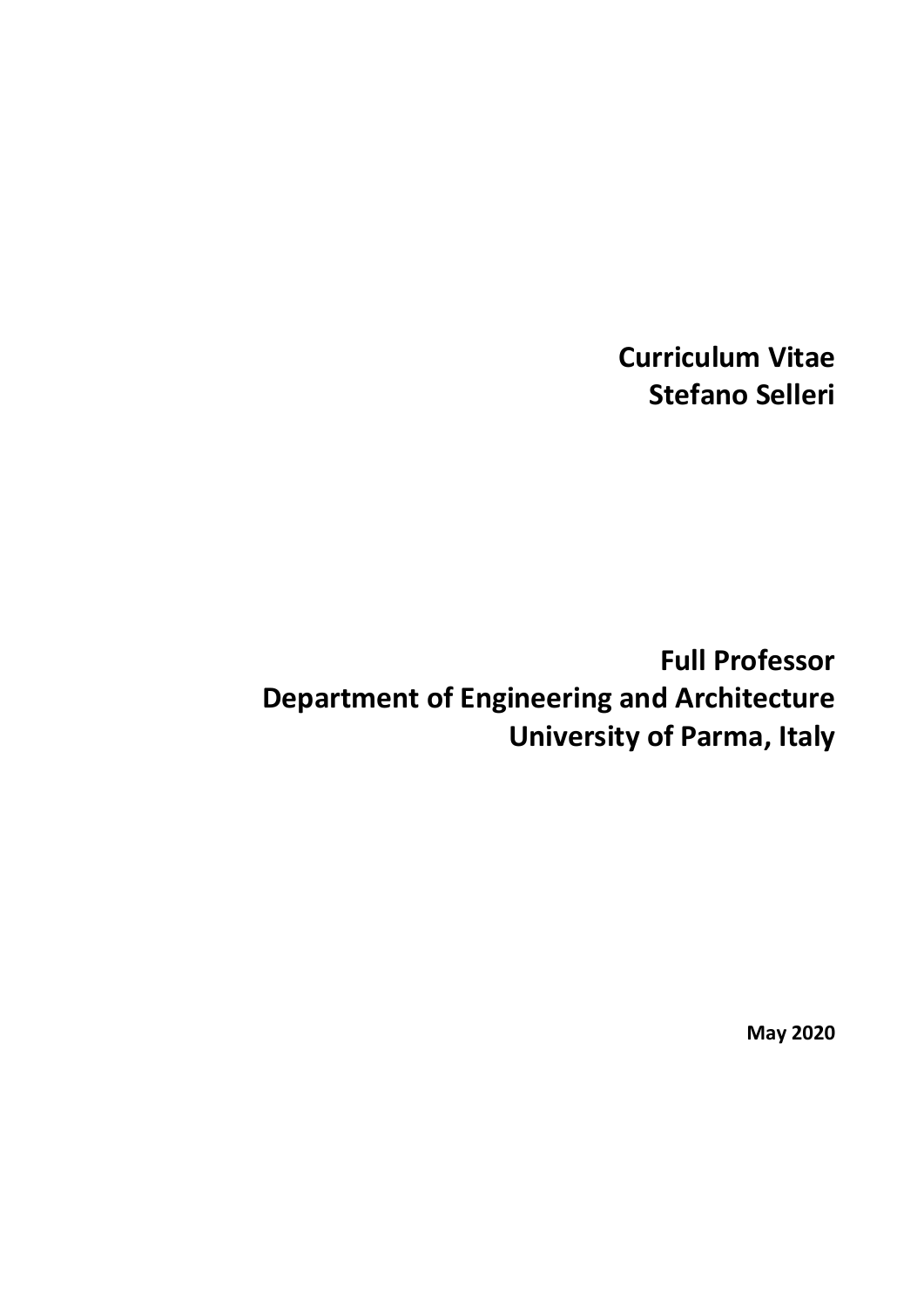# Curriculum Vitae
# Stefano Selleri

## Full Professor
## Department of Engineering and Architecture
## University of Parma, Italy

**May 2020**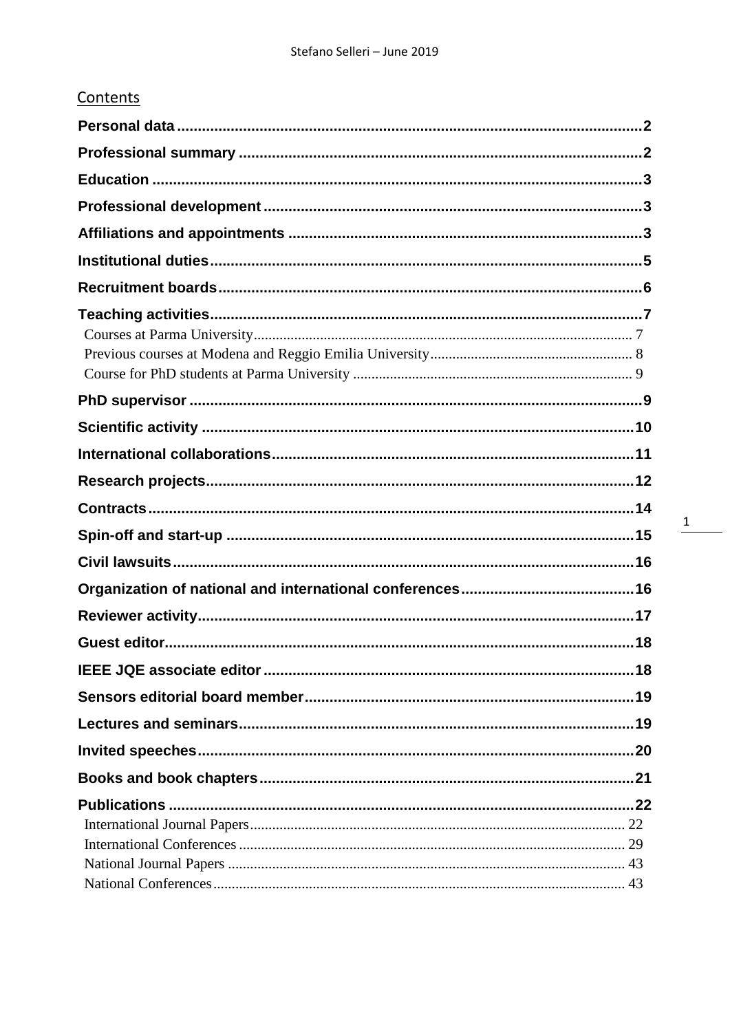## Contents

**Personal data** .......... 2

**Professional summary** .......... 2

**Education** .......... 3

**Professional development** .......... 3

**Affiliations and appointments** .......... 3

**Institutional duties** .......... 5

**Recruitment boards** .......... 6

**Teaching activities** .......... 7

- Courses at Parma University .......... 7
- Previous courses at Modena and Reggio Emilia University .......... 8
- Course for PhD students at Parma University .......... 9

**PhD supervisor** .......... 9

**Scientific activity** .......... 10

**International collaborations** .......... 11

**Research projects** .......... 12

**Contracts** .......... 14

**Spin-off and start-up** .......... 15

**Civil lawsuits** .......... 16

**Organization of national and international conferences** .......... 16

**Reviewer activity** .......... 17

**Guest editor** .......... 18

**IEEE JQE associate editor** .......... 18

**Sensors editorial board member** .......... 19

**Lectures and seminars** .......... 19

**Invited speeches** .......... 20

**Books and book chapters** .......... 21

**Publications** .......... 22

- International Journal Papers .......... 22
- International Conferences .......... 29
- National Journal Papers .......... 43
- National Conferences .......... 43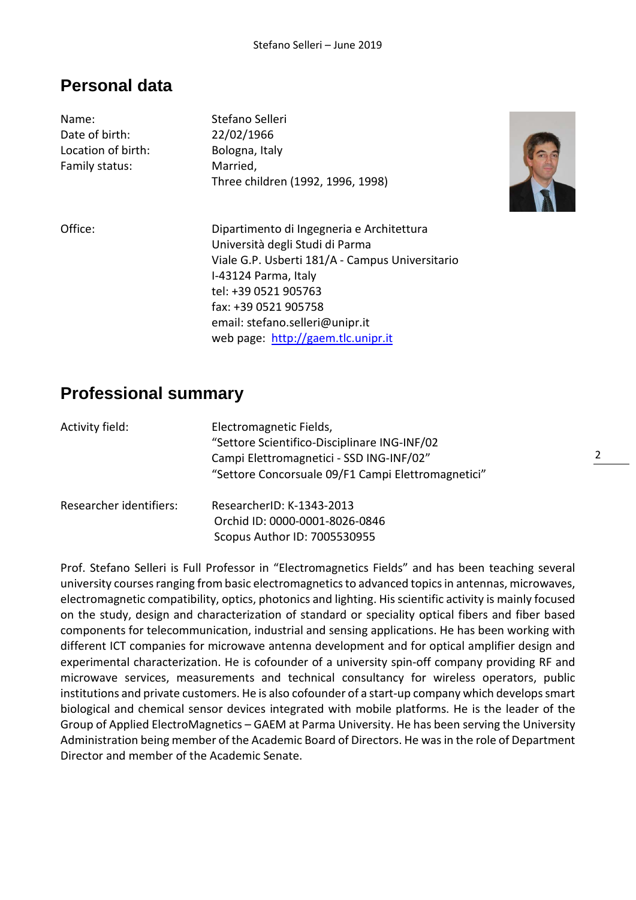## Personal data

| | |
|---|---|
| Name: | Stefano Selleri |
| Date of birth: | 22/02/1966 |
| Location of birth: | Bologna, Italy |
| Family status: | Married,<br>Three children (1992, 1996, 1998) |
| Office: | Dipartimento di Ingegneria e Architettura<br>Università degli Studi di Parma<br>Viale G.P. Usberti 181/A - Campus Universitario<br>I-43124 Parma, Italy<br>tel: +39 0521 905763<br>fax: +39 0521 905758<br>email: stefano.selleri@unipr.it<br>web page: [http://gaem.tlc.unipr.it](http://gaem.tlc.unipr.it) |

## Professional summary

| | |
|---|---|
| Activity field: | Electromagnetic Fields,<br>"Settore Scientifico-Disciplinare ING-INF/02<br>Campi Elettromagnetici - SSD ING-INF/02"<br>"Settore Concorsuale 09/F1 Campi Elettromagnetici" |
| Researcher identifiers: | ResearcherID: K-1343-2013<br>Orchid ID: 0000-0001-8026-0846<br>Scopus Author ID: 7005530955 |

Prof. Stefano Selleri is Full Professor in "Electromagnetics Fields" and has been teaching several university courses ranging from basic electromagnetics to advanced topics in antennas, microwaves, electromagnetic compatibility, optics, photonics and lighting. His scientific activity is mainly focused on the study, design and characterization of standard or speciality optical fibers and fiber based components for telecommunication, industrial and sensing applications. He has been working with different ICT companies for microwave antenna development and for optical amplifier design and experimental characterization. He is cofounder of a university spin-off company providing RF and microwave services, measurements and technical consultancy for wireless operators, public institutions and private customers. He is also cofounder of a start-up company which develops smart biological and chemical sensor devices integrated with mobile platforms. He is the leader of the Group of Applied ElectroMagnetics – GAEM at Parma University. He has been serving the University Administration being member of the Academic Board of Directors. He was in the role of Department Director and member of the Academic Senate.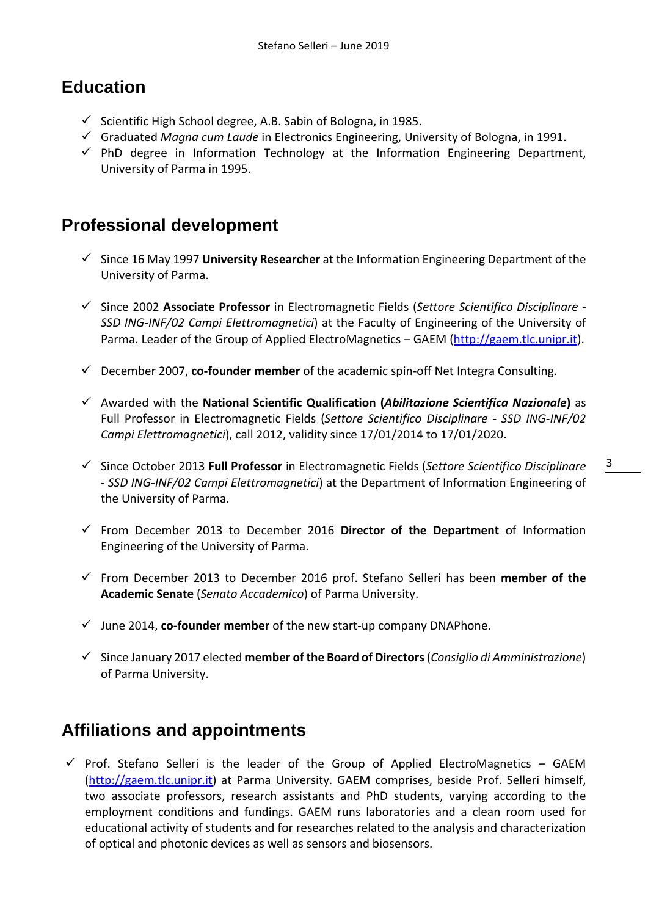## Education

- ✓ Scientific High School degree, A.B. Sabin of Bologna, in 1985.
- ✓ Graduated *Magna cum Laude* in Electronics Engineering, University of Bologna, in 1991.
- ✓ PhD degree in Information Technology at the Information Engineering Department, University of Parma in 1995.

## Professional development

- ✓ Since 16 May 1997 **University Researcher** at the Information Engineering Department of the University of Parma.
- ✓ Since 2002 **Associate Professor** in Electromagnetic Fields (*Settore Scientifico Disciplinare - SSD ING-INF/02 Campi Elettromagnetici*) at the Faculty of Engineering of the University of Parma. Leader of the Group of Applied ElectroMagnetics – GAEM (http://gaem.tlc.unipr.it).
- ✓ December 2007, **co-founder member** of the academic spin-off Net Integra Consulting.
- ✓ Awarded with the **National Scientific Qualification (*Abilitazione Scientifica Nazionale*)** as Full Professor in Electromagnetic Fields (*Settore Scientifico Disciplinare - SSD ING-INF/02 Campi Elettromagnetici*), call 2012, validity since 17/01/2014 to 17/01/2020.
- ✓ Since October 2013 **Full Professor** in Electromagnetic Fields (*Settore Scientifico Disciplinare - SSD ING-INF/02 Campi Elettromagnetici*) at the Department of Information Engineering of the University of Parma.
- ✓ From December 2013 to December 2016 **Director of the Department** of Information Engineering of the University of Parma.
- ✓ From December 2013 to December 2016 prof. Stefano Selleri has been **member of the Academic Senate** (*Senato Accademico*) of Parma University.
- ✓ June 2014, **co-founder member** of the new start-up company DNAPhone.
- ✓ Since January 2017 elected **member of the Board of Directors** (*Consiglio di Amministrazione*) of Parma University.

## Affiliations and appointments

- ✓ Prof. Stefano Selleri is the leader of the Group of Applied ElectroMagnetics – GAEM (http://gaem.tlc.unipr.it) at Parma University. GAEM comprises, beside Prof. Selleri himself, two associate professors, research assistants and PhD students, varying according to the employment conditions and fundings. GAEM runs laboratories and a clean room used for educational activity of students and for researches related to the analysis and characterization of optical and photonic devices as well as sensors and biosensors.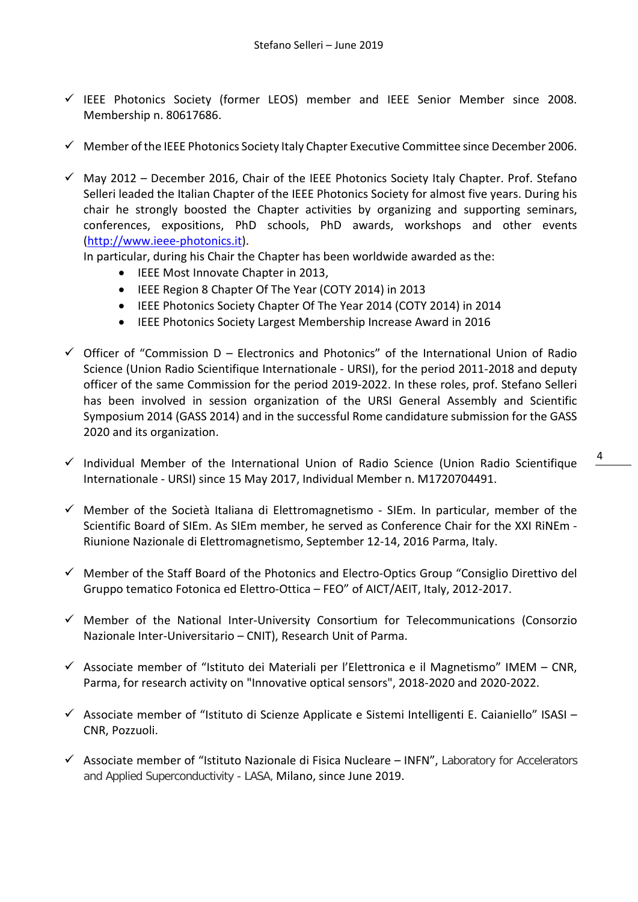- ✓ IEEE Photonics Society (former LEOS) member and IEEE Senior Member since 2008. Membership n. 80617686.

- ✓ Member of the IEEE Photonics Society Italy Chapter Executive Committee since December 2006.

- ✓ May 2012 – December 2016, Chair of the IEEE Photonics Society Italy Chapter. Prof. Stefano Selleri leaded the Italian Chapter of the IEEE Photonics Society for almost five years. During his chair he strongly boosted the Chapter activities by organizing and supporting seminars, conferences, expositions, PhD schools, PhD awards, workshops and other events ([http://www.ieee-photonics.it](http://www.ieee-photonics.it)).
  In particular, during his Chair the Chapter has been worldwide awarded as the:
    - IEEE Most Innovate Chapter in 2013,
    - IEEE Region 8 Chapter Of The Year (COTY 2014) in 2013
    - IEEE Photonics Society Chapter Of The Year 2014 (COTY 2014) in 2014
    - IEEE Photonics Society Largest Membership Increase Award in 2016

- ✓ Officer of "Commission D – Electronics and Photonics" of the International Union of Radio Science (Union Radio Scientifique Internationale - URSI), for the period 2011-2018 and deputy officer of the same Commission for the period 2019-2022. In these roles, prof. Stefano Selleri has been involved in session organization of the URSI General Assembly and Scientific Symposium 2014 (GASS 2014) and in the successful Rome candidature submission for the GASS 2020 and its organization.

- ✓ Individual Member of the International Union of Radio Science (Union Radio Scientifique Internationale - URSI) since 15 May 2017, Individual Member n. M1720704491.

- ✓ Member of the Società Italiana di Elettromagnetismo - SIEm. In particular, member of the Scientific Board of SIEm. As SIEm member, he served as Conference Chair for the XXI RiNEm - Riunione Nazionale di Elettromagnetismo, September 12-14, 2016 Parma, Italy.

- ✓ Member of the Staff Board of the Photonics and Electro-Optics Group "Consiglio Direttivo del Gruppo tematico Fotonica ed Elettro-Ottica – FEO" of AICT/AEIT, Italy, 2012-2017.

- ✓ Member of the National Inter-University Consortium for Telecommunications (Consorzio Nazionale Inter-Universitario – CNIT), Research Unit of Parma.

- ✓ Associate member of "Istituto dei Materiali per l'Elettronica e il Magnetismo" IMEM – CNR, Parma, for research activity on "Innovative optical sensors", 2018-2020 and 2020-2022.

- ✓ Associate member of "Istituto di Scienze Applicate e Sistemi Intelligenti E. Caianiello" ISASI – CNR, Pozzuoli.

- ✓ Associate member of "Istituto Nazionale di Fisica Nucleare – INFN", Laboratory for Accelerators and Applied Superconductivity - LASA, Milano, since June 2019.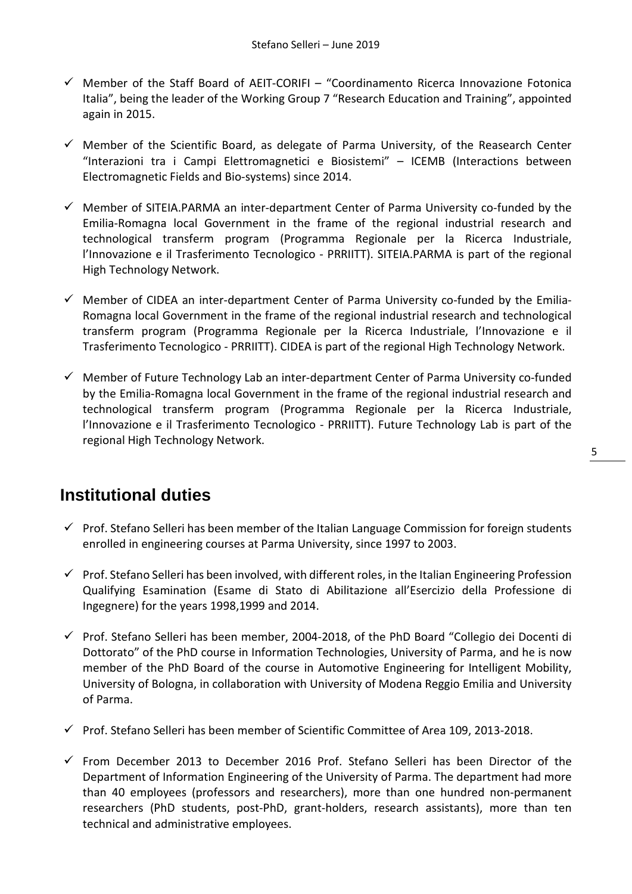- ✓ Member of the Staff Board of AEIT-CORIFI – "Coordinamento Ricerca Innovazione Fotonica Italia", being the leader of the Working Group 7 "Research Education and Training", appointed again in 2015.

- ✓ Member of the Scientific Board, as delegate of Parma University, of the Reasearch Center "Interazioni tra i Campi Elettromagnetici e Biosistemi" – ICEMB (Interactions between Electromagnetic Fields and Bio-systems) since 2014.

- ✓ Member of SITEIA.PARMA an inter-department Center of Parma University co-funded by the Emilia-Romagna local Government in the frame of the regional industrial research and technological transferm program (Programma Regionale per la Ricerca Industriale, l'Innovazione e il Trasferimento Tecnologico - PRRIITT). SITEIA.PARMA is part of the regional High Technology Network.

- ✓ Member of CIDEA an inter-department Center of Parma University co-funded by the Emilia-Romagna local Government in the frame of the regional industrial research and technological transferm program (Programma Regionale per la Ricerca Industriale, l'Innovazione e il Trasferimento Tecnologico - PRRIITT). CIDEA is part of the regional High Technology Network.

- ✓ Member of Future Technology Lab an inter-department Center of Parma University co-funded by the Emilia-Romagna local Government in the frame of the regional industrial research and technological transferm program (Programma Regionale per la Ricerca Industriale, l'Innovazione e il Trasferimento Tecnologico - PRRIITT). Future Technology Lab is part of the regional High Technology Network.

## Institutional duties

- ✓ Prof. Stefano Selleri has been member of the Italian Language Commission for foreign students enrolled in engineering courses at Parma University, since 1997 to 2003.

- ✓ Prof. Stefano Selleri has been involved, with different roles, in the Italian Engineering Profession Qualifying Esamination (Esame di Stato di Abilitazione all'Esercizio della Professione di Ingegnere) for the years 1998,1999 and 2014.

- ✓ Prof. Stefano Selleri has been member, 2004-2018, of the PhD Board "Collegio dei Docenti di Dottorato" of the PhD course in Information Technologies, University of Parma, and he is now member of the PhD Board of the course in Automotive Engineering for Intelligent Mobility, University of Bologna, in collaboration with University of Modena Reggio Emilia and University of Parma.

- ✓ Prof. Stefano Selleri has been member of Scientific Committee of Area 109, 2013-2018.

- ✓ From December 2013 to December 2016 Prof. Stefano Selleri has been Director of the Department of Information Engineering of the University of Parma. The department had more than 40 employees (professors and researchers), more than one hundred non-permanent researchers (PhD students, post-PhD, grant-holders, research assistants), more than ten technical and administrative employees.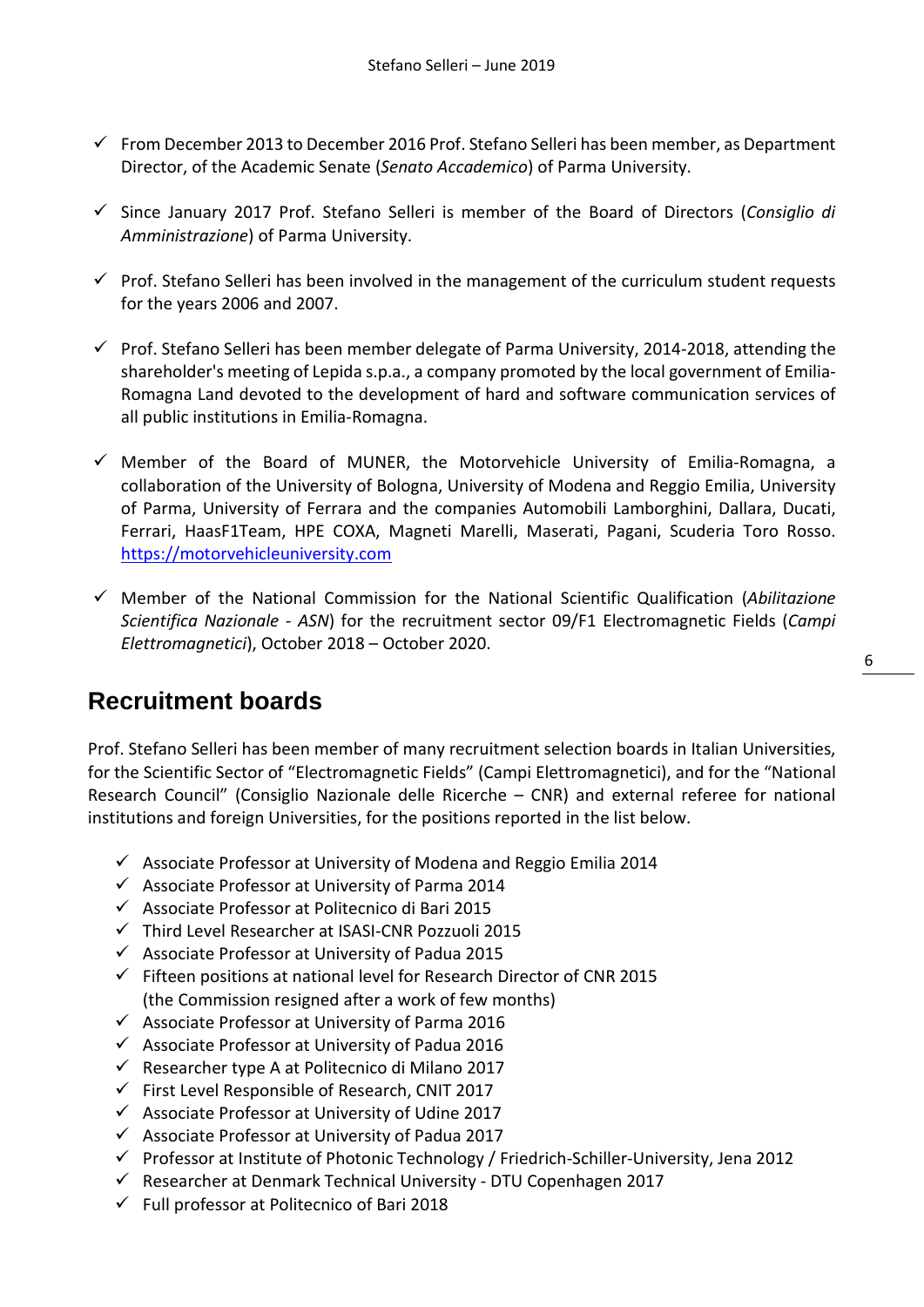- ✓ From December 2013 to December 2016 Prof. Stefano Selleri has been member, as Department Director, of the Academic Senate (*Senato Accademico*) of Parma University.
- ✓ Since January 2017 Prof. Stefano Selleri is member of the Board of Directors (*Consiglio di Amministrazione*) of Parma University.
- ✓ Prof. Stefano Selleri has been involved in the management of the curriculum student requests for the years 2006 and 2007.
- ✓ Prof. Stefano Selleri has been member delegate of Parma University, 2014-2018, attending the shareholder's meeting of Lepida s.p.a., a company promoted by the local government of Emilia-Romagna Land devoted to the development of hard and software communication services of all public institutions in Emilia-Romagna.
- ✓ Member of the Board of MUNER, the Motorvehicle University of Emilia-Romagna, a collaboration of the University of Bologna, University of Modena and Reggio Emilia, University of Parma, University of Ferrara and the companies Automobili Lamborghini, Dallara, Ducati, Ferrari, HaasF1Team, HPE COXA, Magneti Marelli, Maserati, Pagani, Scuderia Toro Rosso. https://motorvehicleuniversity.com
- ✓ Member of the National Commission for the National Scientific Qualification (*Abilitazione Scientifica Nazionale - ASN*) for the recruitment sector 09/F1 Electromagnetic Fields (*Campi Elettromagnetici*), October 2018 – October 2020.

## Recruitment boards

Prof. Stefano Selleri has been member of many recruitment selection boards in Italian Universities, for the Scientific Sector of "Electromagnetic Fields" (Campi Elettromagnetici), and for the "National Research Council" (Consiglio Nazionale delle Ricerche – CNR) and external referee for national institutions and foreign Universities, for the positions reported in the list below.

- ✓ Associate Professor at University of Modena and Reggio Emilia 2014
- ✓ Associate Professor at University of Parma 2014
- ✓ Associate Professor at Politecnico di Bari 2015
- ✓ Third Level Researcher at ISASI-CNR Pozzuoli 2015
- ✓ Associate Professor at University of Padua 2015
- ✓ Fifteen positions at national level for Research Director of CNR 2015 (the Commission resigned after a work of few months)
- ✓ Associate Professor at University of Parma 2016
- ✓ Associate Professor at University of Padua 2016
- ✓ Researcher type A at Politecnico di Milano 2017
- ✓ First Level Responsible of Research, CNIT 2017
- ✓ Associate Professor at University of Udine 2017
- ✓ Associate Professor at University of Padua 2017
- ✓ Professor at Institute of Photonic Technology / Friedrich-Schiller-University, Jena 2012
- ✓ Researcher at Denmark Technical University - DTU Copenhagen 2017
- ✓ Full professor at Politecnico of Bari 2018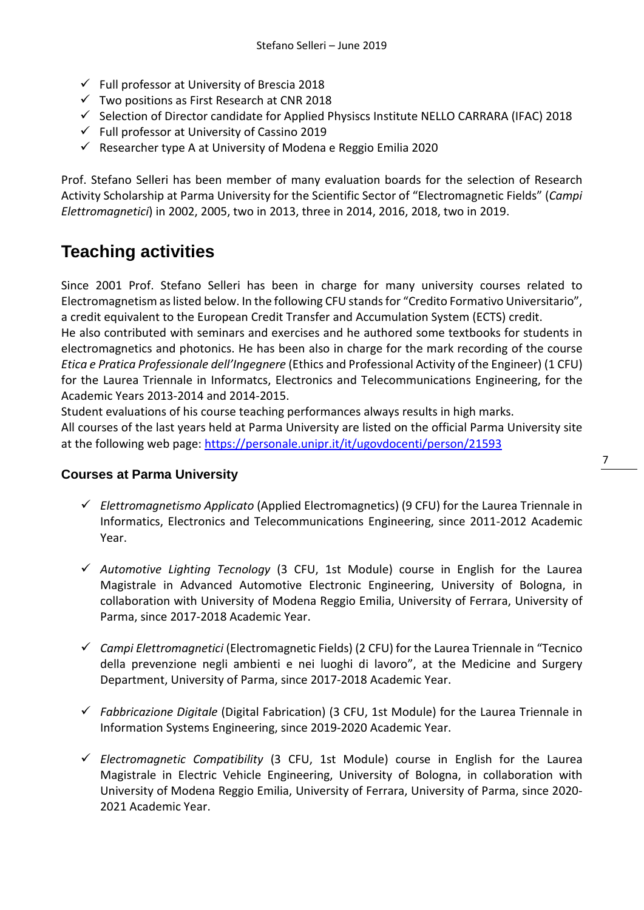- ✓ Full professor at University of Brescia 2018
- ✓ Two positions as First Research at CNR 2018
- ✓ Selection of Director candidate for Applied Physiscs Institute NELLO CARRARA (IFAC) 2018
- ✓ Full professor at University of Cassino 2019
- ✓ Researcher type A at University of Modena e Reggio Emilia 2020

Prof. Stefano Selleri has been member of many evaluation boards for the selection of Research Activity Scholarship at Parma University for the Scientific Sector of "Electromagnetic Fields" (*Campi Elettromagnetici*) in 2002, 2005, two in 2013, three in 2014, 2016, 2018, two in 2019.

# Teaching activities

Since 2001 Prof. Stefano Selleri has been in charge for many university courses related to Electromagnetism as listed below. In the following CFU stands for "Credito Formativo Universitario", a credit equivalent to the European Credit Transfer and Accumulation System (ECTS) credit.
He also contributed with seminars and exercises and he authored some textbooks for students in electromagnetics and photonics. He has been also in charge for the mark recording of the course *Etica e Pratica Professionale dell'Ingegnere* (Ethics and Professional Activity of the Engineer) (1 CFU) for the Laurea Triennale in Informatcs, Electronics and Telecommunications Engineering, for the Academic Years 2013-2014 and 2014-2015.
Student evaluations of his course teaching performances always results in high marks.
All courses of the last years held at Parma University are listed on the official Parma University site at the following web page: https://personale.unipr.it/it/ugovdocenti/person/21593

## Courses at Parma University

- ✓ *Elettromagnetismo Applicato* (Applied Electromagnetics) (9 CFU) for the Laurea Triennale in Informatics, Electronics and Telecommunications Engineering, since 2011-2012 Academic Year.

- ✓ *Automotive Lighting Tecnology* (3 CFU, 1st Module) course in English for the Laurea Magistrale in Advanced Automotive Electronic Engineering, University of Bologna, in collaboration with University of Modena Reggio Emilia, University of Ferrara, University of Parma, since 2017-2018 Academic Year.

- ✓ *Campi Elettromagnetici* (Electromagnetic Fields) (2 CFU) for the Laurea Triennale in "Tecnico della prevenzione negli ambienti e nei luoghi di lavoro", at the Medicine and Surgery Department, University of Parma, since 2017-2018 Academic Year.

- ✓ *Fabbricazione Digitale* (Digital Fabrication) (3 CFU, 1st Module) for the Laurea Triennale in Information Systems Engineering, since 2019-2020 Academic Year.

- ✓ *Electromagnetic Compatibility* (3 CFU, 1st Module) course in English for the Laurea Magistrale in Electric Vehicle Engineering, University of Bologna, in collaboration with University of Modena Reggio Emilia, University of Ferrara, University of Parma, since 2020-2021 Academic Year.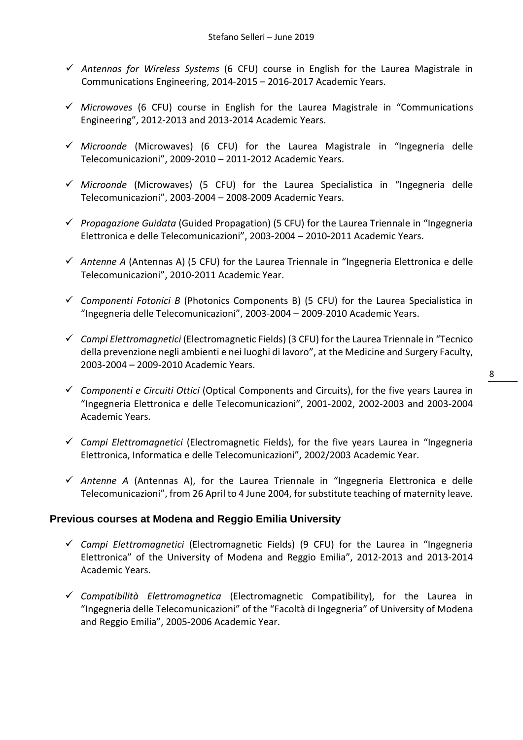- ✓ *Antennas for Wireless Systems* (6 CFU) course in English for the Laurea Magistrale in Communications Engineering, 2014-2015 – 2016-2017 Academic Years.

- ✓ *Microwaves* (6 CFU) course in English for the Laurea Magistrale in "Communications Engineering", 2012-2013 and 2013-2014 Academic Years.

- ✓ *Microonde* (Microwaves) (6 CFU) for the Laurea Magistrale in "Ingegneria delle Telecomunicazioni", 2009-2010 – 2011-2012 Academic Years.

- ✓ *Microonde* (Microwaves) (5 CFU) for the Laurea Specialistica in "Ingegneria delle Telecomunicazioni", 2003-2004 – 2008-2009 Academic Years.

- ✓ *Propagazione Guidata* (Guided Propagation) (5 CFU) for the Laurea Triennale in "Ingegneria Elettronica e delle Telecomunicazioni", 2003-2004 – 2010-2011 Academic Years.

- ✓ *Antenne A* (Antennas A) (5 CFU) for the Laurea Triennale in "Ingegneria Elettronica e delle Telecomunicazioni", 2010-2011 Academic Year.

- ✓ *Componenti Fotonici B* (Photonics Components B) (5 CFU) for the Laurea Specialistica in "Ingegneria delle Telecomunicazioni", 2003-2004 – 2009-2010 Academic Years.

- ✓ *Campi Elettromagnetici* (Electromagnetic Fields) (3 CFU) for the Laurea Triennale in "Tecnico della prevenzione negli ambienti e nei luoghi di lavoro", at the Medicine and Surgery Faculty, 2003-2004 – 2009-2010 Academic Years.

- ✓ *Componenti e Circuiti Ottici* (Optical Components and Circuits), for the five years Laurea in "Ingegneria Elettronica e delle Telecomunicazioni", 2001-2002, 2002-2003 and 2003-2004 Academic Years.

- ✓ *Campi Elettromagnetici* (Electromagnetic Fields), for the five years Laurea in "Ingegneria Elettronica, Informatica e delle Telecomunicazioni", 2002/2003 Academic Year.

- ✓ *Antenne A* (Antennas A), for the Laurea Triennale in "Ingegneria Elettronica e delle Telecomunicazioni", from 26 April to 4 June 2004, for substitute teaching of maternity leave.

## Previous courses at Modena and Reggio Emilia University

- ✓ *Campi Elettromagnetici* (Electromagnetic Fields) (9 CFU) for the Laurea in "Ingegneria Elettronica" of the University of Modena and Reggio Emilia", 2012-2013 and 2013-2014 Academic Years.

- ✓ *Compatibilità Elettromagnetica* (Electromagnetic Compatibility), for the Laurea in "Ingegneria delle Telecomunicazioni" of the "Facoltà di Ingegneria" of University of Modena and Reggio Emilia", 2005-2006 Academic Year.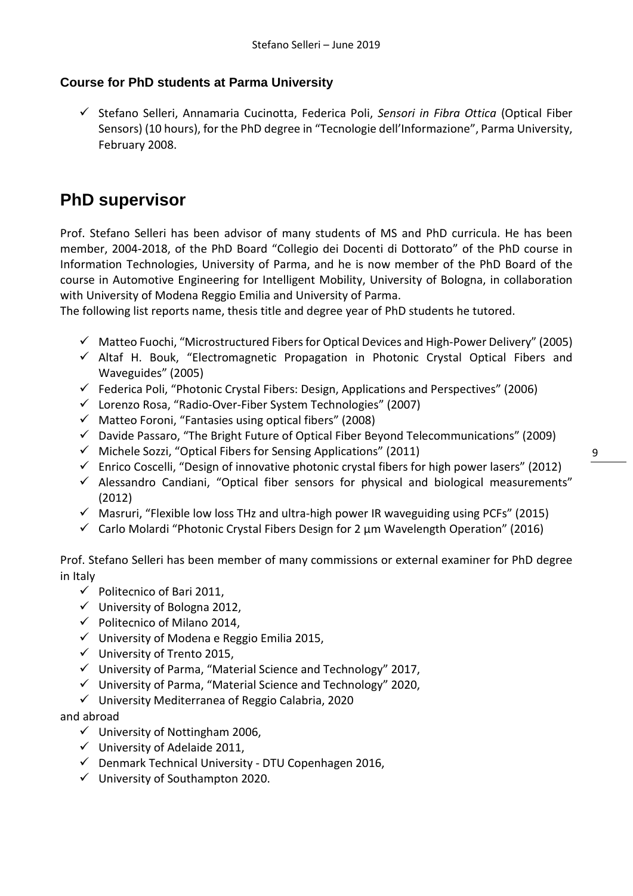### Course for PhD students at Parma University

- ✓ Stefano Selleri, Annamaria Cucinotta, Federica Poli, *Sensori in Fibra Ottica* (Optical Fiber Sensors) (10 hours), for the PhD degree in "Tecnologie dell'Informazione", Parma University, February 2008.

## PhD supervisor

Prof. Stefano Selleri has been advisor of many students of MS and PhD curricula. He has been member, 2004-2018, of the PhD Board "Collegio dei Docenti di Dottorato" of the PhD course in Information Technologies, University of Parma, and he is now member of the PhD Board of the course in Automotive Engineering for Intelligent Mobility, University of Bologna, in collaboration with University of Modena Reggio Emilia and University of Parma.
The following list reports name, thesis title and degree year of PhD students he tutored.

- ✓ Matteo Fuochi, "Microstructured Fibers for Optical Devices and High-Power Delivery" (2005)
- ✓ Altaf H. Bouk, "Electromagnetic Propagation in Photonic Crystal Optical Fibers and Waveguides" (2005)
- ✓ Federica Poli, "Photonic Crystal Fibers: Design, Applications and Perspectives" (2006)
- ✓ Lorenzo Rosa, "Radio-Over-Fiber System Technologies" (2007)
- ✓ Matteo Foroni, "Fantasies using optical fibers" (2008)
- ✓ Davide Passaro, "The Bright Future of Optical Fiber Beyond Telecommunications" (2009)
- ✓ Michele Sozzi, "Optical Fibers for Sensing Applications" (2011)
- ✓ Enrico Coscelli, "Design of innovative photonic crystal fibers for high power lasers" (2012)
- ✓ Alessandro Candiani, "Optical fiber sensors for physical and biological measurements" (2012)
- ✓ Masruri, "Flexible low loss THz and ultra-high power IR waveguiding using PCFs" (2015)
- ✓ Carlo Molardi "Photonic Crystal Fibers Design for 2 µm Wavelength Operation" (2016)

Prof. Stefano Selleri has been member of many commissions or external examiner for PhD degree in Italy

- ✓ Politecnico of Bari 2011,
- ✓ University of Bologna 2012,
- ✓ Politecnico of Milano 2014,
- ✓ University of Modena e Reggio Emilia 2015,
- ✓ University of Trento 2015,
- ✓ University of Parma, "Material Science and Technology" 2017,
- ✓ University of Parma, "Material Science and Technology" 2020,
- ✓ University Mediterranea of Reggio Calabria, 2020

and abroad

- ✓ University of Nottingham 2006,
- ✓ University of Adelaide 2011,
- ✓ Denmark Technical University - DTU Copenhagen 2016,
- ✓ University of Southampton 2020.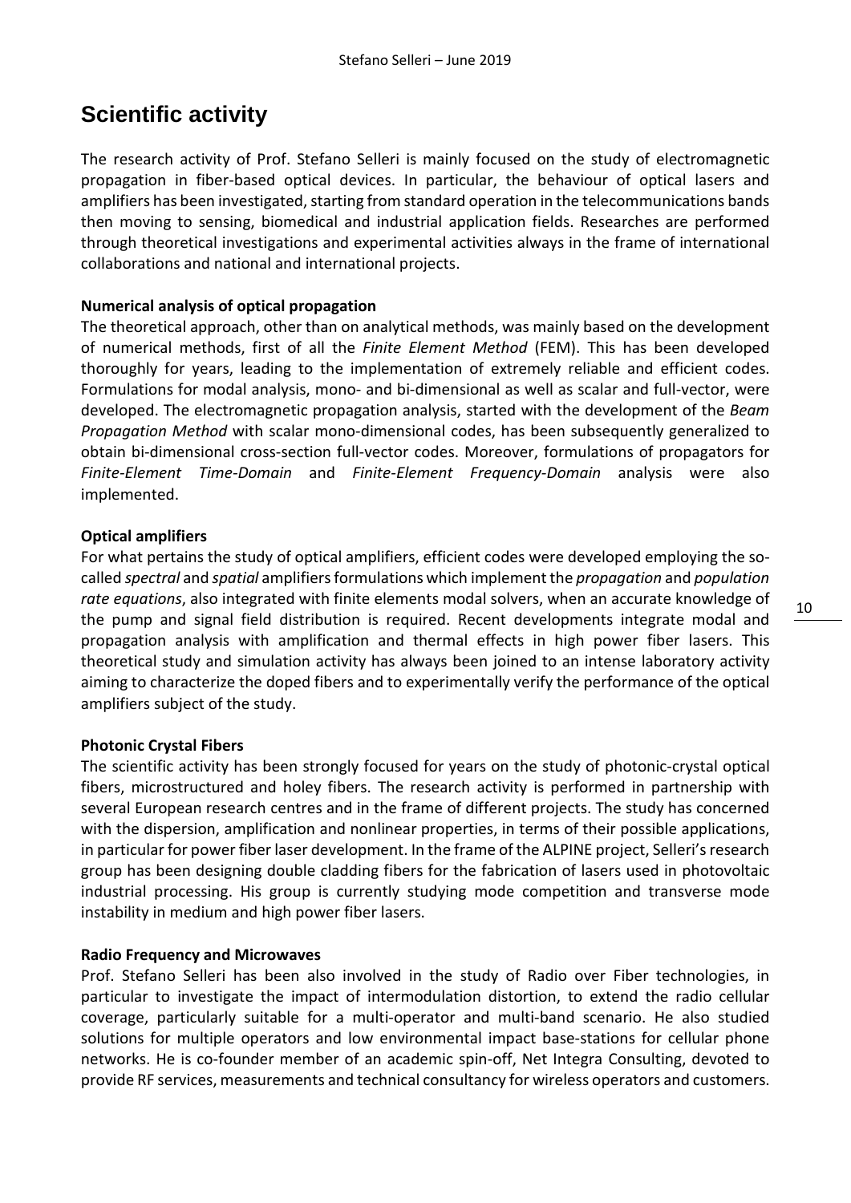# Scientific activity

The research activity of Prof. Stefano Selleri is mainly focused on the study of electromagnetic propagation in fiber-based optical devices. In particular, the behaviour of optical lasers and amplifiers has been investigated, starting from standard operation in the telecommunications bands then moving to sensing, biomedical and industrial application fields. Researches are performed through theoretical investigations and experimental activities always in the frame of international collaborations and national and international projects.

**Numerical analysis of optical propagation**

The theoretical approach, other than on analytical methods, was mainly based on the development of numerical methods, first of all the *Finite Element Method* (FEM). This has been developed thoroughly for years, leading to the implementation of extremely reliable and efficient codes. Formulations for modal analysis, mono- and bi-dimensional as well as scalar and full-vector, were developed. The electromagnetic propagation analysis, started with the development of the *Beam Propagation Method* with scalar mono-dimensional codes, has been subsequently generalized to obtain bi-dimensional cross-section full-vector codes. Moreover, formulations of propagators for *Finite-Element Time-Domain* and *Finite-Element Frequency-Domain* analysis were also implemented.

**Optical amplifiers**

For what pertains the study of optical amplifiers, efficient codes were developed employing the so-called *spectral* and *spatial* amplifiers formulations which implement the *propagation* and *population rate equations*, also integrated with finite elements modal solvers, when an accurate knowledge of the pump and signal field distribution is required. Recent developments integrate modal and propagation analysis with amplification and thermal effects in high power fiber lasers. This theoretical study and simulation activity has always been joined to an intense laboratory activity aiming to characterize the doped fibers and to experimentally verify the performance of the optical amplifiers subject of the study.

**Photonic Crystal Fibers**

The scientific activity has been strongly focused for years on the study of photonic-crystal optical fibers, microstructured and holey fibers. The research activity is performed in partnership with several European research centres and in the frame of different projects. The study has concerned with the dispersion, amplification and nonlinear properties, in terms of their possible applications, in particular for power fiber laser development. In the frame of the ALPINE project, Selleri's research group has been designing double cladding fibers for the fabrication of lasers used in photovoltaic industrial processing. His group is currently studying mode competition and transverse mode instability in medium and high power fiber lasers.

**Radio Frequency and Microwaves**

Prof. Stefano Selleri has been also involved in the study of Radio over Fiber technologies, in particular to investigate the impact of intermodulation distortion, to extend the radio cellular coverage, particularly suitable for a multi-operator and multi-band scenario. He also studied solutions for multiple operators and low environmental impact base-stations for cellular phone networks. He is co-founder member of an academic spin-off, Net Integra Consulting, devoted to provide RF services, measurements and technical consultancy for wireless operators and customers.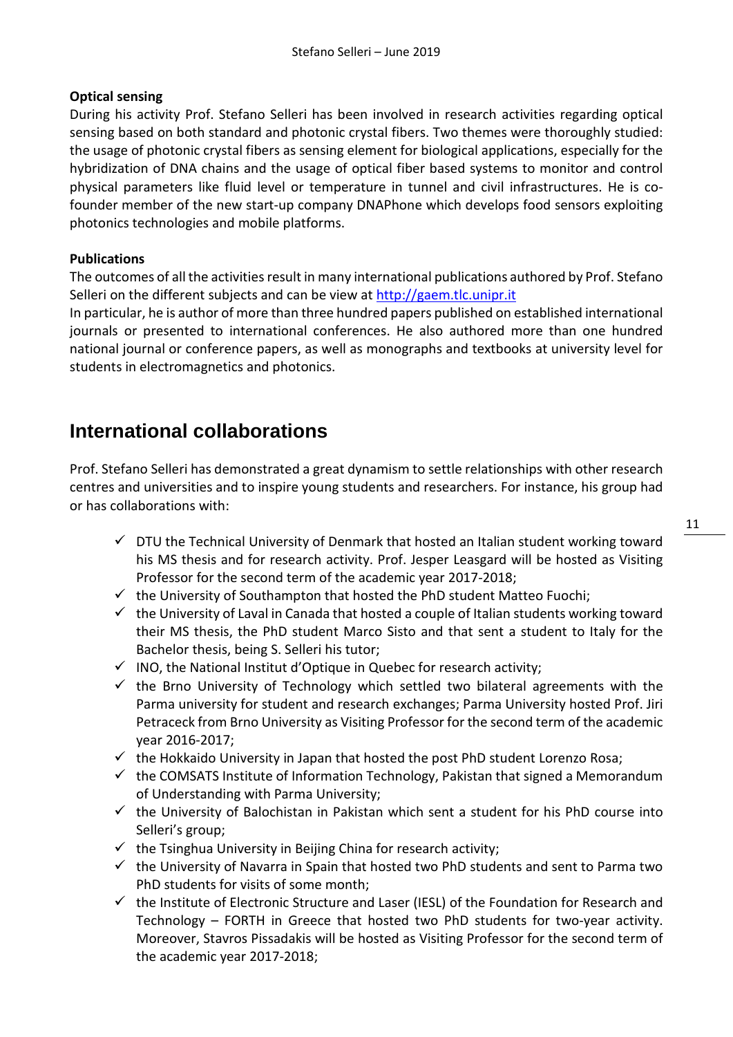**Optical sensing**

During his activity Prof. Stefano Selleri has been involved in research activities regarding optical sensing based on both standard and photonic crystal fibers. Two themes were thoroughly studied: the usage of photonic crystal fibers as sensing element for biological applications, especially for the hybridization of DNA chains and the usage of optical fiber based systems to monitor and control physical parameters like fluid level or temperature in tunnel and civil infrastructures. He is co-founder member of the new start-up company DNAPhone which develops food sensors exploiting photonics technologies and mobile platforms.

**Publications**

The outcomes of all the activities result in many international publications authored by Prof. Stefano Selleri on the different subjects and can be view at [http://gaem.tlc.unipr.it](http://gaem.tlc.unipr.it)

In particular, he is author of more than three hundred papers published on established international journals or presented to international conferences. He also authored more than one hundred national journal or conference papers, as well as monographs and textbooks at university level for students in electromagnetics and photonics.

## International collaborations

Prof. Stefano Selleri has demonstrated a great dynamism to settle relationships with other research centres and universities and to inspire young students and researchers. For instance, his group had or has collaborations with:

- ✓ DTU the Technical University of Denmark that hosted an Italian student working toward his MS thesis and for research activity. Prof. Jesper Leasgard will be hosted as Visiting Professor for the second term of the academic year 2017-2018;
- ✓ the University of Southampton that hosted the PhD student Matteo Fuochi;
- ✓ the University of Laval in Canada that hosted a couple of Italian students working toward their MS thesis, the PhD student Marco Sisto and that sent a student to Italy for the Bachelor thesis, being S. Selleri his tutor;
- ✓ INO, the National Institut d'Optique in Quebec for research activity;
- ✓ the Brno University of Technology which settled two bilateral agreements with the Parma university for student and research exchanges; Parma University hosted Prof. Jiri Petraceck from Brno University as Visiting Professor for the second term of the academic year 2016-2017;
- ✓ the Hokkaido University in Japan that hosted the post PhD student Lorenzo Rosa;
- ✓ the COMSATS Institute of Information Technology, Pakistan that signed a Memorandum of Understanding with Parma University;
- ✓ the University of Balochistan in Pakistan which sent a student for his PhD course into Selleri's group;
- ✓ the Tsinghua University in Beijing China for research activity;
- ✓ the University of Navarra in Spain that hosted two PhD students and sent to Parma two PhD students for visits of some month;
- ✓ the Institute of Electronic Structure and Laser (IESL) of the Foundation for Research and Technology – FORTH in Greece that hosted two PhD students for two-year activity. Moreover, Stavros Pissadakis will be hosted as Visiting Professor for the second term of the academic year 2017-2018;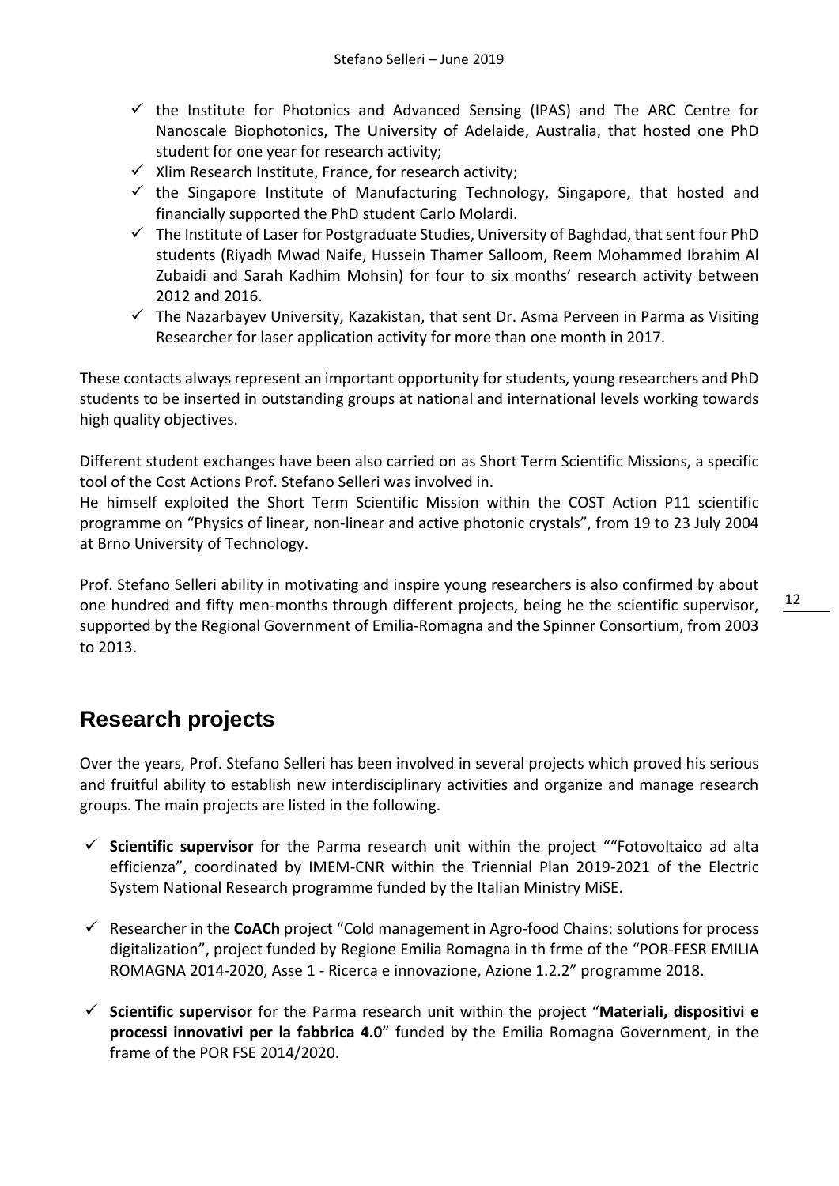- ✓ the Institute for Photonics and Advanced Sensing (IPAS) and The ARC Centre for Nanoscale Biophotonics, The University of Adelaide, Australia, that hosted one PhD student for one year for research activity;
- ✓ Xlim Research Institute, France, for research activity;
- ✓ the Singapore Institute of Manufacturing Technology, Singapore, that hosted and financially supported the PhD student Carlo Molardi.
- ✓ The Institute of Laser for Postgraduate Studies, University of Baghdad, that sent four PhD students (Riyadh Mwad Naife, Hussein Thamer Salloom, Reem Mohammed Ibrahim Al Zubaidi and Sarah Kadhim Mohsin) for four to six months' research activity between 2012 and 2016.
- ✓ The Nazarbayev University, Kazakistan, that sent Dr. Asma Perveen in Parma as Visiting Researcher for laser application activity for more than one month in 2017.

These contacts always represent an important opportunity for students, young researchers and PhD students to be inserted in outstanding groups at national and international levels working towards high quality objectives.

Different student exchanges have been also carried on as Short Term Scientific Missions, a specific tool of the Cost Actions Prof. Stefano Selleri was involved in.
He himself exploited the Short Term Scientific Mission within the COST Action P11 scientific programme on "Physics of linear, non-linear and active photonic crystals", from 19 to 23 July 2004 at Brno University of Technology.

Prof. Stefano Selleri ability in motivating and inspire young researchers is also confirmed by about one hundred and fifty men-months through different projects, being he the scientific supervisor, supported by the Regional Government of Emilia-Romagna and the Spinner Consortium, from 2003 to 2013.

## Research projects

Over the years, Prof. Stefano Selleri has been involved in several projects which proved his serious and fruitful ability to establish new interdisciplinary activities and organize and manage research groups. The main projects are listed in the following.

- ✓ **Scientific supervisor** for the Parma research unit within the project ""Fotovoltaico ad alta efficienza", coordinated by IMEM-CNR within the Triennial Plan 2019-2021 of the Electric System National Research programme funded by the Italian Ministry MiSE.

- ✓ Researcher in the **CoACh** project "Cold management in Agro-food Chains: solutions for process digitalization", project funded by Regione Emilia Romagna in th frme of the "POR-FESR EMILIA ROMAGNA 2014-2020, Asse 1 - Ricerca e innovazione, Azione 1.2.2" programme 2018.

- ✓ **Scientific supervisor** for the Parma research unit within the project "**Materiali, dispositivi e processi innovativi per la fabbrica 4.0**" funded by the Emilia Romagna Government, in the frame of the POR FSE 2014/2020.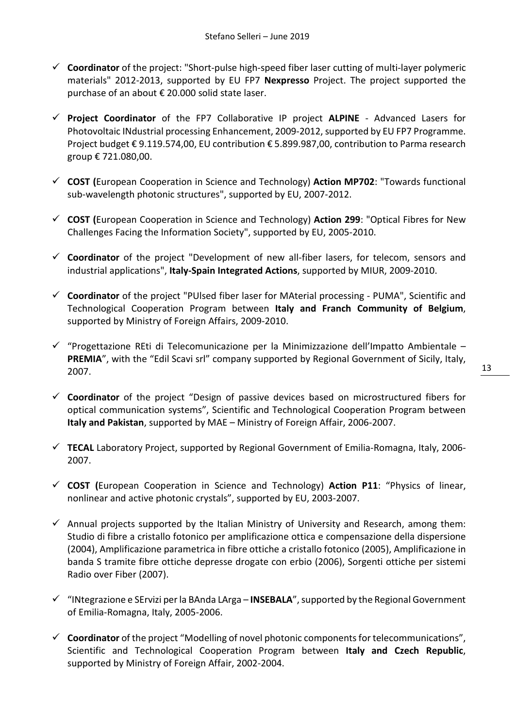- ✓ **Coordinator** of the project: "Short-pulse high-speed fiber laser cutting of multi-layer polymeric materials" 2012-2013, supported by EU FP7 **Nexpresso** Project. The project supported the purchase of an about € 20.000 solid state laser.

- ✓ **Project Coordinator** of the FP7 Collaborative IP project **ALPINE** - Advanced Lasers for Photovoltaic INdustrial processing Enhancement, 2009-2012, supported by EU FP7 Programme. Project budget € 9.119.574,00, EU contribution € 5.899.987,00, contribution to Parma research group € 721.080,00.

- ✓ **COST (**European Cooperation in Science and Technology) **Action MP702**: "Towards functional sub-wavelength photonic structures", supported by EU, 2007-2012.

- ✓ **COST (**European Cooperation in Science and Technology) **Action 299**: "Optical Fibres for New Challenges Facing the Information Society", supported by EU, 2005-2010.

- ✓ **Coordinator** of the project "Development of new all-fiber lasers, for telecom, sensors and industrial applications", **Italy-Spain Integrated Actions**, supported by MIUR, 2009-2010.

- ✓ **Coordinator** of the project "PUlsed fiber laser for MAterial processing - PUMA", Scientific and Technological Cooperation Program between **Italy and Franch Community of Belgium**, supported by Ministry of Foreign Affairs, 2009-2010.

- ✓ "Progettazione REti di Telecomunicazione per la Minimizzazione dell'Impatto Ambientale – **PREMIA**", with the "Edil Scavi srl" company supported by Regional Government of Sicily, Italy, 2007.

- ✓ **Coordinator** of the project "Design of passive devices based on microstructured fibers for optical communication systems", Scientific and Technological Cooperation Program between **Italy and Pakistan**, supported by MAE – Ministry of Foreign Affair, 2006-2007.

- ✓ **TECAL** Laboratory Project, supported by Regional Government of Emilia-Romagna, Italy, 2006-2007.

- ✓ **COST (**European Cooperation in Science and Technology) **Action P11**: "Physics of linear, nonlinear and active photonic crystals", supported by EU, 2003-2007.

- ✓ Annual projects supported by the Italian Ministry of University and Research, among them: Studio di fibre a cristallo fotonico per amplificazione ottica e compensazione della dispersione (2004), Amplificazione parametrica in fibre ottiche a cristallo fotonico (2005), Amplificazione in banda S tramite fibre ottiche depresse drogate con erbio (2006), Sorgenti ottiche per sistemi Radio over Fiber (2007).

- ✓ "INtegrazione e SErvizi per la BAnda LArga – **INSEBALA**", supported by the Regional Government of Emilia-Romagna, Italy, 2005-2006.

- ✓ **Coordinator** of the project "Modelling of novel photonic components for telecommunications", Scientific and Technological Cooperation Program between **Italy and Czech Republic**, supported by Ministry of Foreign Affair, 2002-2004.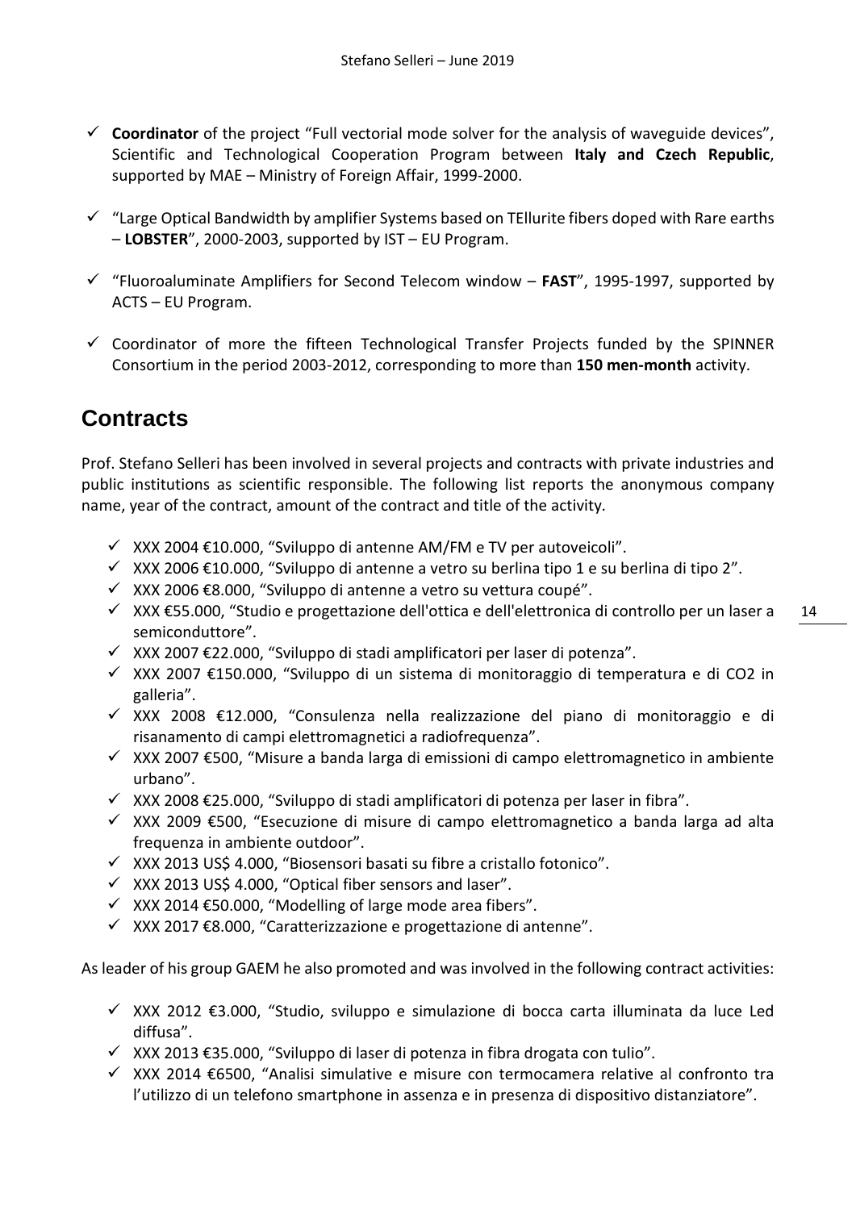- ✓ **Coordinator** of the project "Full vectorial mode solver for the analysis of waveguide devices", Scientific and Technological Cooperation Program between **Italy and Czech Republic**, supported by MAE – Ministry of Foreign Affair, 1999-2000.

- ✓ "Large Optical Bandwidth by amplifier Systems based on TEllurite fibers doped with Rare earths – **LOBSTER**", 2000-2003, supported by IST – EU Program.

- ✓ "Fluoroaluminate Amplifiers for Second Telecom window – **FAST**", 1995-1997, supported by ACTS – EU Program.

- ✓ Coordinator of more the fifteen Technological Transfer Projects funded by the SPINNER Consortium in the period 2003-2012, corresponding to more than **150 men-month** activity.

## Contracts

Prof. Stefano Selleri has been involved in several projects and contracts with private industries and public institutions as scientific responsible. The following list reports the anonymous company name, year of the contract, amount of the contract and title of the activity.

- ✓ XXX 2004 €10.000, "Sviluppo di antenne AM/FM e TV per autoveicoli".
- ✓ XXX 2006 €10.000, "Sviluppo di antenne a vetro su berlina tipo 1 e su berlina di tipo 2".
- ✓ XXX 2006 €8.000, "Sviluppo di antenne a vetro su vettura coupé".
- ✓ XXX €55.000, "Studio e progettazione dell'ottica e dell'elettronica di controllo per un laser a semiconduttore".
- ✓ XXX 2007 €22.000, "Sviluppo di stadi amplificatori per laser di potenza".
- ✓ XXX 2007 €150.000, "Sviluppo di un sistema di monitoraggio di temperatura e di CO2 in galleria".
- ✓ XXX 2008 €12.000, "Consulenza nella realizzazione del piano di monitoraggio e di risanamento di campi elettromagnetici a radiofrequenza".
- ✓ XXX 2007 €500, "Misure a banda larga di emissioni di campo elettromagnetico in ambiente urbano".
- ✓ XXX 2008 €25.000, "Sviluppo di stadi amplificatori di potenza per laser in fibra".
- ✓ XXX 2009 €500, "Esecuzione di misure di campo elettromagnetico a banda larga ad alta frequenza in ambiente outdoor".
- ✓ XXX 2013 US$ 4.000, "Biosensori basati su fibre a cristallo fotonico".
- ✓ XXX 2013 US$ 4.000, "Optical fiber sensors and laser".
- ✓ XXX 2014 €50.000, "Modelling of large mode area fibers".
- ✓ XXX 2017 €8.000, "Caratterizzazione e progettazione di antenne".

As leader of his group GAEM he also promoted and was involved in the following contract activities:

- ✓ XXX 2012 €3.000, "Studio, sviluppo e simulazione di bocca carta illuminata da luce Led diffusa".
- ✓ XXX 2013 €35.000, "Sviluppo di laser di potenza in fibra drogata con tulio".
- ✓ XXX 2014 €6500, "Analisi simulative e misure con termocamera relative al confronto tra l'utilizzo di un telefono smartphone in assenza e in presenza di dispositivo distanziatore".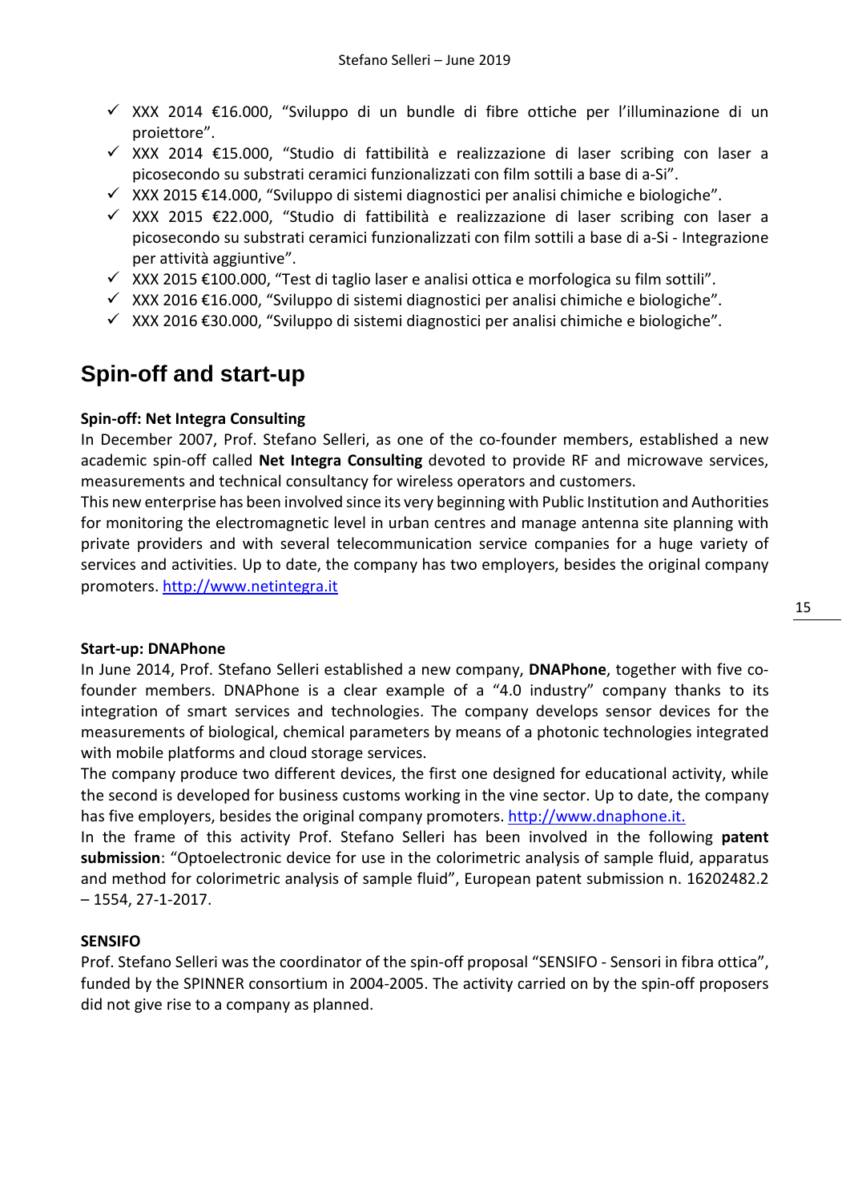- ✓ XXX 2014 €16.000, “Sviluppo di un bundle di fibre ottiche per l’illuminazione di un proiettore”.
- ✓ XXX 2014 €15.000, “Studio di fattibilità e realizzazione di laser scribing con laser a picosecondo su substrati ceramici funzionalizzati con film sottili a base di a-Si”.
- ✓ XXX 2015 €14.000, “Sviluppo di sistemi diagnostici per analisi chimiche e biologiche”.
- ✓ XXX 2015 €22.000, “Studio di fattibilità e realizzazione di laser scribing con laser a picosecondo su substrati ceramici funzionalizzati con film sottili a base di a-Si - Integrazione per attività aggiuntive”.
- ✓ XXX 2015 €100.000, “Test di taglio laser e analisi ottica e morfologica su film sottili”.
- ✓ XXX 2016 €16.000, “Sviluppo di sistemi diagnostici per analisi chimiche e biologiche”.
- ✓ XXX 2016 €30.000, “Sviluppo di sistemi diagnostici per analisi chimiche e biologiche”.

## Spin-off and start-up

**Spin-off: Net Integra Consulting**

In December 2007, Prof. Stefano Selleri, as one of the co-founder members, established a new academic spin-off called **Net Integra Consulting** devoted to provide RF and microwave services, measurements and technical consultancy for wireless operators and customers.

This new enterprise has been involved since its very beginning with Public Institution and Authorities for monitoring the electromagnetic level in urban centres and manage antenna site planning with private providers and with several telecommunication service companies for a huge variety of services and activities. Up to date, the company has two employers, besides the original company promoters. http://www.netintegra.it

**Start-up: DNAPhone**

In June 2014, Prof. Stefano Selleri established a new company, **DNAPhone**, together with five co-founder members. DNAPhone is a clear example of a “4.0 industry” company thanks to its integration of smart services and technologies. The company develops sensor devices for the measurements of biological, chemical parameters by means of a photonic technologies integrated with mobile platforms and cloud storage services.

The company produce two different devices, the first one designed for educational activity, while the second is developed for business customs working in the vine sector. Up to date, the company has five employers, besides the original company promoters. http://www.dnaphone.it.

In the frame of this activity Prof. Stefano Selleri has been involved in the following **patent submission**: “Optoelectronic device for use in the colorimetric analysis of sample fluid, apparatus and method for colorimetric analysis of sample fluid”, European patent submission n. 16202482.2 – 1554, 27-1-2017.

**SENSIFO**

Prof. Stefano Selleri was the coordinator of the spin-off proposal “SENSIFO - Sensori in fibra ottica”, funded by the SPINNER consortium in 2004-2005. The activity carried on by the spin-off proposers did not give rise to a company as planned.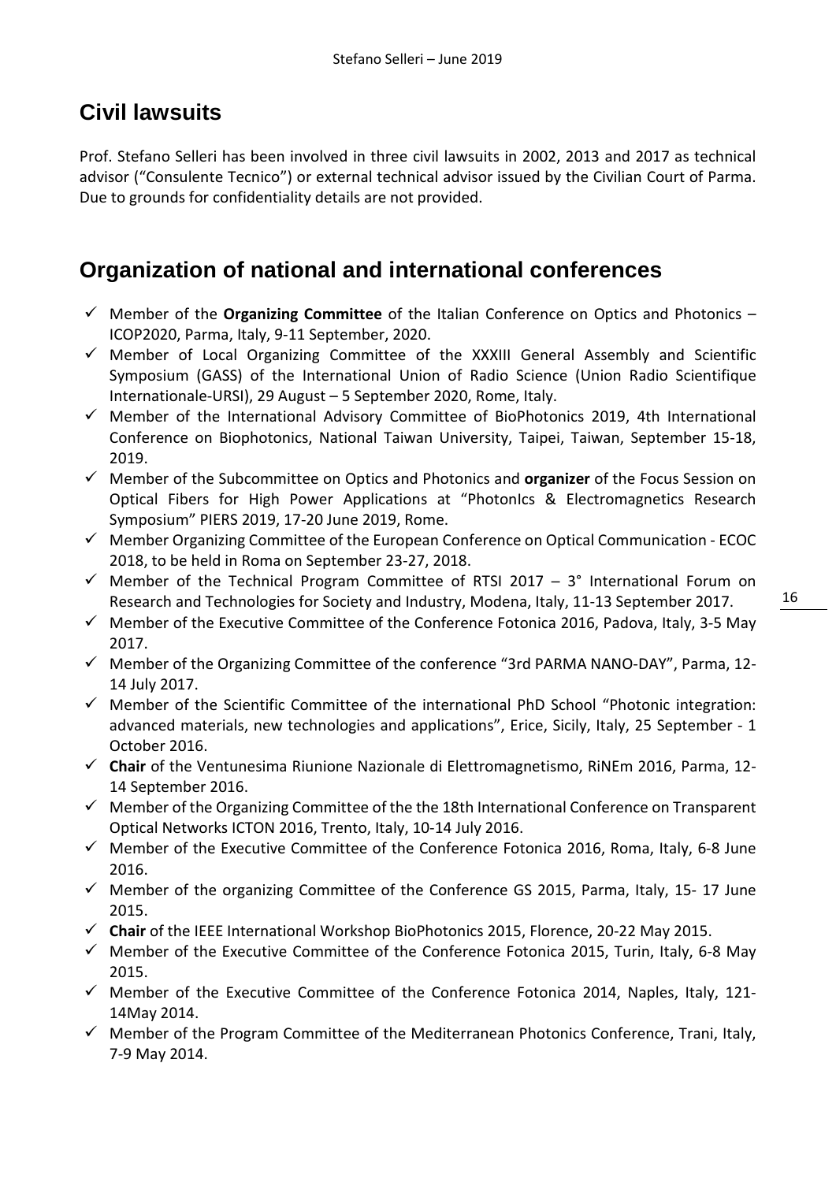## Civil lawsuits

Prof. Stefano Selleri has been involved in three civil lawsuits in 2002, 2013 and 2017 as technical advisor ("Consulente Tecnico") or external technical advisor issued by the Civilian Court of Parma. Due to grounds for confidentiality details are not provided.

## Organization of national and international conferences

- ✓ Member of the **Organizing Committee** of the Italian Conference on Optics and Photonics – ICOP2020, Parma, Italy, 9-11 September, 2020.
- ✓ Member of Local Organizing Committee of the XXXIII General Assembly and Scientific Symposium (GASS) of the International Union of Radio Science (Union Radio Scientifique Internationale-URSI), 29 August – 5 September 2020, Rome, Italy.
- ✓ Member of the International Advisory Committee of BioPhotonics 2019, 4th International Conference on Biophotonics, National Taiwan University, Taipei, Taiwan, September 15-18, 2019.
- ✓ Member of the Subcommittee on Optics and Photonics and **organizer** of the Focus Session on Optical Fibers for High Power Applications at "PhotonIcs & Electromagnetics Research Symposium" PIERS 2019, 17-20 June 2019, Rome.
- ✓ Member Organizing Committee of the European Conference on Optical Communication - ECOC 2018, to be held in Roma on September 23-27, 2018.
- ✓ Member of the Technical Program Committee of RTSI 2017 – 3° International Forum on Research and Technologies for Society and Industry, Modena, Italy, 11-13 September 2017.
- ✓ Member of the Executive Committee of the Conference Fotonica 2016, Padova, Italy, 3-5 May 2017.
- ✓ Member of the Organizing Committee of the conference "3rd PARMA NANO-DAY", Parma, 12-14 July 2017.
- ✓ Member of the Scientific Committee of the international PhD School "Photonic integration: advanced materials, new technologies and applications", Erice, Sicily, Italy, 25 September - 1 October 2016.
- ✓ **Chair** of the Ventunesima Riunione Nazionale di Elettromagnetismo, RiNEm 2016, Parma, 12-14 September 2016.
- ✓ Member of the Organizing Committee of the the 18th International Conference on Transparent Optical Networks ICTON 2016, Trento, Italy, 10-14 July 2016.
- ✓ Member of the Executive Committee of the Conference Fotonica 2016, Roma, Italy, 6-8 June 2016.
- ✓ Member of the organizing Committee of the Conference GS 2015, Parma, Italy, 15- 17 June 2015.
- ✓ **Chair** of the IEEE International Workshop BioPhotonics 2015, Florence, 20-22 May 2015.
- ✓ Member of the Executive Committee of the Conference Fotonica 2015, Turin, Italy, 6-8 May 2015.
- ✓ Member of the Executive Committee of the Conference Fotonica 2014, Naples, Italy, 121-14May 2014.
- ✓ Member of the Program Committee of the Mediterranean Photonics Conference, Trani, Italy, 7-9 May 2014.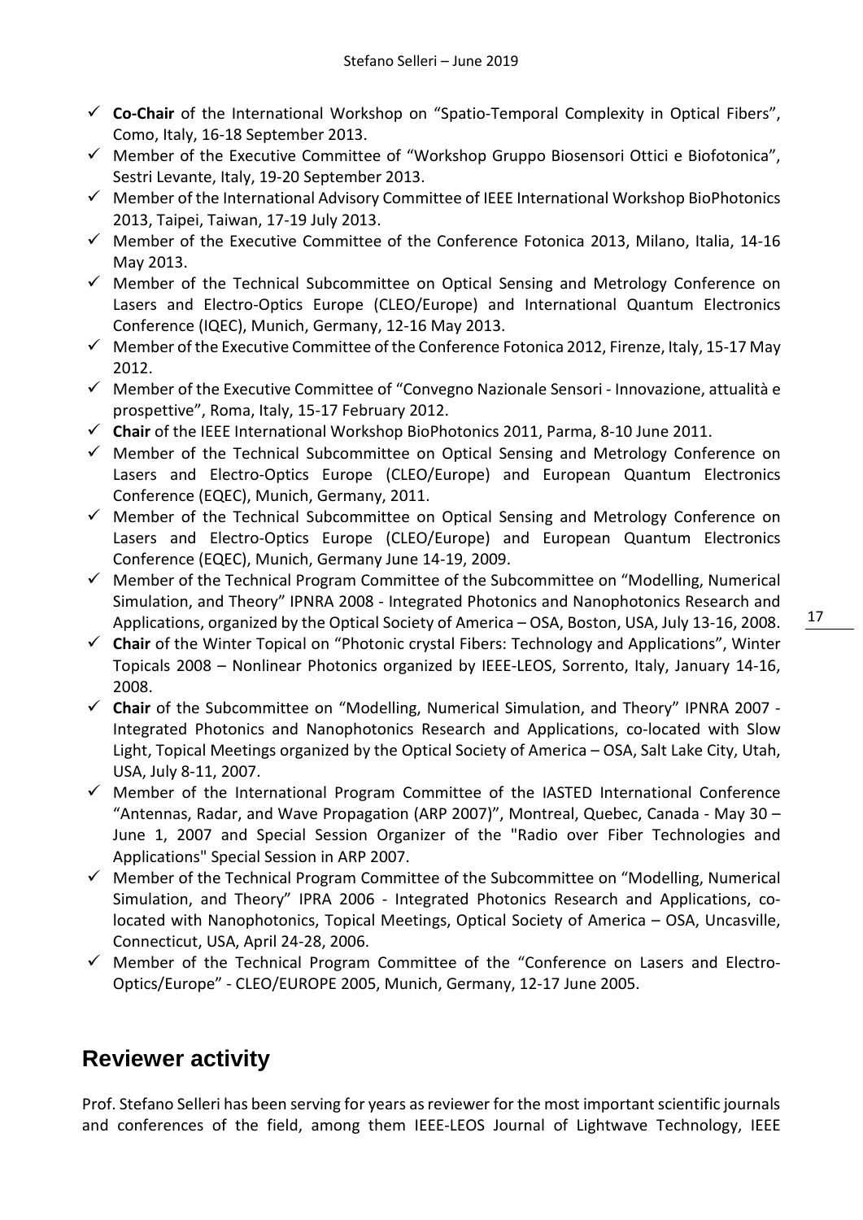- ✓ **Co-Chair** of the International Workshop on "Spatio-Temporal Complexity in Optical Fibers", Como, Italy, 16-18 September 2013.
- ✓ Member of the Executive Committee of "Workshop Gruppo Biosensori Ottici e Biofotonica", Sestri Levante, Italy, 19-20 September 2013.
- ✓ Member of the International Advisory Committee of IEEE International Workshop BioPhotonics 2013, Taipei, Taiwan, 17-19 July 2013.
- ✓ Member of the Executive Committee of the Conference Fotonica 2013, Milano, Italia, 14-16 May 2013.
- ✓ Member of the Technical Subcommittee on Optical Sensing and Metrology Conference on Lasers and Electro-Optics Europe (CLEO/Europe) and International Quantum Electronics Conference (IQEC), Munich, Germany, 12-16 May 2013.
- ✓ Member of the Executive Committee of the Conference Fotonica 2012, Firenze, Italy, 15-17 May 2012.
- ✓ Member of the Executive Committee of "Convegno Nazionale Sensori - Innovazione, attualità e prospettive", Roma, Italy, 15-17 February 2012.
- ✓ **Chair** of the IEEE International Workshop BioPhotonics 2011, Parma, 8-10 June 2011.
- ✓ Member of the Technical Subcommittee on Optical Sensing and Metrology Conference on Lasers and Electro-Optics Europe (CLEO/Europe) and European Quantum Electronics Conference (EQEC), Munich, Germany, 2011.
- ✓ Member of the Technical Subcommittee on Optical Sensing and Metrology Conference on Lasers and Electro-Optics Europe (CLEO/Europe) and European Quantum Electronics Conference (EQEC), Munich, Germany June 14-19, 2009.
- ✓ Member of the Technical Program Committee of the Subcommittee on "Modelling, Numerical Simulation, and Theory" IPNRA 2008 - Integrated Photonics and Nanophotonics Research and Applications, organized by the Optical Society of America – OSA, Boston, USA, July 13-16, 2008.
- ✓ **Chair** of the Winter Topical on "Photonic crystal Fibers: Technology and Applications", Winter Topicals 2008 – Nonlinear Photonics organized by IEEE-LEOS, Sorrento, Italy, January 14-16, 2008.
- ✓ **Chair** of the Subcommittee on "Modelling, Numerical Simulation, and Theory" IPNRA 2007 - Integrated Photonics and Nanophotonics Research and Applications, co-located with Slow Light, Topical Meetings organized by the Optical Society of America – OSA, Salt Lake City, Utah, USA, July 8-11, 2007.
- ✓ Member of the International Program Committee of the IASTED International Conference "Antennas, Radar, and Wave Propagation (ARP 2007)", Montreal, Quebec, Canada - May 30 – June 1, 2007 and Special Session Organizer of the "Radio over Fiber Technologies and Applications" Special Session in ARP 2007.
- ✓ Member of the Technical Program Committee of the Subcommittee on "Modelling, Numerical Simulation, and Theory" IPRA 2006 - Integrated Photonics Research and Applications, co-located with Nanophotonics, Topical Meetings, Optical Society of America – OSA, Uncasville, Connecticut, USA, April 24-28, 2006.
- ✓ Member of the Technical Program Committee of the "Conference on Lasers and Electro-Optics/Europe" - CLEO/EUROPE 2005, Munich, Germany, 12-17 June 2005.

## Reviewer activity

Prof. Stefano Selleri has been serving for years as reviewer for the most important scientific journals and conferences of the field, among them IEEE-LEOS Journal of Lightwave Technology, IEEE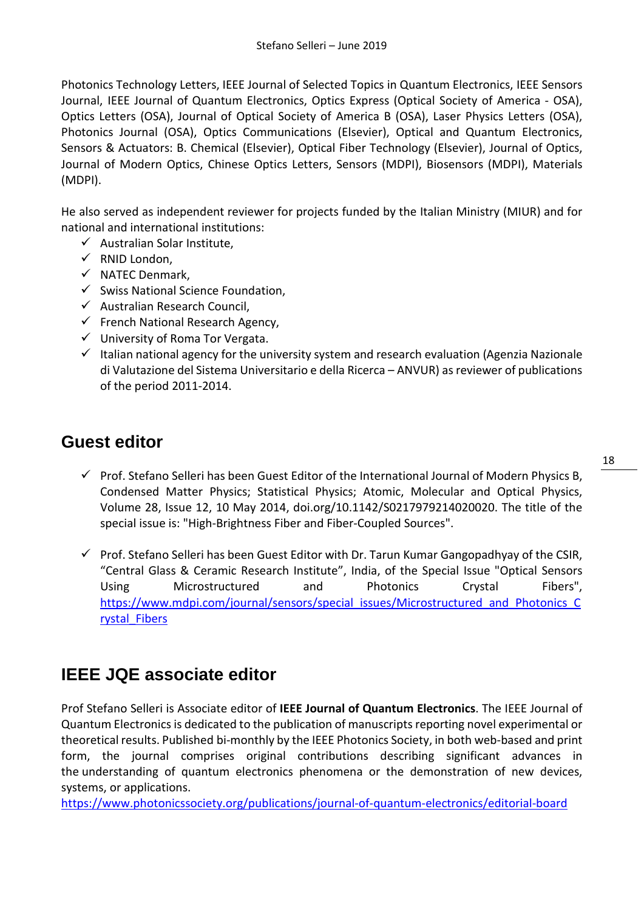Photonics Technology Letters, IEEE Journal of Selected Topics in Quantum Electronics, IEEE Sensors Journal, IEEE Journal of Quantum Electronics, Optics Express (Optical Society of America - OSA), Optics Letters (OSA), Journal of Optical Society of America B (OSA), Laser Physics Letters (OSA), Photonics Journal (OSA), Optics Communications (Elsevier), Optical and Quantum Electronics, Sensors & Actuators: B. Chemical (Elsevier), Optical Fiber Technology (Elsevier), Journal of Optics, Journal of Modern Optics, Chinese Optics Letters, Sensors (MDPI), Biosensors (MDPI), Materials (MDPI).

He also served as independent reviewer for projects funded by the Italian Ministry (MIUR) and for national and international institutions:

- ✓ Australian Solar Institute,
- ✓ RNID London,
- ✓ NATEC Denmark,
- ✓ Swiss National Science Foundation,
- ✓ Australian Research Council,
- ✓ French National Research Agency,
- ✓ University of Roma Tor Vergata.
- ✓ Italian national agency for the university system and research evaluation (Agenzia Nazionale di Valutazione del Sistema Universitario e della Ricerca – ANVUR) as reviewer of publications of the period 2011-2014.

## Guest editor

- ✓ Prof. Stefano Selleri has been Guest Editor of the International Journal of Modern Physics B, Condensed Matter Physics; Statistical Physics; Atomic, Molecular and Optical Physics, Volume 28, Issue 12, 10 May 2014, doi.org/10.1142/S0217979214020020. The title of the special issue is: "High-Brightness Fiber and Fiber-Coupled Sources".

- ✓ Prof. Stefano Selleri has been Guest Editor with Dr. Tarun Kumar Gangopadhyay of the CSIR, "Central Glass & Ceramic Research Institute", India, of the Special Issue "Optical Sensors Using Microstructured and Photonics Crystal Fibers", https://www.mdpi.com/journal/sensors/special_issues/Microstructured_and_Photonics_Crystal_Fibers

## IEEE JQE associate editor

Prof Stefano Selleri is Associate editor of **IEEE Journal of Quantum Electronics**. The IEEE Journal of Quantum Electronics is dedicated to the publication of manuscripts reporting novel experimental or theoretical results. Published bi-monthly by the IEEE Photonics Society, in both web-based and print form, the journal comprises original contributions describing significant advances in the understanding of quantum electronics phenomena or the demonstration of new devices, systems, or applications.
https://www.photonicssociety.org/publications/journal-of-quantum-electronics/editorial-board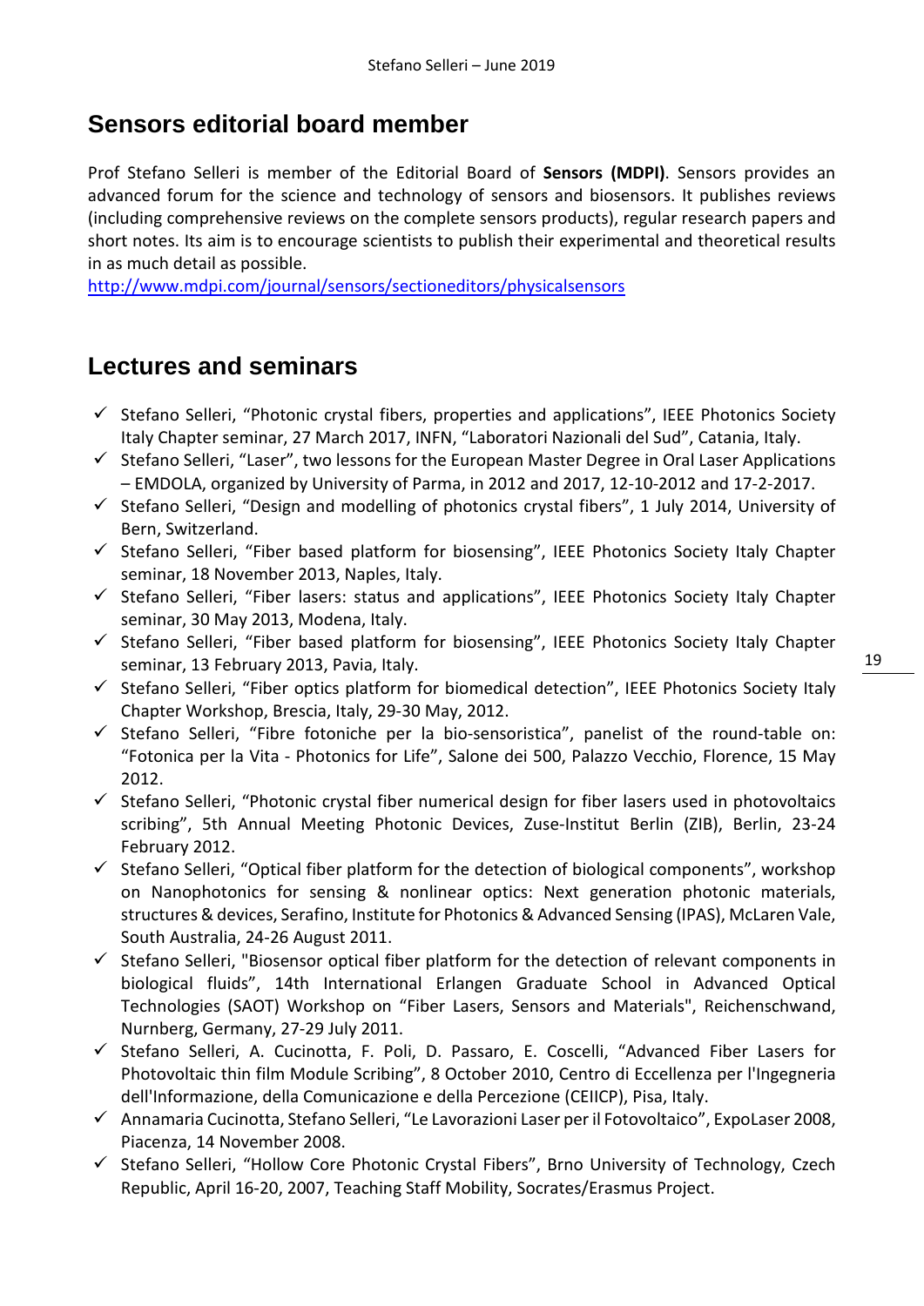## Sensors editorial board member

Prof Stefano Selleri is member of the Editorial Board of **Sensors (MDPI)**. Sensors provides an advanced forum for the science and technology of sensors and biosensors. It publishes reviews (including comprehensive reviews on the complete sensors products), regular research papers and short notes. Its aim is to encourage scientists to publish their experimental and theoretical results in as much detail as possible.
http://www.mdpi.com/journal/sensors/sectioneditors/physicalsensors

## Lectures and seminars

- ✓ Stefano Selleri, “Photonic crystal fibers, properties and applications”, IEEE Photonics Society Italy Chapter seminar, 27 March 2017, INFN, “Laboratori Nazionali del Sud”, Catania, Italy.
- ✓ Stefano Selleri, “Laser”, two lessons for the European Master Degree in Oral Laser Applications – EMDOLA, organized by University of Parma, in 2012 and 2017, 12-10-2012 and 17-2-2017.
- ✓ Stefano Selleri, “Design and modelling of photonics crystal fibers”, 1 July 2014, University of Bern, Switzerland.
- ✓ Stefano Selleri, “Fiber based platform for biosensing”, IEEE Photonics Society Italy Chapter seminar, 18 November 2013, Naples, Italy.
- ✓ Stefano Selleri, “Fiber lasers: status and applications”, IEEE Photonics Society Italy Chapter seminar, 30 May 2013, Modena, Italy.
- ✓ Stefano Selleri, “Fiber based platform for biosensing”, IEEE Photonics Society Italy Chapter seminar, 13 February 2013, Pavia, Italy.
- ✓ Stefano Selleri, “Fiber optics platform for biomedical detection”, IEEE Photonics Society Italy Chapter Workshop, Brescia, Italy, 29-30 May, 2012.
- ✓ Stefano Selleri, “Fibre fotoniche per la bio-sensoristica”, panelist of the round-table on: “Fotonica per la Vita - Photonics for Life”, Salone dei 500, Palazzo Vecchio, Florence, 15 May 2012.
- ✓ Stefano Selleri, “Photonic crystal fiber numerical design for fiber lasers used in photovoltaics scribing”, 5th Annual Meeting Photonic Devices, Zuse-Institut Berlin (ZIB), Berlin, 23-24 February 2012.
- ✓ Stefano Selleri, “Optical fiber platform for the detection of biological components”, workshop on Nanophotonics for sensing & nonlinear optics: Next generation photonic materials, structures & devices, Serafino, Institute for Photonics & Advanced Sensing (IPAS), McLaren Vale, South Australia, 24-26 August 2011.
- ✓ Stefano Selleri, "Biosensor optical fiber platform for the detection of relevant components in biological fluids”, 14th International Erlangen Graduate School in Advanced Optical Technologies (SAOT) Workshop on “Fiber Lasers, Sensors and Materials", Reichenschwand, Nurnberg, Germany, 27-29 July 2011.
- ✓ Stefano Selleri, A. Cucinotta, F. Poli, D. Passaro, E. Coscelli, “Advanced Fiber Lasers for Photovoltaic thin film Module Scribing”, 8 October 2010, Centro di Eccellenza per l'Ingegneria dell'Informazione, della Comunicazione e della Percezione (CEIICP), Pisa, Italy.
- ✓ Annamaria Cucinotta, Stefano Selleri, “Le Lavorazioni Laser per il Fotovoltaico”, ExpoLaser 2008, Piacenza, 14 November 2008.
- ✓ Stefano Selleri, “Hollow Core Photonic Crystal Fibers”, Brno University of Technology, Czech Republic, April 16-20, 2007, Teaching Staff Mobility, Socrates/Erasmus Project.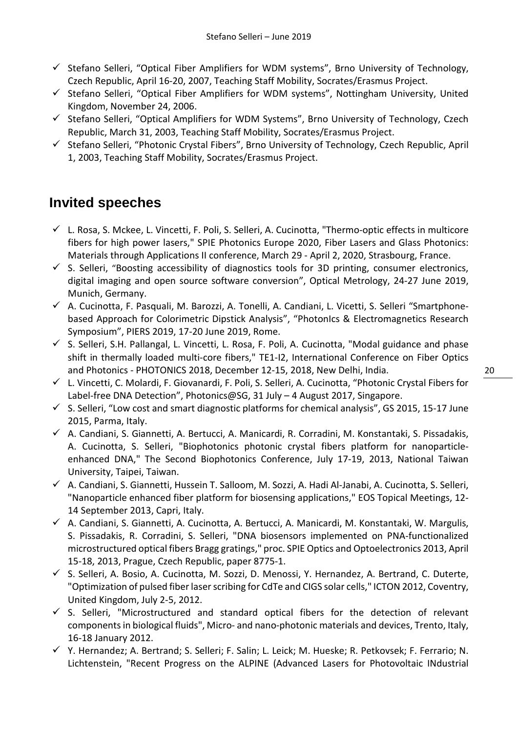- ✓ Stefano Selleri, "Optical Fiber Amplifiers for WDM systems", Brno University of Technology, Czech Republic, April 16-20, 2007, Teaching Staff Mobility, Socrates/Erasmus Project.
- ✓ Stefano Selleri, "Optical Fiber Amplifiers for WDM systems", Nottingham University, United Kingdom, November 24, 2006.
- ✓ Stefano Selleri, "Optical Amplifiers for WDM Systems", Brno University of Technology, Czech Republic, March 31, 2003, Teaching Staff Mobility, Socrates/Erasmus Project.
- ✓ Stefano Selleri, "Photonic Crystal Fibers", Brno University of Technology, Czech Republic, April 1, 2003, Teaching Staff Mobility, Socrates/Erasmus Project.

## Invited speeches

- ✓ L. Rosa, S. Mckee, L. Vincetti, F. Poli, S. Selleri, A. Cucinotta, "Thermo-optic effects in multicore fibers for high power lasers," SPIE Photonics Europe 2020, Fiber Lasers and Glass Photonics: Materials through Applications II conference, March 29 - April 2, 2020, Strasbourg, France.
- ✓ S. Selleri, "Boosting accessibility of diagnostics tools for 3D printing, consumer electronics, digital imaging and open source software conversion", Optical Metrology, 24-27 June 2019, Munich, Germany.
- ✓ A. Cucinotta, F. Pasquali, M. Barozzi, A. Tonelli, A. Candiani, L. Vicetti, S. Selleri "Smartphone-based Approach for Colorimetric Dipstick Analysis", "PhotonIcs & Electromagnetics Research Symposium", PIERS 2019, 17-20 June 2019, Rome.
- ✓ S. Selleri, S.H. Pallangal, L. Vincetti, L. Rosa, F. Poli, A. Cucinotta, "Modal guidance and phase shift in thermally loaded multi-core fibers," TE1-I2, International Conference on Fiber Optics and Photonics - PHOTONICS 2018, December 12-15, 2018, New Delhi, India.
- ✓ L. Vincetti, C. Molardi, F. Giovanardi, F. Poli, S. Selleri, A. Cucinotta, "Photonic Crystal Fibers for Label-free DNA Detection", Photonics@SG, 31 July – 4 August 2017, Singapore.
- ✓ S. Selleri, "Low cost and smart diagnostic platforms for chemical analysis", GS 2015, 15-17 June 2015, Parma, Italy.
- ✓ A. Candiani, S. Giannetti, A. Bertucci, A. Manicardi, R. Corradini, M. Konstantaki, S. Pissadakis, A. Cucinotta, S. Selleri, "Biophotonics photonic crystal fibers platform for nanoparticle-enhanced DNA," The Second Biophotonics Conference, July 17-19, 2013, National Taiwan University, Taipei, Taiwan.
- ✓ A. Candiani, S. Giannetti, Hussein T. Salloom, M. Sozzi, A. Hadi Al-Janabi, A. Cucinotta, S. Selleri, "Nanoparticle enhanced fiber platform for biosensing applications," EOS Topical Meetings, 12-14 September 2013, Capri, Italy.
- ✓ A. Candiani, S. Giannetti, A. Cucinotta, A. Bertucci, A. Manicardi, M. Konstantaki, W. Margulis, S. Pissadakis, R. Corradini, S. Selleri, "DNA biosensors implemented on PNA-functionalized microstructured optical fibers Bragg gratings," proc. SPIE Optics and Optoelectronics 2013, April 15-18, 2013, Prague, Czech Republic, paper 8775-1.
- ✓ S. Selleri, A. Bosio, A. Cucinotta, M. Sozzi, D. Menossi, Y. Hernandez, A. Bertrand, C. Duterte, "Optimization of pulsed fiber laser scribing for CdTe and CIGS solar cells," ICTON 2012, Coventry, United Kingdom, July 2-5, 2012.
- ✓ S. Selleri, "Microstructured and standard optical fibers for the detection of relevant components in biological fluids", Micro- and nano-photonic materials and devices, Trento, Italy, 16-18 January 2012.
- ✓ Y. Hernandez; A. Bertrand; S. Selleri; F. Salin; L. Leick; M. Hueske; R. Petkovsek; F. Ferrario; N. Lichtenstein, "Recent Progress on the ALPINE (Advanced Lasers for Photovoltaic INdustrial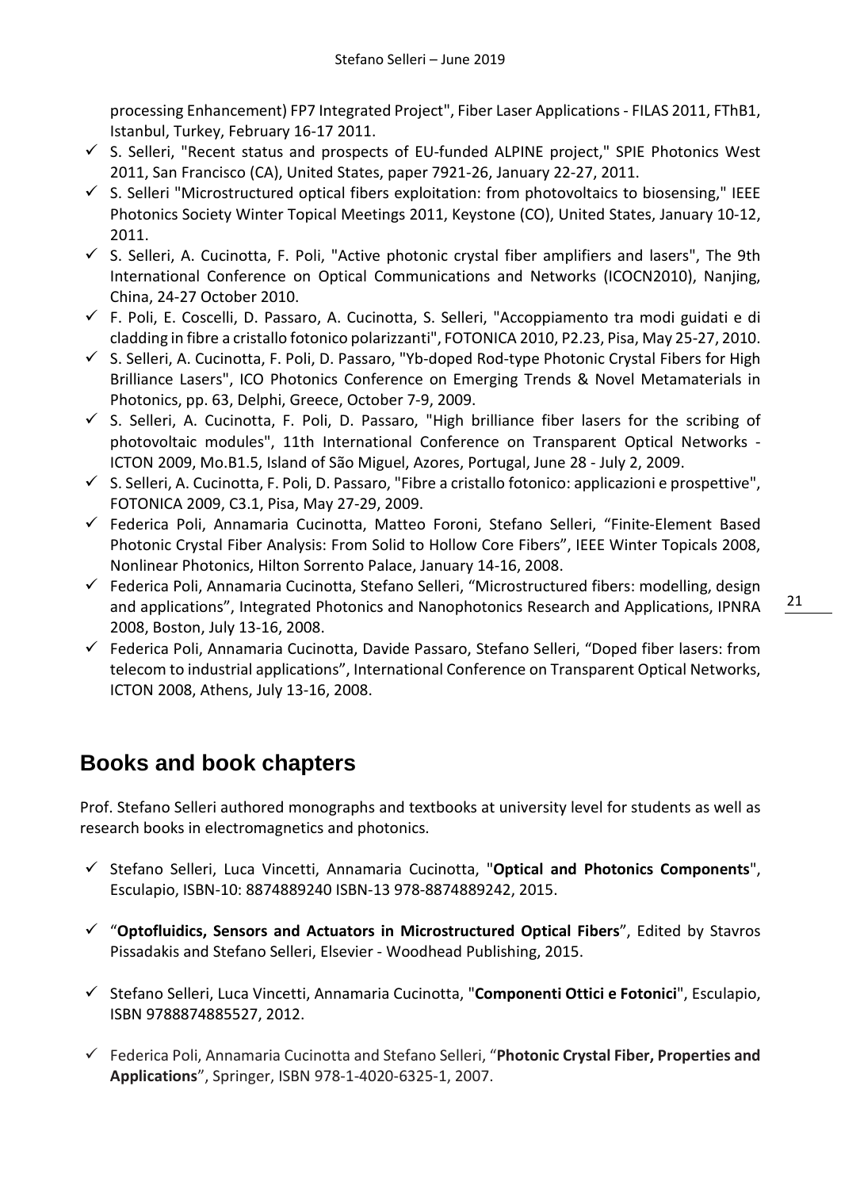processing Enhancement) FP7 Integrated Project", Fiber Laser Applications - FILAS 2011, FThB1, Istanbul, Turkey, February 16-17 2011.

- ✓ S. Selleri, "Recent status and prospects of EU-funded ALPINE project," SPIE Photonics West 2011, San Francisco (CA), United States, paper 7921-26, January 22-27, 2011.
- ✓ S. Selleri "Microstructured optical fibers exploitation: from photovoltaics to biosensing," IEEE Photonics Society Winter Topical Meetings 2011, Keystone (CO), United States, January 10-12, 2011.
- ✓ S. Selleri, A. Cucinotta, F. Poli, "Active photonic crystal fiber amplifiers and lasers", The 9th International Conference on Optical Communications and Networks (ICOCN2010), Nanjing, China, 24-27 October 2010.
- ✓ F. Poli, E. Coscelli, D. Passaro, A. Cucinotta, S. Selleri, "Accoppiamento tra modi guidati e di cladding in fibre a cristallo fotonico polarizzanti", FOTONICA 2010, P2.23, Pisa, May 25-27, 2010.
- ✓ S. Selleri, A. Cucinotta, F. Poli, D. Passaro, "Yb-doped Rod-type Photonic Crystal Fibers for High Brilliance Lasers", ICO Photonics Conference on Emerging Trends & Novel Metamaterials in Photonics, pp. 63, Delphi, Greece, October 7-9, 2009.
- ✓ S. Selleri, A. Cucinotta, F. Poli, D. Passaro, "High brilliance fiber lasers for the scribing of photovoltaic modules", 11th International Conference on Transparent Optical Networks - ICTON 2009, Mo.B1.5, Island of São Miguel, Azores, Portugal, June 28 - July 2, 2009.
- ✓ S. Selleri, A. Cucinotta, F. Poli, D. Passaro, "Fibre a cristallo fotonico: applicazioni e prospettive", FOTONICA 2009, C3.1, Pisa, May 27-29, 2009.
- ✓ Federica Poli, Annamaria Cucinotta, Matteo Foroni, Stefano Selleri, "Finite-Element Based Photonic Crystal Fiber Analysis: From Solid to Hollow Core Fibers", IEEE Winter Topicals 2008, Nonlinear Photonics, Hilton Sorrento Palace, January 14-16, 2008.
- ✓ Federica Poli, Annamaria Cucinotta, Stefano Selleri, "Microstructured fibers: modelling, design and applications", Integrated Photonics and Nanophotonics Research and Applications, IPNRA 2008, Boston, July 13-16, 2008.
- ✓ Federica Poli, Annamaria Cucinotta, Davide Passaro, Stefano Selleri, "Doped fiber lasers: from telecom to industrial applications", International Conference on Transparent Optical Networks, ICTON 2008, Athens, July 13-16, 2008.

## Books and book chapters

Prof. Stefano Selleri authored monographs and textbooks at university level for students as well as research books in electromagnetics and photonics.

- ✓ Stefano Selleri, Luca Vincetti, Annamaria Cucinotta, "**Optical and Photonics Components**", Esculapio, ISBN-10: 8874889240 ISBN-13 978-8874889242, 2015.
- ✓ "**Optofluidics, Sensors and Actuators in Microstructured Optical Fibers**", Edited by Stavros Pissadakis and Stefano Selleri, Elsevier - Woodhead Publishing, 2015.
- ✓ Stefano Selleri, Luca Vincetti, Annamaria Cucinotta, "**Componenti Ottici e Fotonici**", Esculapio, ISBN 9788874885527, 2012.
- ✓ Federica Poli, Annamaria Cucinotta and Stefano Selleri, "**Photonic Crystal Fiber, Properties and Applications**", Springer, ISBN 978-1-4020-6325-1, 2007.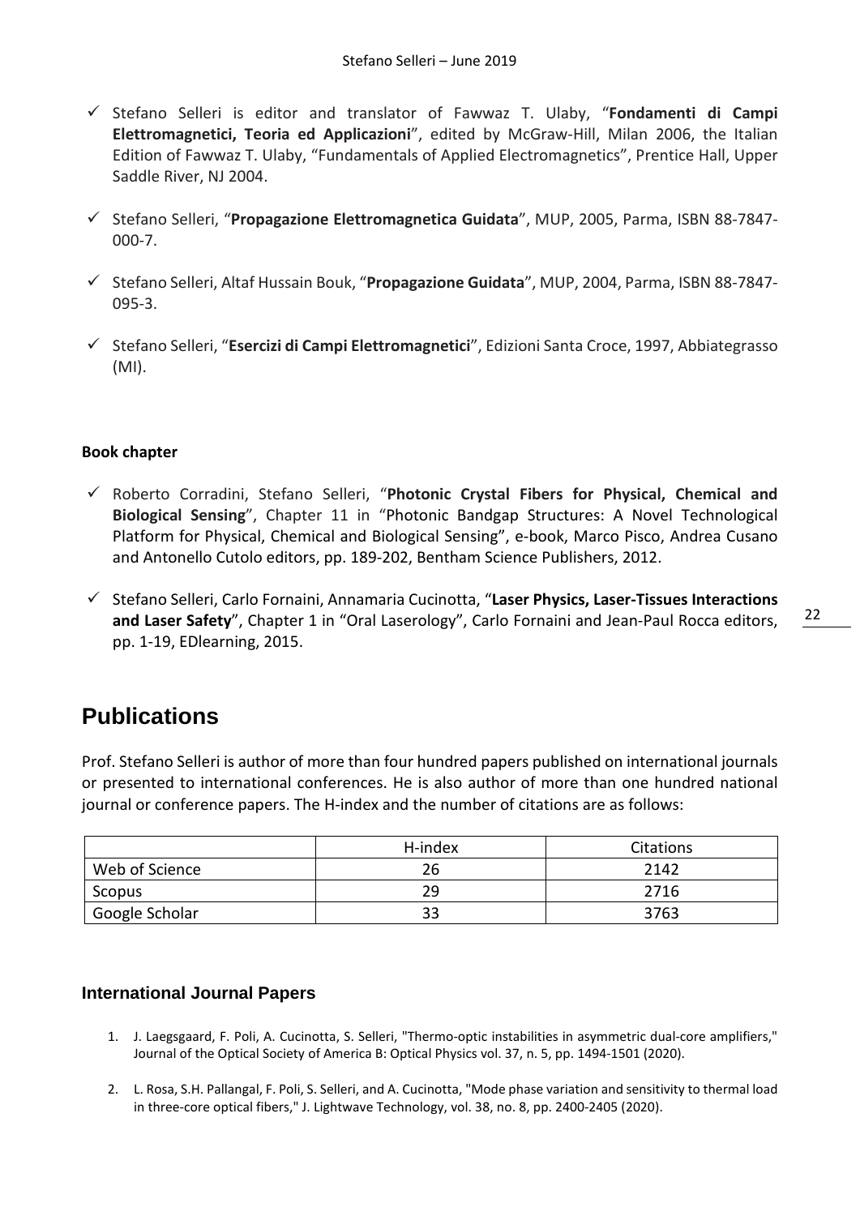- Stefano Selleri is editor and translator of Fawwaz T. Ulaby, "**Fondamenti di Campi Elettromagnetici, Teoria ed Applicazioni**", edited by McGraw-Hill, Milan 2006, the Italian Edition of Fawwaz T. Ulaby, "Fundamentals of Applied Electromagnetics", Prentice Hall, Upper Saddle River, NJ 2004.

- Stefano Selleri, "**Propagazione Elettromagnetica Guidata**", MUP, 2005, Parma, ISBN 88-7847-000-7.

- Stefano Selleri, Altaf Hussain Bouk, "**Propagazione Guidata**", MUP, 2004, Parma, ISBN 88-7847-095-3.

- Stefano Selleri, "**Esercizi di Campi Elettromagnetici**", Edizioni Santa Croce, 1997, Abbiategrasso (MI).

**Book chapter**

- Roberto Corradini, Stefano Selleri, "**Photonic Crystal Fibers for Physical, Chemical and Biological Sensing**", Chapter 11 in "Photonic Bandgap Structures: A Novel Technological Platform for Physical, Chemical and Biological Sensing", e-book, Marco Pisco, Andrea Cusano and Antonello Cutolo editors, pp. 189-202, Bentham Science Publishers, 2012.

- Stefano Selleri, Carlo Fornaini, Annamaria Cucinotta, "**Laser Physics, Laser-Tissues Interactions and Laser Safety**", Chapter 1 in "Oral Laserology", Carlo Fornaini and Jean-Paul Rocca editors, pp. 1-19, EDlearning, 2015.

# Publications

Prof. Stefano Selleri is author of more than four hundred papers published on international journals or presented to international conferences. He is also author of more than one hundred national journal or conference papers. The H-index and the number of citations are as follows:

| | H-index | Citations |
|---|---|---|
| Web of Science | 26 | 2142 |
| Scopus | 29 | 2716 |
| Google Scholar | 33 | 3763 |

## International Journal Papers

1. J. Laegsgaard, F. Poli, A. Cucinotta, S. Selleri, "Thermo-optic instabilities in asymmetric dual-core amplifiers," Journal of the Optical Society of America B: Optical Physics vol. 37, n. 5, pp. 1494-1501 (2020).

2. L. Rosa, S.H. Pallangal, F. Poli, S. Selleri, and A. Cucinotta, "Mode phase variation and sensitivity to thermal load in three-core optical fibers," J. Lightwave Technology, vol. 38, no. 8, pp. 2400-2405 (2020).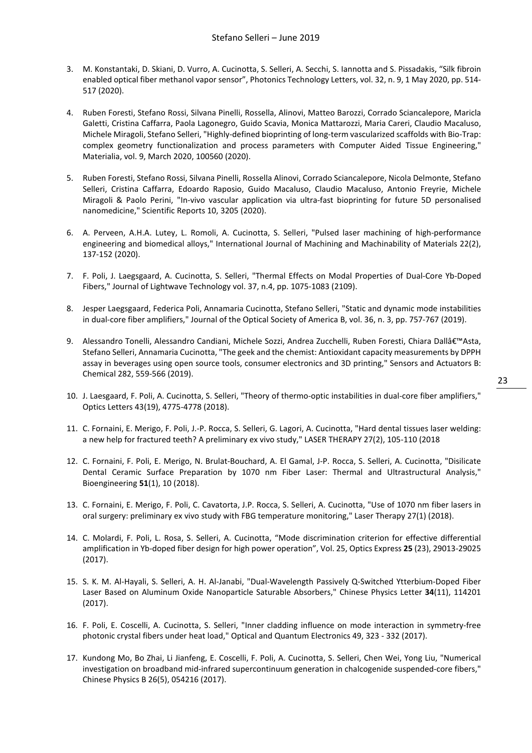3. M. Konstantaki, D. Skiani, D. Vurro, A. Cucinotta, S. Selleri, A. Secchi, S. Iannotta and S. Pissadakis, "Silk fibroin enabled optical fiber methanol vapor sensor", Photonics Technology Letters, vol. 32, n. 9, 1 May 2020, pp. 514-517 (2020).

4. Ruben Foresti, Stefano Rossi, Silvana Pinelli, Rossella, Alinovi, Matteo Barozzi, Corrado Sciancalepore, Maricla Galetti, Cristina Caffarra, Paola Lagonegro, Guido Scavia, Monica Mattarozzi, Maria Careri, Claudio Macaluso, Michele Miragoli, Stefano Selleri, "Highly-defined bioprinting of long-term vascularized scaffolds with Bio-Trap: complex geometry functionalization and process parameters with Computer Aided Tissue Engineering," Materialia, vol. 9, March 2020, 100560 (2020).

5. Ruben Foresti, Stefano Rossi, Silvana Pinelli, Rossella Alinovi, Corrado Sciancalepore, Nicola Delmonte, Stefano Selleri, Cristina Caffarra, Edoardo Raposio, Guido Macaluso, Claudio Macaluso, Antonio Freyrie, Michele Miragoli & Paolo Perini, "In-vivo vascular application via ultra-fast bioprinting for future 5D personalised nanomedicine," Scientific Reports 10, 3205 (2020).

6. A. Perveen, A.H.A. Lutey, L. Romoli, A. Cucinotta, S. Selleri, "Pulsed laser machining of high-performance engineering and biomedical alloys," International Journal of Machining and Machinability of Materials 22(2), 137-152 (2020).

7. F. Poli, J. Laegsgaard, A. Cucinotta, S. Selleri, "Thermal Effects on Modal Properties of Dual-Core Yb-Doped Fibers," Journal of Lightwave Technology vol. 37, n.4, pp. 1075-1083 (2109).

8. Jesper Laegsgaard, Federica Poli, Annamaria Cucinotta, Stefano Selleri, "Static and dynamic mode instabilities in dual-core fiber amplifiers," Journal of the Optical Society of America B, vol. 36, n. 3, pp. 757-767 (2019).

9. Alessandro Tonelli, Alessandro Candiani, Michele Sozzi, Andrea Zucchelli, Ruben Foresti, Chiara Dallâ€™Asta, Stefano Selleri, Annamaria Cucinotta, "The geek and the chemist: Antioxidant capacity measurements by DPPH assay in beverages using open source tools, consumer electronics and 3D printing," Sensors and Actuators B: Chemical 282, 559-566 (2019).

10. J. Laesgaard, F. Poli, A. Cucinotta, S. Selleri, "Theory of thermo-optic instabilities in dual-core fiber amplifiers," Optics Letters 43(19), 4775-4778 (2018).

11. C. Fornaini, E. Merigo, F. Poli, J.-P. Rocca, S. Selleri, G. Lagori, A. Cucinotta, "Hard dental tissues laser welding: a new help for fractured teeth? A preliminary ex vivo study," LASER THERAPY 27(2), 105-110 (2018

12. C. Fornaini, F. Poli, E. Merigo, N. Brulat-Bouchard, A. El Gamal, J-P. Rocca, S. Selleri, A. Cucinotta, "Disilicate Dental Ceramic Surface Preparation by 1070 nm Fiber Laser: Thermal and Ultrastructural Analysis," Bioengineering **51**(1), 10 (2018).

13. C. Fornaini, E. Merigo, F. Poli, C. Cavatorta, J.P. Rocca, S. Selleri, A. Cucinotta, "Use of 1070 nm fiber lasers in oral surgery: preliminary ex vivo study with FBG temperature monitoring," Laser Therapy 27(1) (2018).

14. C. Molardi, F. Poli, L. Rosa, S. Selleri, A. Cucinotta, "Mode discrimination criterion for effective differential amplification in Yb-doped fiber design for high power operation", Vol. 25, Optics Express **25** (23), 29013-29025 (2017).

15. S. K. M. Al-Hayali, S. Selleri, A. H. Al-Janabi, "Dual-Wavelength Passively Q-Switched Ytterbium-Doped Fiber Laser Based on Aluminum Oxide Nanoparticle Saturable Absorbers," Chinese Physics Letter **34**(11), 114201 (2017).

16. F. Poli, E. Coscelli, A. Cucinotta, S. Selleri, "Inner cladding influence on mode interaction in symmetry-free photonic crystal fibers under heat load," Optical and Quantum Electronics 49, 323 - 332 (2017).

17. Kundong Mo, Bo Zhai, Li Jianfeng, E. Coscelli, F. Poli, A. Cucinotta, S. Selleri, Chen Wei, Yong Liu, "Numerical investigation on broadband mid-infrared supercontinuum generation in chalcogenide suspended-core fibers," Chinese Physics B 26(5), 054216 (2017).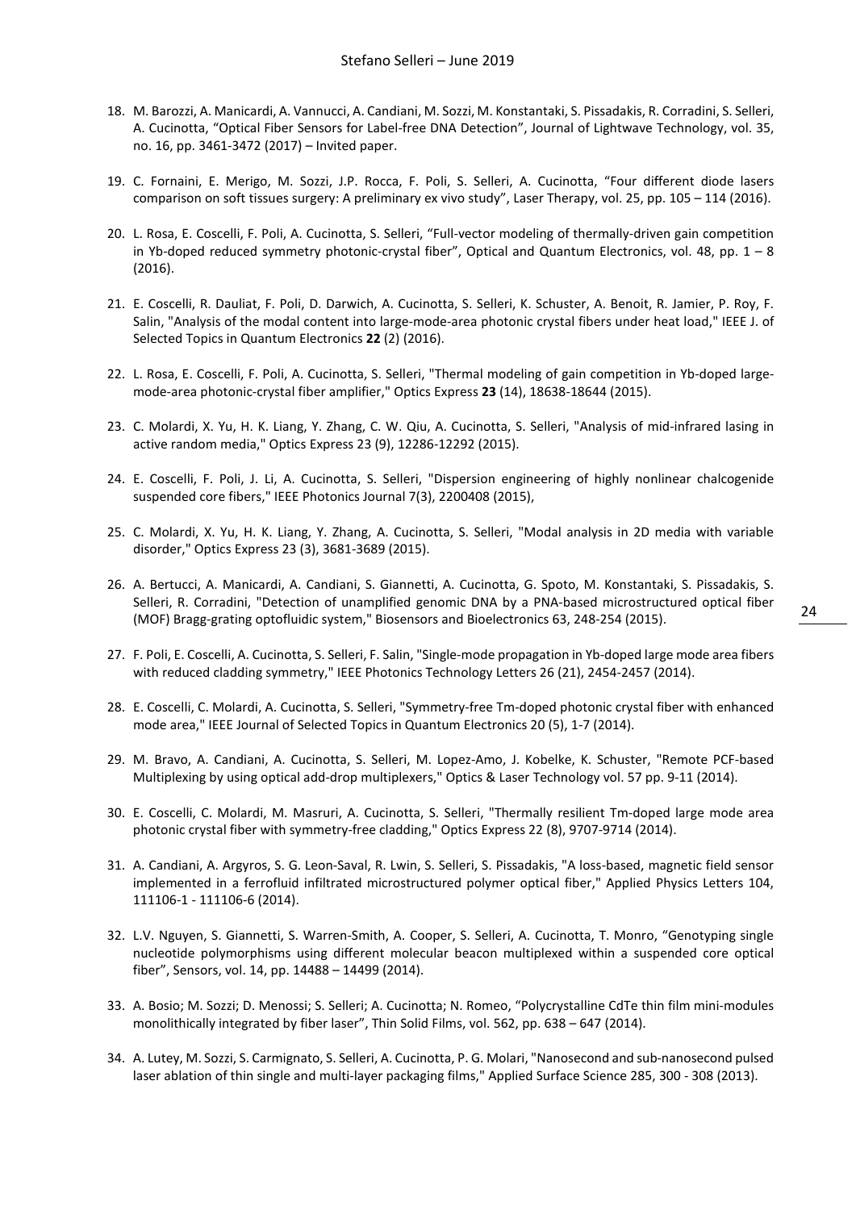18. M. Barozzi, A. Manicardi, A. Vannucci, A. Candiani, M. Sozzi, M. Konstantaki, S. Pissadakis, R. Corradini, S. Selleri, A. Cucinotta, “Optical Fiber Sensors for Label-free DNA Detection”, Journal of Lightwave Technology, vol. 35, no. 16, pp. 3461-3472 (2017) – Invited paper.

19. C. Fornaini, E. Merigo, M. Sozzi, J.P. Rocca, F. Poli, S. Selleri, A. Cucinotta, “Four different diode lasers comparison on soft tissues surgery: A preliminary ex vivo study”, Laser Therapy, vol. 25, pp. 105 – 114 (2016).

20. L. Rosa, E. Coscelli, F. Poli, A. Cucinotta, S. Selleri, “Full-vector modeling of thermally-driven gain competition in Yb-doped reduced symmetry photonic-crystal fiber”, Optical and Quantum Electronics, vol. 48, pp. 1 – 8 (2016).

21. E. Coscelli, R. Dauliat, F. Poli, D. Darwich, A. Cucinotta, S. Selleri, K. Schuster, A. Benoit, R. Jamier, P. Roy, F. Salin, "Analysis of the modal content into large-mode-area photonic crystal fibers under heat load," IEEE J. of Selected Topics in Quantum Electronics **22** (2) (2016).

22. L. Rosa, E. Coscelli, F. Poli, A. Cucinotta, S. Selleri, "Thermal modeling of gain competition in Yb-doped large-mode-area photonic-crystal fiber amplifier," Optics Express **23** (14), 18638-18644 (2015).

23. C. Molardi, X. Yu, H. K. Liang, Y. Zhang, C. W. Qiu, A. Cucinotta, S. Selleri, "Analysis of mid-infrared lasing in active random media," Optics Express 23 (9), 12286-12292 (2015).

24. E. Coscelli, F. Poli, J. Li, A. Cucinotta, S. Selleri, "Dispersion engineering of highly nonlinear chalcogenide suspended core fibers," IEEE Photonics Journal 7(3), 2200408 (2015),

25. C. Molardi, X. Yu, H. K. Liang, Y. Zhang, A. Cucinotta, S. Selleri, "Modal analysis in 2D media with variable disorder," Optics Express 23 (3), 3681-3689 (2015).

26. A. Bertucci, A. Manicardi, A. Candiani, S. Giannetti, A. Cucinotta, G. Spoto, M. Konstantaki, S. Pissadakis, S. Selleri, R. Corradini, "Detection of unamplified genomic DNA by a PNA-based microstructured optical fiber (MOF) Bragg-grating optofluidic system," Biosensors and Bioelectronics 63, 248-254 (2015).

27. F. Poli, E. Coscelli, A. Cucinotta, S. Selleri, F. Salin, "Single-mode propagation in Yb-doped large mode area fibers with reduced cladding symmetry," IEEE Photonics Technology Letters 26 (21), 2454-2457 (2014).

28. E. Coscelli, C. Molardi, A. Cucinotta, S. Selleri, "Symmetry-free Tm-doped photonic crystal fiber with enhanced mode area," IEEE Journal of Selected Topics in Quantum Electronics 20 (5), 1-7 (2014).

29. M. Bravo, A. Candiani, A. Cucinotta, S. Selleri, M. Lopez-Amo, J. Kobelke, K. Schuster, "Remote PCF-based Multiplexing by using optical add-drop multiplexers," Optics & Laser Technology vol. 57 pp. 9-11 (2014).

30. E. Coscelli, C. Molardi, M. Masruri, A. Cucinotta, S. Selleri, "Thermally resilient Tm-doped large mode area photonic crystal fiber with symmetry-free cladding," Optics Express 22 (8), 9707-9714 (2014).

31. A. Candiani, A. Argyros, S. G. Leon-Saval, R. Lwin, S. Selleri, S. Pissadakis, "A loss-based, magnetic field sensor implemented in a ferrofluid infiltrated microstructured polymer optical fiber," Applied Physics Letters 104, 111106-1 - 111106-6 (2014).

32. L.V. Nguyen, S. Giannetti, S. Warren-Smith, A. Cooper, S. Selleri, A. Cucinotta, T. Monro, “Genotyping single nucleotide polymorphisms using different molecular beacon multiplexed within a suspended core optical fiber”, Sensors, vol. 14, pp. 14488 – 14499 (2014).

33. A. Bosio; M. Sozzi; D. Menossi; S. Selleri; A. Cucinotta; N. Romeo, “Polycrystalline CdTe thin film mini-modules monolithically integrated by fiber laser”, Thin Solid Films, vol. 562, pp. 638 – 647 (2014).

34. A. Lutey, M. Sozzi, S. Carmignato, S. Selleri, A. Cucinotta, P. G. Molari, "Nanosecond and sub-nanosecond pulsed laser ablation of thin single and multi-layer packaging films," Applied Surface Science 285, 300 - 308 (2013).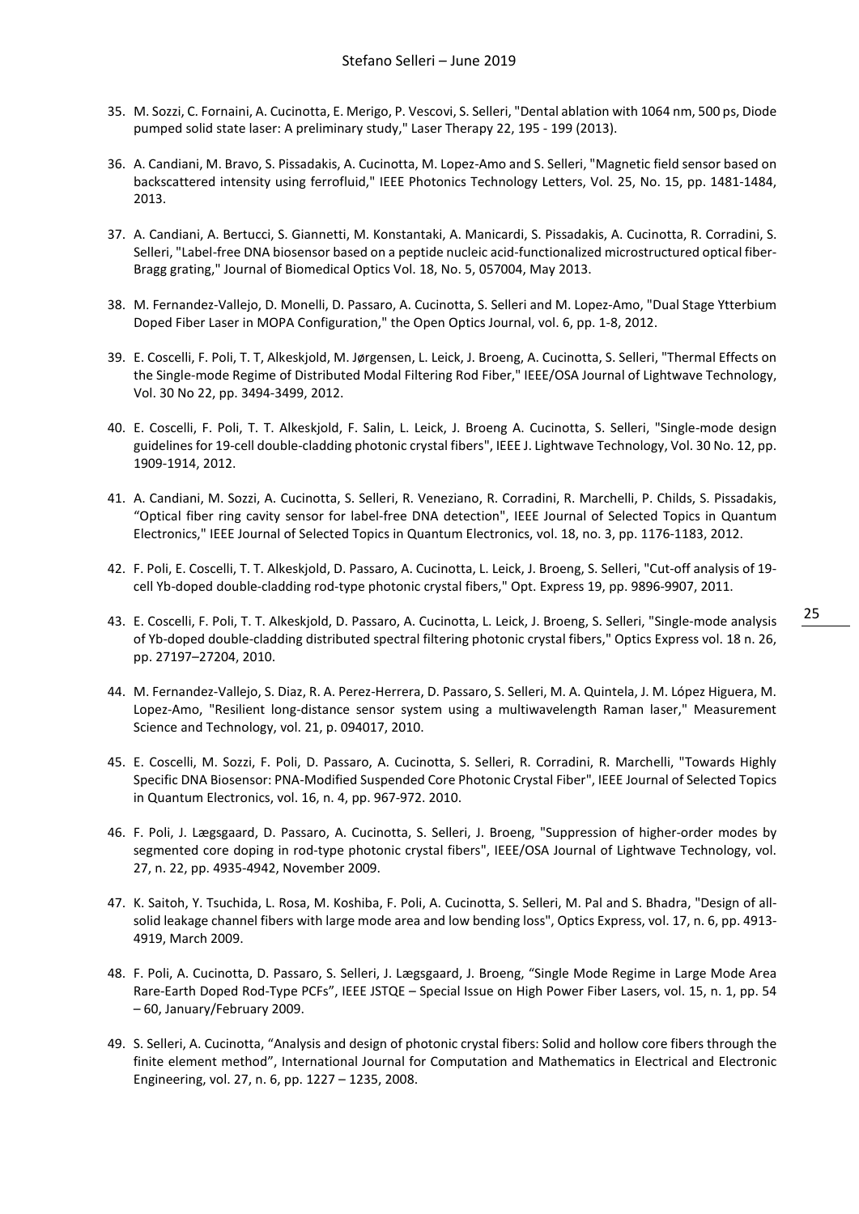35. M. Sozzi, C. Fornaini, A. Cucinotta, E. Merigo, P. Vescovi, S. Selleri, "Dental ablation with 1064 nm, 500 ps, Diode pumped solid state laser: A preliminary study," Laser Therapy 22, 195 - 199 (2013).

36. A. Candiani, M. Bravo, S. Pissadakis, A. Cucinotta, M. Lopez-Amo and S. Selleri, "Magnetic field sensor based on backscattered intensity using ferrofluid," IEEE Photonics Technology Letters, Vol. 25, No. 15, pp. 1481-1484, 2013.

37. A. Candiani, A. Bertucci, S. Giannetti, M. Konstantaki, A. Manicardi, S. Pissadakis, A. Cucinotta, R. Corradini, S. Selleri, "Label-free DNA biosensor based on a peptide nucleic acid-functionalized microstructured optical fiber-Bragg grating," Journal of Biomedical Optics Vol. 18, No. 5, 057004, May 2013.

38. M. Fernandez-Vallejo, D. Monelli, D. Passaro, A. Cucinotta, S. Selleri and M. Lopez-Amo, "Dual Stage Ytterbium Doped Fiber Laser in MOPA Configuration," the Open Optics Journal, vol. 6, pp. 1-8, 2012.

39. E. Coscelli, F. Poli, T. T, Alkeskjold, M. Jørgensen, L. Leick, J. Broeng, A. Cucinotta, S. Selleri, "Thermal Effects on the Single-mode Regime of Distributed Modal Filtering Rod Fiber," IEEE/OSA Journal of Lightwave Technology, Vol. 30 No 22, pp. 3494-3499, 2012.

40. E. Coscelli, F. Poli, T. T. Alkeskjold, F. Salin, L. Leick, J. Broeng A. Cucinotta, S. Selleri, "Single-mode design guidelines for 19-cell double-cladding photonic crystal fibers", IEEE J. Lightwave Technology, Vol. 30 No. 12, pp. 1909-1914, 2012.

41. A. Candiani, M. Sozzi, A. Cucinotta, S. Selleri, R. Veneziano, R. Corradini, R. Marchelli, P. Childs, S. Pissadakis, "Optical fiber ring cavity sensor for label-free DNA detection", IEEE Journal of Selected Topics in Quantum Electronics," IEEE Journal of Selected Topics in Quantum Electronics, vol. 18, no. 3, pp. 1176-1183, 2012.

42. F. Poli, E. Coscelli, T. T. Alkeskjold, D. Passaro, A. Cucinotta, L. Leick, J. Broeng, S. Selleri, "Cut-off analysis of 19-cell Yb-doped double-cladding rod-type photonic crystal fibers," Opt. Express 19, pp. 9896-9907, 2011.

43. E. Coscelli, F. Poli, T. T. Alkeskjold, D. Passaro, A. Cucinotta, L. Leick, J. Broeng, S. Selleri, "Single-mode analysis of Yb-doped double-cladding distributed spectral filtering photonic crystal fibers," Optics Express vol. 18 n. 26, pp. 27197–27204, 2010.

44. M. Fernandez-Vallejo, S. Diaz, R. A. Perez-Herrera, D. Passaro, S. Selleri, M. A. Quintela, J. M. López Higuera, M. Lopez-Amo, "Resilient long-distance sensor system using a multiwavelength Raman laser," Measurement Science and Technology, vol. 21, p. 094017, 2010.

45. E. Coscelli, M. Sozzi, F. Poli, D. Passaro, A. Cucinotta, S. Selleri, R. Corradini, R. Marchelli, "Towards Highly Specific DNA Biosensor: PNA-Modified Suspended Core Photonic Crystal Fiber", IEEE Journal of Selected Topics in Quantum Electronics, vol. 16, n. 4, pp. 967-972. 2010.

46. F. Poli, J. Lægsgaard, D. Passaro, A. Cucinotta, S. Selleri, J. Broeng, "Suppression of higher-order modes by segmented core doping in rod-type photonic crystal fibers", IEEE/OSA Journal of Lightwave Technology, vol. 27, n. 22, pp. 4935-4942, November 2009.

47. K. Saitoh, Y. Tsuchida, L. Rosa, M. Koshiba, F. Poli, A. Cucinotta, S. Selleri, M. Pal and S. Bhadra, "Design of all-solid leakage channel fibers with large mode area and low bending loss", Optics Express, vol. 17, n. 6, pp. 4913-4919, March 2009.

48. F. Poli, A. Cucinotta, D. Passaro, S. Selleri, J. Lægsgaard, J. Broeng, "Single Mode Regime in Large Mode Area Rare-Earth Doped Rod-Type PCFs", IEEE JSTQE – Special Issue on High Power Fiber Lasers, vol. 15, n. 1, pp. 54 – 60, January/February 2009.

49. S. Selleri, A. Cucinotta, "Analysis and design of photonic crystal fibers: Solid and hollow core fibers through the finite element method", International Journal for Computation and Mathematics in Electrical and Electronic Engineering, vol. 27, n. 6, pp. 1227 – 1235, 2008.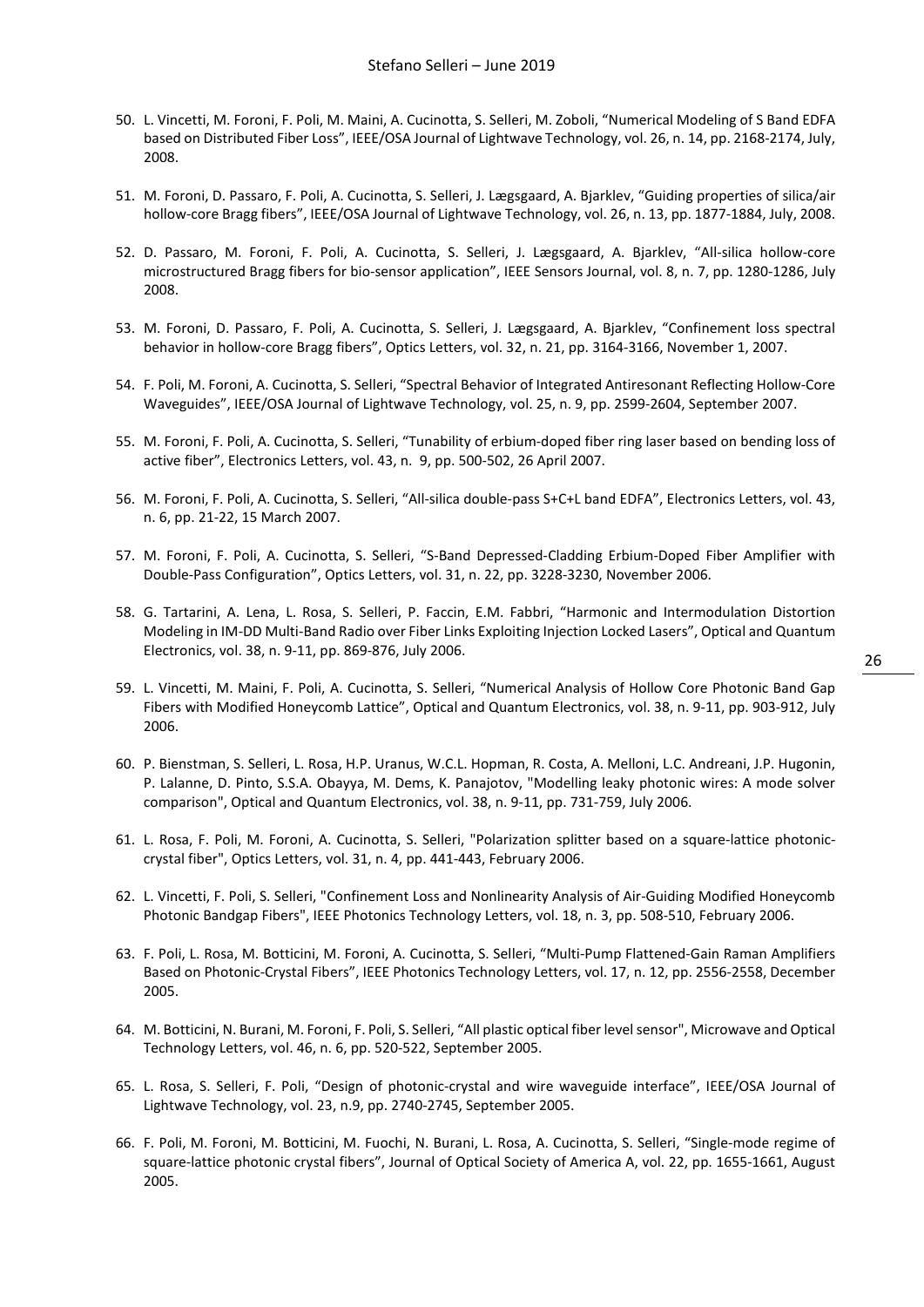50. L. Vincetti, M. Foroni, F. Poli, M. Maini, A. Cucinotta, S. Selleri, M. Zoboli, “Numerical Modeling of S Band EDFA based on Distributed Fiber Loss”, IEEE/OSA Journal of Lightwave Technology, vol. 26, n. 14, pp. 2168-2174, July, 2008.

51. M. Foroni, D. Passaro, F. Poli, A. Cucinotta, S. Selleri, J. Lægsgaard, A. Bjarklev, “Guiding properties of silica/air hollow-core Bragg fibers”, IEEE/OSA Journal of Lightwave Technology, vol. 26, n. 13, pp. 1877-1884, July, 2008.

52. D. Passaro, M. Foroni, F. Poli, A. Cucinotta, S. Selleri, J. Lægsgaard, A. Bjarklev, “All-silica hollow-core microstructured Bragg fibers for bio-sensor application”, IEEE Sensors Journal, vol. 8, n. 7, pp. 1280-1286, July 2008.

53. M. Foroni, D. Passaro, F. Poli, A. Cucinotta, S. Selleri, J. Lægsgaard, A. Bjarklev, “Confinement loss spectral behavior in hollow-core Bragg fibers”, Optics Letters, vol. 32, n. 21, pp. 3164-3166, November 1, 2007.

54. F. Poli, M. Foroni, A. Cucinotta, S. Selleri, “Spectral Behavior of Integrated Antiresonant Reflecting Hollow-Core Waveguides”, IEEE/OSA Journal of Lightwave Technology, vol. 25, n. 9, pp. 2599-2604, September 2007.

55. M. Foroni, F. Poli, A. Cucinotta, S. Selleri, “Tunability of erbium-doped fiber ring laser based on bending loss of active fiber”, Electronics Letters, vol. 43, n. 9, pp. 500-502, 26 April 2007.

56. M. Foroni, F. Poli, A. Cucinotta, S. Selleri, “All-silica double-pass S+C+L band EDFA”, Electronics Letters, vol. 43, n. 6, pp. 21-22, 15 March 2007.

57. M. Foroni, F. Poli, A. Cucinotta, S. Selleri, “S-Band Depressed-Cladding Erbium-Doped Fiber Amplifier with Double-Pass Configuration”, Optics Letters, vol. 31, n. 22, pp. 3228-3230, November 2006.

58. G. Tartarini, A. Lena, L. Rosa, S. Selleri, P. Faccin, E.M. Fabbri, “Harmonic and Intermodulation Distortion Modeling in IM-DD Multi-Band Radio over Fiber Links Exploiting Injection Locked Lasers”, Optical and Quantum Electronics, vol. 38, n. 9-11, pp. 869-876, July 2006.

59. L. Vincetti, M. Maini, F. Poli, A. Cucinotta, S. Selleri, “Numerical Analysis of Hollow Core Photonic Band Gap Fibers with Modified Honeycomb Lattice”, Optical and Quantum Electronics, vol. 38, n. 9-11, pp. 903-912, July 2006.

60. P. Bienstman, S. Selleri, L. Rosa, H.P. Uranus, W.C.L. Hopman, R. Costa, A. Melloni, L.C. Andreani, J.P. Hugonin, P. Lalanne, D. Pinto, S.S.A. Obayya, M. Dems, K. Panajotov, "Modelling leaky photonic wires: A mode solver comparison", Optical and Quantum Electronics, vol. 38, n. 9-11, pp. 731-759, July 2006.

61. L. Rosa, F. Poli, M. Foroni, A. Cucinotta, S. Selleri, "Polarization splitter based on a square-lattice photonic-crystal fiber", Optics Letters, vol. 31, n. 4, pp. 441-443, February 2006.

62. L. Vincetti, F. Poli, S. Selleri, "Confinement Loss and Nonlinearity Analysis of Air-Guiding Modified Honeycomb Photonic Bandgap Fibers", IEEE Photonics Technology Letters, vol. 18, n. 3, pp. 508-510, February 2006.

63. F. Poli, L. Rosa, M. Botticini, M. Foroni, A. Cucinotta, S. Selleri, “Multi-Pump Flattened-Gain Raman Amplifiers Based on Photonic-Crystal Fibers”, IEEE Photonics Technology Letters, vol. 17, n. 12, pp. 2556-2558, December 2005.

64. M. Botticini, N. Burani, M. Foroni, F. Poli, S. Selleri, “All plastic optical fiber level sensor", Microwave and Optical Technology Letters, vol. 46, n. 6, pp. 520-522, September 2005.

65. L. Rosa, S. Selleri, F. Poli, “Design of photonic-crystal and wire waveguide interface”, IEEE/OSA Journal of Lightwave Technology, vol. 23, n.9, pp. 2740-2745, September 2005.

66. F. Poli, M. Foroni, M. Botticini, M. Fuochi, N. Burani, L. Rosa, A. Cucinotta, S. Selleri, “Single-mode regime of square-lattice photonic crystal fibers”, Journal of Optical Society of America A, vol. 22, pp. 1655-1661, August 2005.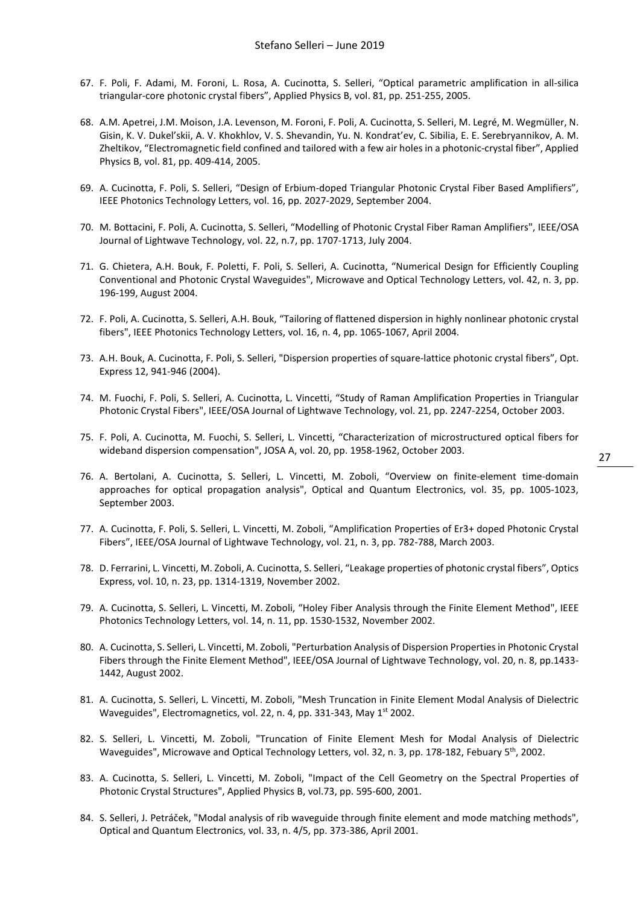67. F. Poli, F. Adami, M. Foroni, L. Rosa, A. Cucinotta, S. Selleri, "Optical parametric amplification in all-silica triangular-core photonic crystal fibers", Applied Physics B, vol. 81, pp. 251-255, 2005.

68. A.M. Apetrei, J.M. Moison, J.A. Levenson, M. Foroni, F. Poli, A. Cucinotta, S. Selleri, M. Legré, M. Wegmüller, N. Gisin, K. V. Dukel'skii, A. V. Khokhlov, V. S. Shevandin, Yu. N. Kondrat'ev, C. Sibilia, E. E. Serebryannikov, A. M. Zheltikov, "Electromagnetic field confined and tailored with a few air holes in a photonic-crystal fiber", Applied Physics B, vol. 81, pp. 409-414, 2005.

69. A. Cucinotta, F. Poli, S. Selleri, "Design of Erbium-doped Triangular Photonic Crystal Fiber Based Amplifiers", IEEE Photonics Technology Letters, vol. 16, pp. 2027-2029, September 2004.

70. M. Bottacini, F. Poli, A. Cucinotta, S. Selleri, "Modelling of Photonic Crystal Fiber Raman Amplifiers", IEEE/OSA Journal of Lightwave Technology, vol. 22, n.7, pp. 1707-1713, July 2004.

71. G. Chietera, A.H. Bouk, F. Poletti, F. Poli, S. Selleri, A. Cucinotta, "Numerical Design for Efficiently Coupling Conventional and Photonic Crystal Waveguides", Microwave and Optical Technology Letters, vol. 42, n. 3, pp. 196-199, August 2004.

72. F. Poli, A. Cucinotta, S. Selleri, A.H. Bouk, "Tailoring of flattened dispersion in highly nonlinear photonic crystal fibers", IEEE Photonics Technology Letters, vol. 16, n. 4, pp. 1065-1067, April 2004.

73. A.H. Bouk, A. Cucinotta, F. Poli, S. Selleri, "Dispersion properties of square-lattice photonic crystal fibers", Opt. Express 12, 941-946 (2004).

74. M. Fuochi, F. Poli, S. Selleri, A. Cucinotta, L. Vincetti, "Study of Raman Amplification Properties in Triangular Photonic Crystal Fibers", IEEE/OSA Journal of Lightwave Technology, vol. 21, pp. 2247-2254, October 2003.

75. F. Poli, A. Cucinotta, M. Fuochi, S. Selleri, L. Vincetti, "Characterization of microstructured optical fibers for wideband dispersion compensation", JOSA A, vol. 20, pp. 1958-1962, October 2003.

76. A. Bertolani, A. Cucinotta, S. Selleri, L. Vincetti, M. Zoboli, "Overview on finite-element time-domain approaches for optical propagation analysis", Optical and Quantum Electronics, vol. 35, pp. 1005-1023, September 2003.

77. A. Cucinotta, F. Poli, S. Selleri, L. Vincetti, M. Zoboli, "Amplification Properties of Er3+ doped Photonic Crystal Fibers", IEEE/OSA Journal of Lightwave Technology, vol. 21, n. 3, pp. 782-788, March 2003.

78. D. Ferrarini, L. Vincetti, M. Zoboli, A. Cucinotta, S. Selleri, "Leakage properties of photonic crystal fibers", Optics Express, vol. 10, n. 23, pp. 1314-1319, November 2002.

79. A. Cucinotta, S. Selleri, L. Vincetti, M. Zoboli, "Holey Fiber Analysis through the Finite Element Method", IEEE Photonics Technology Letters, vol. 14, n. 11, pp. 1530-1532, November 2002.

80. A. Cucinotta, S. Selleri, L. Vincetti, M. Zoboli, "Perturbation Analysis of Dispersion Properties in Photonic Crystal Fibers through the Finite Element Method", IEEE/OSA Journal of Lightwave Technology, vol. 20, n. 8, pp.1433-1442, August 2002.

81. A. Cucinotta, S. Selleri, L. Vincetti, M. Zoboli, "Mesh Truncation in Finite Element Modal Analysis of Dielectric Waveguides", Electromagnetics, vol. 22, n. 4, pp. 331-343, May 1st 2002.

82. S. Selleri, L. Vincetti, M. Zoboli, "Truncation of Finite Element Mesh for Modal Analysis of Dielectric Waveguides", Microwave and Optical Technology Letters, vol. 32, n. 3, pp. 178-182, Febuary 5th, 2002.

83. A. Cucinotta, S. Selleri, L. Vincetti, M. Zoboli, "Impact of the Cell Geometry on the Spectral Properties of Photonic Crystal Structures", Applied Physics B, vol.73, pp. 595-600, 2001.

84. S. Selleri, J. Petráček, "Modal analysis of rib waveguide through finite element and mode matching methods", Optical and Quantum Electronics, vol. 33, n. 4/5, pp. 373-386, April 2001.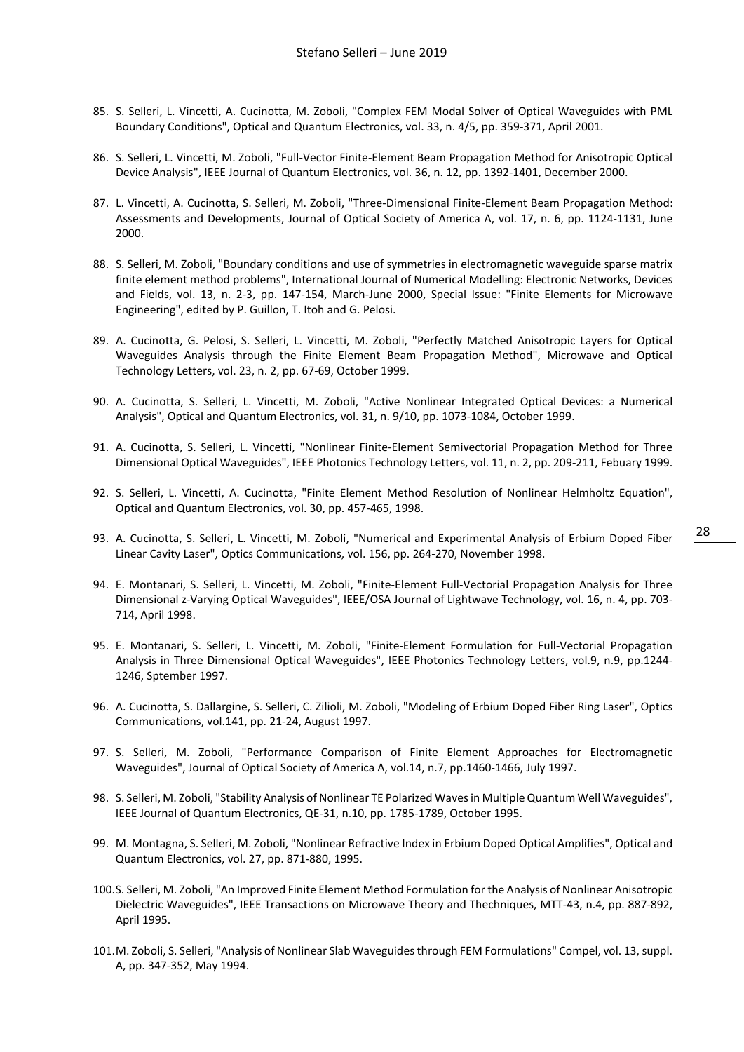85. S. Selleri, L. Vincetti, A. Cucinotta, M. Zoboli, "Complex FEM Modal Solver of Optical Waveguides with PML Boundary Conditions", Optical and Quantum Electronics, vol. 33, n. 4/5, pp. 359-371, April 2001.

86. S. Selleri, L. Vincetti, M. Zoboli, "Full-Vector Finite-Element Beam Propagation Method for Anisotropic Optical Device Analysis", IEEE Journal of Quantum Electronics, vol. 36, n. 12, pp. 1392-1401, December 2000.

87. L. Vincetti, A. Cucinotta, S. Selleri, M. Zoboli, "Three-Dimensional Finite-Element Beam Propagation Method: Assessments and Developments, Journal of Optical Society of America A, vol. 17, n. 6, pp. 1124-1131, June 2000.

88. S. Selleri, M. Zoboli, "Boundary conditions and use of symmetries in electromagnetic waveguide sparse matrix finite element method problems", International Journal of Numerical Modelling: Electronic Networks, Devices and Fields, vol. 13, n. 2-3, pp. 147-154, March-June 2000, Special Issue: "Finite Elements for Microwave Engineering", edited by P. Guillon, T. Itoh and G. Pelosi.

89. A. Cucinotta, G. Pelosi, S. Selleri, L. Vincetti, M. Zoboli, "Perfectly Matched Anisotropic Layers for Optical Waveguides Analysis through the Finite Element Beam Propagation Method", Microwave and Optical Technology Letters, vol. 23, n. 2, pp. 67-69, October 1999.

90. A. Cucinotta, S. Selleri, L. Vincetti, M. Zoboli, "Active Nonlinear Integrated Optical Devices: a Numerical Analysis", Optical and Quantum Electronics, vol. 31, n. 9/10, pp. 1073-1084, October 1999.

91. A. Cucinotta, S. Selleri, L. Vincetti, "Nonlinear Finite-Element Semivectorial Propagation Method for Three Dimensional Optical Waveguides", IEEE Photonics Technology Letters, vol. 11, n. 2, pp. 209-211, Febuary 1999.

92. S. Selleri, L. Vincetti, A. Cucinotta, "Finite Element Method Resolution of Nonlinear Helmholtz Equation", Optical and Quantum Electronics, vol. 30, pp. 457-465, 1998.

93. A. Cucinotta, S. Selleri, L. Vincetti, M. Zoboli, "Numerical and Experimental Analysis of Erbium Doped Fiber Linear Cavity Laser", Optics Communications, vol. 156, pp. 264-270, November 1998.

94. E. Montanari, S. Selleri, L. Vincetti, M. Zoboli, "Finite-Element Full-Vectorial Propagation Analysis for Three Dimensional z-Varying Optical Waveguides", IEEE/OSA Journal of Lightwave Technology, vol. 16, n. 4, pp. 703-714, April 1998.

95. E. Montanari, S. Selleri, L. Vincetti, M. Zoboli, "Finite-Element Formulation for Full-Vectorial Propagation Analysis in Three Dimensional Optical Waveguides", IEEE Photonics Technology Letters, vol.9, n.9, pp.1244-1246, Sptember 1997.

96. A. Cucinotta, S. Dallargine, S. Selleri, C. Zilioli, M. Zoboli, "Modeling of Erbium Doped Fiber Ring Laser", Optics Communications, vol.141, pp. 21-24, August 1997.

97. S. Selleri, M. Zoboli, "Performance Comparison of Finite Element Approaches for Electromagnetic Waveguides", Journal of Optical Society of America A, vol.14, n.7, pp.1460-1466, July 1997.

98. S. Selleri, M. Zoboli, "Stability Analysis of Nonlinear TE Polarized Waves in Multiple Quantum Well Waveguides", IEEE Journal of Quantum Electronics, QE-31, n.10, pp. 1785-1789, October 1995.

99. M. Montagna, S. Selleri, M. Zoboli, "Nonlinear Refractive Index in Erbium Doped Optical Amplifies", Optical and Quantum Electronics, vol. 27, pp. 871-880, 1995.

100. S. Selleri, M. Zoboli, "An Improved Finite Element Method Formulation for the Analysis of Nonlinear Anisotropic Dielectric Waveguides", IEEE Transactions on Microwave Theory and Thechniques, MTT-43, n.4, pp. 887-892, April 1995.

101. M. Zoboli, S. Selleri, "Analysis of Nonlinear Slab Waveguides through FEM Formulations" Compel, vol. 13, suppl. A, pp. 347-352, May 1994.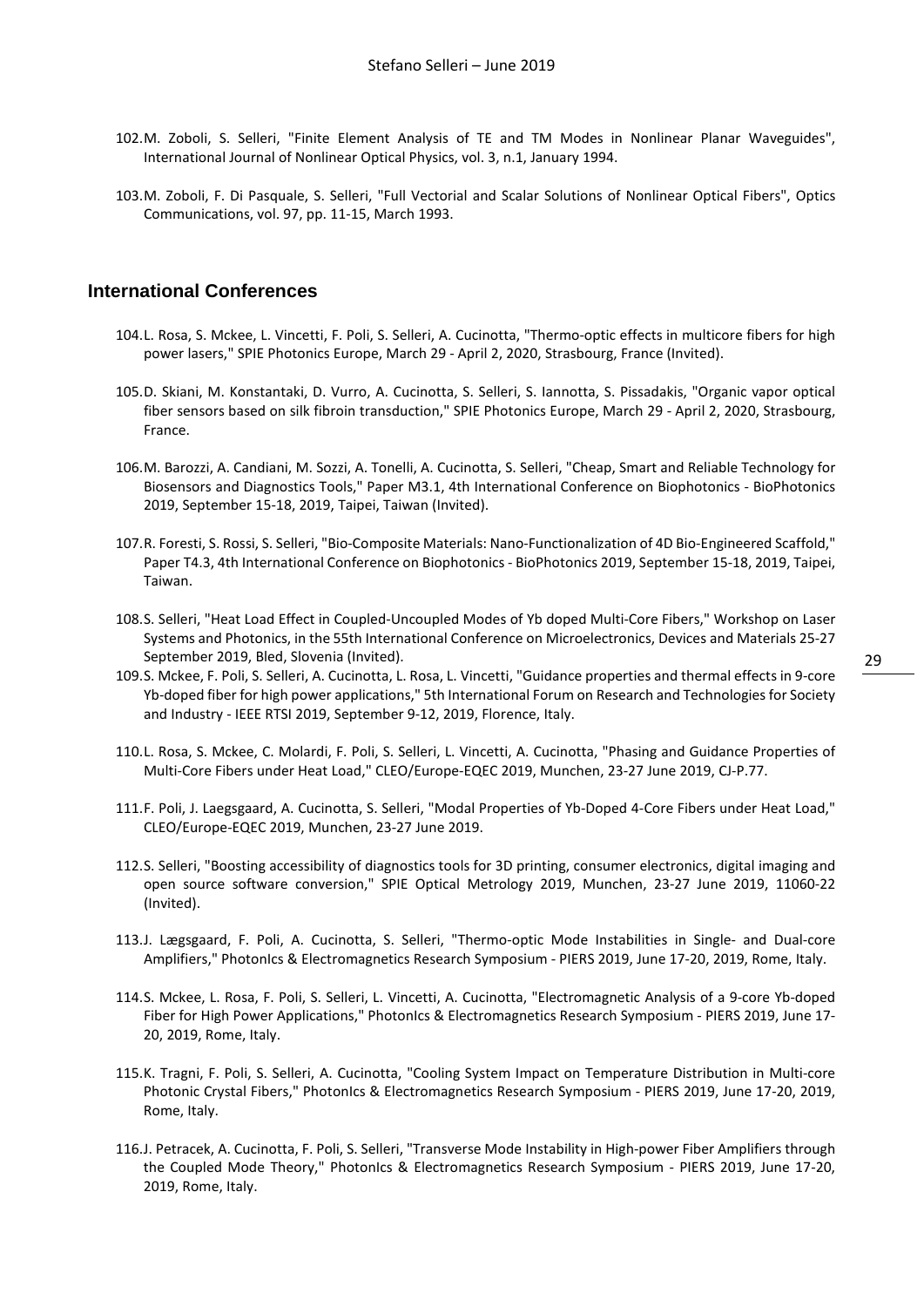102. M. Zoboli, S. Selleri, "Finite Element Analysis of TE and TM Modes in Nonlinear Planar Waveguides", International Journal of Nonlinear Optical Physics, vol. 3, n.1, January 1994.

103. M. Zoboli, F. Di Pasquale, S. Selleri, "Full Vectorial and Scalar Solutions of Nonlinear Optical Fibers", Optics Communications, vol. 97, pp. 11-15, March 1993.

## International Conferences

104. L. Rosa, S. Mckee, L. Vincetti, F. Poli, S. Selleri, A. Cucinotta, "Thermo-optic effects in multicore fibers for high power lasers," SPIE Photonics Europe, March 29 - April 2, 2020, Strasbourg, France (Invited).

105. D. Skiani, M. Konstantaki, D. Vurro, A. Cucinotta, S. Selleri, S. Iannotta, S. Pissadakis, "Organic vapor optical fiber sensors based on silk fibroin transduction," SPIE Photonics Europe, March 29 - April 2, 2020, Strasbourg, France.

106. M. Barozzi, A. Candiani, M. Sozzi, A. Tonelli, A. Cucinotta, S. Selleri, "Cheap, Smart and Reliable Technology for Biosensors and Diagnostics Tools," Paper M3.1, 4th International Conference on Biophotonics - BioPhotonics 2019, September 15-18, 2019, Taipei, Taiwan (Invited).

107. R. Foresti, S. Rossi, S. Selleri, "Bio-Composite Materials: Nano-Functionalization of 4D Bio-Engineered Scaffold," Paper T4.3, 4th International Conference on Biophotonics - BioPhotonics 2019, September 15-18, 2019, Taipei, Taiwan.

108. S. Selleri, "Heat Load Effect in Coupled-Uncoupled Modes of Yb doped Multi-Core Fibers," Workshop on Laser Systems and Photonics, in the 55th International Conference on Microelectronics, Devices and Materials 25-27 September 2019, Bled, Slovenia (Invited).

109. S. Mckee, F. Poli, S. Selleri, A. Cucinotta, L. Rosa, L. Vincetti, "Guidance properties and thermal effects in 9-core Yb-doped fiber for high power applications," 5th International Forum on Research and Technologies for Society and Industry - IEEE RTSI 2019, September 9-12, 2019, Florence, Italy.

110. L. Rosa, S. Mckee, C. Molardi, F. Poli, S. Selleri, L. Vincetti, A. Cucinotta, "Phasing and Guidance Properties of Multi-Core Fibers under Heat Load," CLEO/Europe-EQEC 2019, Munchen, 23-27 June 2019, CJ-P.77.

111. F. Poli, J. Laegsgaard, A. Cucinotta, S. Selleri, "Modal Properties of Yb-Doped 4-Core Fibers under Heat Load," CLEO/Europe-EQEC 2019, Munchen, 23-27 June 2019.

112. S. Selleri, "Boosting accessibility of diagnostics tools for 3D printing, consumer electronics, digital imaging and open source software conversion," SPIE Optical Metrology 2019, Munchen, 23-27 June 2019, 11060-22 (Invited).

113. J. Lægsgaard, F. Poli, A. Cucinotta, S. Selleri, "Thermo-optic Mode Instabilities in Single- and Dual-core Amplifiers," PhotonIcs & Electromagnetics Research Symposium - PIERS 2019, June 17-20, 2019, Rome, Italy.

114. S. Mckee, L. Rosa, F. Poli, S. Selleri, L. Vincetti, A. Cucinotta, "Electromagnetic Analysis of a 9-core Yb-doped Fiber for High Power Applications," PhotonIcs & Electromagnetics Research Symposium - PIERS 2019, June 17-20, 2019, Rome, Italy.

115. K. Tragni, F. Poli, S. Selleri, A. Cucinotta, "Cooling System Impact on Temperature Distribution in Multi-core Photonic Crystal Fibers," PhotonIcs & Electromagnetics Research Symposium - PIERS 2019, June 17-20, 2019, Rome, Italy.

116. J. Petracek, A. Cucinotta, F. Poli, S. Selleri, "Transverse Mode Instability in High-power Fiber Amplifiers through the Coupled Mode Theory," PhotonIcs & Electromagnetics Research Symposium - PIERS 2019, June 17-20, 2019, Rome, Italy.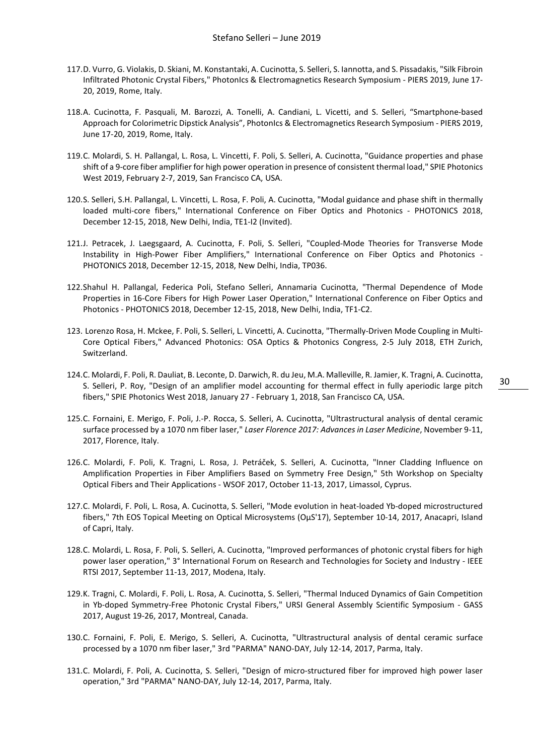117. D. Vurro, G. Violakis, D. Skiani, M. Konstantaki, A. Cucinotta, S. Selleri, S. Iannotta, and S. Pissadakis, "Silk Fibroin Infiltrated Photonic Crystal Fibers," PhotonIcs & Electromagnetics Research Symposium - PIERS 2019, June 17-20, 2019, Rome, Italy.

118. A. Cucinotta, F. Pasquali, M. Barozzi, A. Tonelli, A. Candiani, L. Vicetti, and S. Selleri, "Smartphone-based Approach for Colorimetric Dipstick Analysis", PhotonIcs & Electromagnetics Research Symposium - PIERS 2019, June 17-20, 2019, Rome, Italy.

119. C. Molardi, S. H. Pallangal, L. Rosa, L. Vincetti, F. Poli, S. Selleri, A. Cucinotta, "Guidance properties and phase shift of a 9-core fiber amplifier for high power operation in presence of consistent thermal load," SPIE Photonics West 2019, February 2-7, 2019, San Francisco CA, USA.

120. S. Selleri, S.H. Pallangal, L. Vincetti, L. Rosa, F. Poli, A. Cucinotta, "Modal guidance and phase shift in thermally loaded multi-core fibers," International Conference on Fiber Optics and Photonics - PHOTONICS 2018, December 12-15, 2018, New Delhi, India, TE1-I2 (Invited).

121. J. Petracek, J. Laegsgaard, A. Cucinotta, F. Poli, S. Selleri, "Coupled-Mode Theories for Transverse Mode Instability in High-Power Fiber Amplifiers," International Conference on Fiber Optics and Photonics - PHOTONICS 2018, December 12-15, 2018, New Delhi, India, TP036.

122. Shahul H. Pallangal, Federica Poli, Stefano Selleri, Annamaria Cucinotta, "Thermal Dependence of Mode Properties in 16-Core Fibers for High Power Laser Operation," International Conference on Fiber Optics and Photonics - PHOTONICS 2018, December 12-15, 2018, New Delhi, India, TF1-C2.

123. Lorenzo Rosa, H. Mckee, F. Poli, S. Selleri, L. Vincetti, A. Cucinotta, "Thermally-Driven Mode Coupling in Multi-Core Optical Fibers," Advanced Photonics: OSA Optics & Photonics Congress, 2-5 July 2018, ETH Zurich, Switzerland.

124. C. Molardi, F. Poli, R. Dauliat, B. Leconte, D. Darwich, R. du Jeu, M.A. Malleville, R. Jamier, K. Tragni, A. Cucinotta, S. Selleri, P. Roy, "Design of an amplifier model accounting for thermal effect in fully aperiodic large pitch fibers," SPIE Photonics West 2018, January 27 - February 1, 2018, San Francisco CA, USA.

125. C. Fornaini, E. Merigo, F. Poli, J.-P. Rocca, S. Selleri, A. Cucinotta, "Ultrastructural analysis of dental ceramic surface processed by a 1070 nm fiber laser," *Laser Florence 2017: Advances in Laser Medicine*, November 9-11, 2017, Florence, Italy.

126. C. Molardi, F. Poli, K. Tragni, L. Rosa, J. Petráček, S. Selleri, A. Cucinotta, "Inner Cladding Influence on Amplification Properties in Fiber Amplifiers Based on Symmetry Free Design," 5th Workshop on Specialty Optical Fibers and Their Applications - WSOF 2017, October 11-13, 2017, Limassol, Cyprus.

127. C. Molardi, F. Poli, L. Rosa, A. Cucinotta, S. Selleri, "Mode evolution in heat-loaded Yb-doped microstructured fibers," 7th EOS Topical Meeting on Optical Microsystems (OμS'17), September 10-14, 2017, Anacapri, Island of Capri, Italy.

128. C. Molardi, L. Rosa, F. Poli, S. Selleri, A. Cucinotta, "Improved performances of photonic crystal fibers for high power laser operation," 3° International Forum on Research and Technologies for Society and Industry - IEEE RTSI 2017, September 11-13, 2017, Modena, Italy.

129. K. Tragni, C. Molardi, F. Poli, L. Rosa, A. Cucinotta, S. Selleri, "Thermal Induced Dynamics of Gain Competition in Yb-doped Symmetry-Free Photonic Crystal Fibers," URSI General Assembly Scientific Symposium - GASS 2017, August 19-26, 2017, Montreal, Canada.

130. C. Fornaini, F. Poli, E. Merigo, S. Selleri, A. Cucinotta, "Ultrastructural analysis of dental ceramic surface processed by a 1070 nm fiber laser," 3rd "PARMA" NANO-DAY, July 12-14, 2017, Parma, Italy.

131. C. Molardi, F. Poli, A. Cucinotta, S. Selleri, "Design of micro-structured fiber for improved high power laser operation," 3rd "PARMA" NANO-DAY, July 12-14, 2017, Parma, Italy.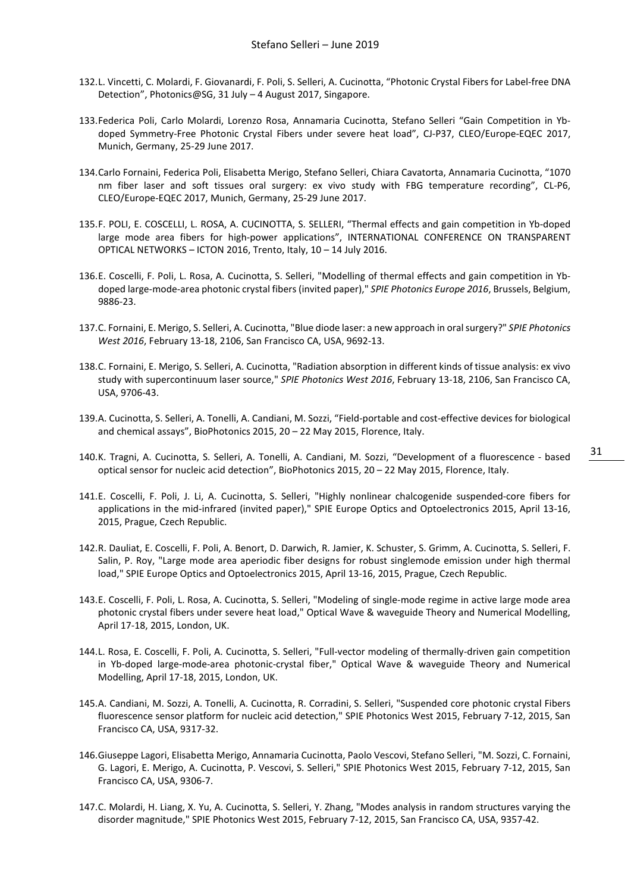132. L. Vincetti, C. Molardi, F. Giovanardi, F. Poli, S. Selleri, A. Cucinotta, "Photonic Crystal Fibers for Label-free DNA Detection", Photonics@SG, 31 July – 4 August 2017, Singapore.

133. Federica Poli, Carlo Molardi, Lorenzo Rosa, Annamaria Cucinotta, Stefano Selleri "Gain Competition in Yb-doped Symmetry-Free Photonic Crystal Fibers under severe heat load", CJ-P37, CLEO/Europe-EQEC 2017, Munich, Germany, 25-29 June 2017.

134. Carlo Fornaini, Federica Poli, Elisabetta Merigo, Stefano Selleri, Chiara Cavatorta, Annamaria Cucinotta, "1070 nm fiber laser and soft tissues oral surgery: ex vivo study with FBG temperature recording", CL-P6, CLEO/Europe-EQEC 2017, Munich, Germany, 25-29 June 2017.

135. F. POLI, E. COSCELLI, L. ROSA, A. CUCINOTTA, S. SELLERI, "Thermal effects and gain competition in Yb-doped large mode area fibers for high-power applications", INTERNATIONAL CONFERENCE ON TRANSPARENT OPTICAL NETWORKS – ICTON 2016, Trento, Italy, 10 – 14 July 2016.

136. E. Coscelli, F. Poli, L. Rosa, A. Cucinotta, S. Selleri, "Modelling of thermal effects and gain competition in Yb-doped large-mode-area photonic crystal fibers (invited paper)," *SPIE Photonics Europe 2016*, Brussels, Belgium, 9886-23.

137. C. Fornaini, E. Merigo, S. Selleri, A. Cucinotta, "Blue diode laser: a new approach in oral surgery?" *SPIE Photonics West 2016*, February 13-18, 2106, San Francisco CA, USA, 9692-13.

138. C. Fornaini, E. Merigo, S. Selleri, A. Cucinotta, "Radiation absorption in different kinds of tissue analysis: ex vivo study with supercontinuum laser source," *SPIE Photonics West 2016*, February 13-18, 2106, San Francisco CA, USA, 9706-43.

139. A. Cucinotta, S. Selleri, A. Tonelli, A. Candiani, M. Sozzi, "Field-portable and cost-effective devices for biological and chemical assays", BioPhotonics 2015, 20 – 22 May 2015, Florence, Italy.

140. K. Tragni, A. Cucinotta, S. Selleri, A. Tonelli, A. Candiani, M. Sozzi, "Development of a fluorescence - based optical sensor for nucleic acid detection", BioPhotonics 2015, 20 – 22 May 2015, Florence, Italy.

141. E. Coscelli, F. Poli, J. Li, A. Cucinotta, S. Selleri, "Highly nonlinear chalcogenide suspended-core fibers for applications in the mid-infrared (invited paper)," SPIE Europe Optics and Optoelectronics 2015, April 13-16, 2015, Prague, Czech Republic.

142. R. Dauliat, E. Coscelli, F. Poli, A. Benort, D. Darwich, R. Jamier, K. Schuster, S. Grimm, A. Cucinotta, S. Selleri, F. Salin, P. Roy, "Large mode area aperiodic fiber designs for robust singlemode emission under high thermal load," SPIE Europe Optics and Optoelectronics 2015, April 13-16, 2015, Prague, Czech Republic.

143. E. Coscelli, F. Poli, L. Rosa, A. Cucinotta, S. Selleri, "Modeling of single-mode regime in active large mode area photonic crystal fibers under severe heat load," Optical Wave & waveguide Theory and Numerical Modelling, April 17-18, 2015, London, UK.

144. L. Rosa, E. Coscelli, F. Poli, A. Cucinotta, S. Selleri, "Full-vector modeling of thermally-driven gain competition in Yb-doped large-mode-area photonic-crystal fiber," Optical Wave & waveguide Theory and Numerical Modelling, April 17-18, 2015, London, UK.

145. A. Candiani, M. Sozzi, A. Tonelli, A. Cucinotta, R. Corradini, S. Selleri, "Suspended core photonic crystal Fibers fluorescence sensor platform for nucleic acid detection," SPIE Photonics West 2015, February 7-12, 2015, San Francisco CA, USA, 9317-32.

146. Giuseppe Lagori, Elisabetta Merigo, Annamaria Cucinotta, Paolo Vescovi, Stefano Selleri, "M. Sozzi, C. Fornaini, G. Lagori, E. Merigo, A. Cucinotta, P. Vescovi, S. Selleri," SPIE Photonics West 2015, February 7-12, 2015, San Francisco CA, USA, 9306-7.

147. C. Molardi, H. Liang, X. Yu, A. Cucinotta, S. Selleri, Y. Zhang, "Modes analysis in random structures varying the disorder magnitude," SPIE Photonics West 2015, February 7-12, 2015, San Francisco CA, USA, 9357-42.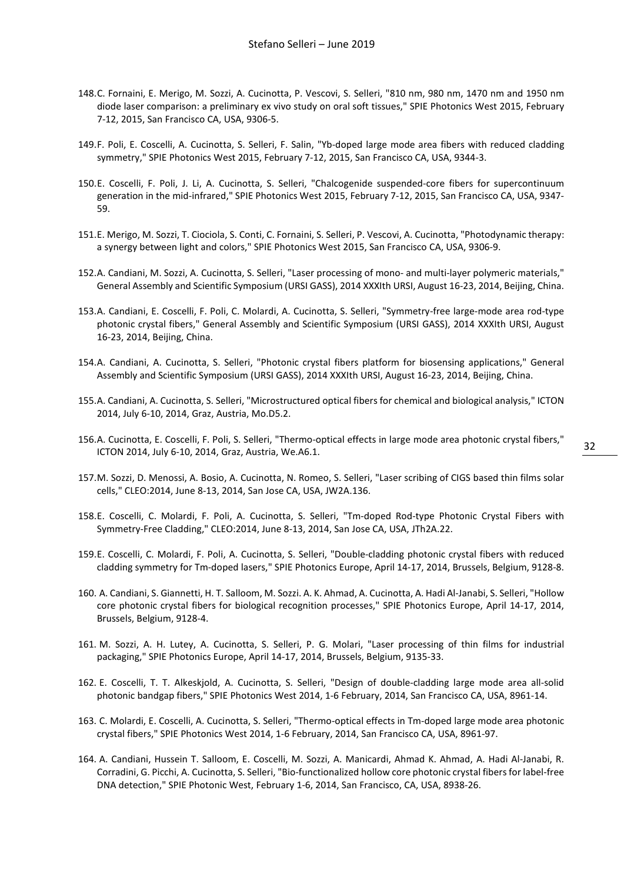148. C. Fornaini, E. Merigo, M. Sozzi, A. Cucinotta, P. Vescovi, S. Selleri, "810 nm, 980 nm, 1470 nm and 1950 nm diode laser comparison: a preliminary ex vivo study on oral soft tissues," SPIE Photonics West 2015, February 7-12, 2015, San Francisco CA, USA, 9306-5.

149. F. Poli, E. Coscelli, A. Cucinotta, S. Selleri, F. Salin, "Yb-doped large mode area fibers with reduced cladding symmetry," SPIE Photonics West 2015, February 7-12, 2015, San Francisco CA, USA, 9344-3.

150. E. Coscelli, F. Poli, J. Li, A. Cucinotta, S. Selleri, "Chalcogenide suspended-core fibers for supercontinuum generation in the mid-infrared," SPIE Photonics West 2015, February 7-12, 2015, San Francisco CA, USA, 9347-59.

151. E. Merigo, M. Sozzi, T. Ciociola, S. Conti, C. Fornaini, S. Selleri, P. Vescovi, A. Cucinotta, "Photodynamic therapy: a synergy between light and colors," SPIE Photonics West 2015, San Francisco CA, USA, 9306-9.

152. A. Candiani, M. Sozzi, A. Cucinotta, S. Selleri, "Laser processing of mono- and multi-layer polymeric materials," General Assembly and Scientific Symposium (URSI GASS), 2014 XXXIth URSI, August 16-23, 2014, Beijing, China.

153. A. Candiani, E. Coscelli, F. Poli, C. Molardi, A. Cucinotta, S. Selleri, "Symmetry-free large-mode area rod-type photonic crystal fibers," General Assembly and Scientific Symposium (URSI GASS), 2014 XXXIth URSI, August 16-23, 2014, Beijing, China.

154. A. Candiani, A. Cucinotta, S. Selleri, "Photonic crystal fibers platform for biosensing applications," General Assembly and Scientific Symposium (URSI GASS), 2014 XXXIth URSI, August 16-23, 2014, Beijing, China.

155. A. Candiani, A. Cucinotta, S. Selleri, "Microstructured optical fibers for chemical and biological analysis," ICTON 2014, July 6-10, 2014, Graz, Austria, Mo.D5.2.

156. A. Cucinotta, E. Coscelli, F. Poli, S. Selleri, "Thermo-optical effects in large mode area photonic crystal fibers," ICTON 2014, July 6-10, 2014, Graz, Austria, We.A6.1.

157. M. Sozzi, D. Menossi, A. Bosio, A. Cucinotta, N. Romeo, S. Selleri, "Laser scribing of CIGS based thin films solar cells," CLEO:2014, June 8-13, 2014, San Jose CA, USA, JW2A.136.

158. E. Coscelli, C. Molardi, F. Poli, A. Cucinotta, S. Selleri, "Tm-doped Rod-type Photonic Crystal Fibers with Symmetry-Free Cladding," CLEO:2014, June 8-13, 2014, San Jose CA, USA, JTh2A.22.

159. E. Coscelli, C. Molardi, F. Poli, A. Cucinotta, S. Selleri, "Double-cladding photonic crystal fibers with reduced cladding symmetry for Tm-doped lasers," SPIE Photonics Europe, April 14-17, 2014, Brussels, Belgium, 9128-8.

160. A. Candiani, S. Giannetti, H. T. Salloom, M. Sozzi. A. K. Ahmad, A. Cucinotta, A. Hadi Al-Janabi, S. Selleri, "Hollow core photonic crystal fibers for biological recognition processes," SPIE Photonics Europe, April 14-17, 2014, Brussels, Belgium, 9128-4.

161. M. Sozzi, A. H. Lutey, A. Cucinotta, S. Selleri, P. G. Molari, "Laser processing of thin films for industrial packaging," SPIE Photonics Europe, April 14-17, 2014, Brussels, Belgium, 9135-33.

162. E. Coscelli, T. T. Alkeskjold, A. Cucinotta, S. Selleri, "Design of double-cladding large mode area all-solid photonic bandgap fibers," SPIE Photonics West 2014, 1-6 February, 2014, San Francisco CA, USA, 8961-14.

163. C. Molardi, E. Coscelli, A. Cucinotta, S. Selleri, "Thermo-optical effects in Tm-doped large mode area photonic crystal fibers," SPIE Photonics West 2014, 1-6 February, 2014, San Francisco CA, USA, 8961-97.

164. A. Candiani, Hussein T. Salloom, E. Coscelli, M. Sozzi, A. Manicardi, Ahmad K. Ahmad, A. Hadi Al-Janabi, R. Corradini, G. Picchi, A. Cucinotta, S. Selleri, "Bio-functionalized hollow core photonic crystal fibers for label-free DNA detection," SPIE Photonic West, February 1-6, 2014, San Francisco, CA, USA, 8938-26.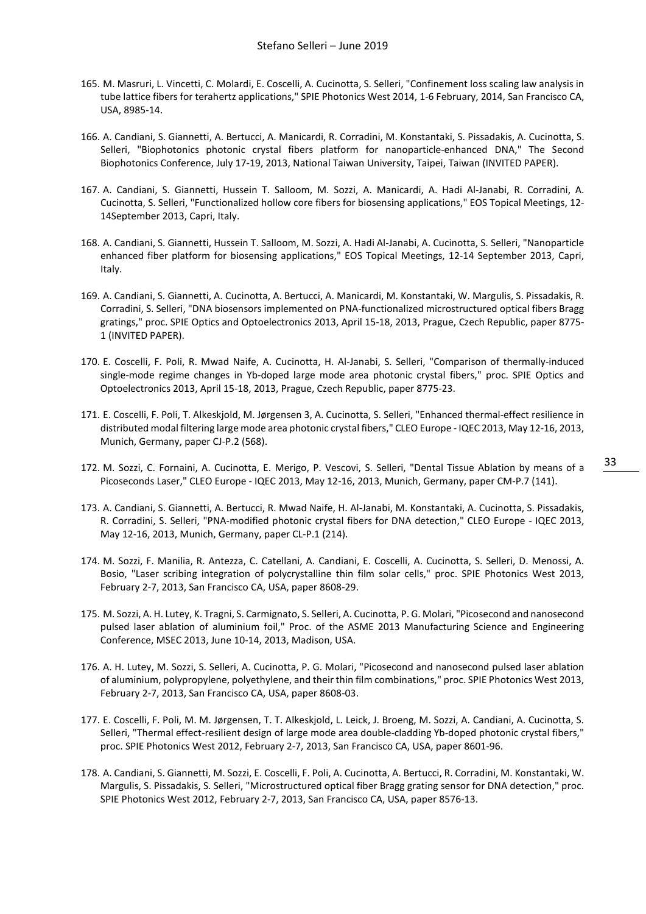165. M. Masruri, L. Vincetti, C. Molardi, E. Coscelli, A. Cucinotta, S. Selleri, "Confinement loss scaling law analysis in tube lattice fibers for terahertz applications," SPIE Photonics West 2014, 1-6 February, 2014, San Francisco CA, USA, 8985-14.

166. A. Candiani, S. Giannetti, A. Bertucci, A. Manicardi, R. Corradini, M. Konstantaki, S. Pissadakis, A. Cucinotta, S. Selleri, "Biophotonics photonic crystal fibers platform for nanoparticle-enhanced DNA," The Second Biophotonics Conference, July 17-19, 2013, National Taiwan University, Taipei, Taiwan (INVITED PAPER).

167. A. Candiani, S. Giannetti, Hussein T. Salloom, M. Sozzi, A. Manicardi, A. Hadi Al-Janabi, R. Corradini, A. Cucinotta, S. Selleri, "Functionalized hollow core fibers for biosensing applications," EOS Topical Meetings, 12-14September 2013, Capri, Italy.

168. A. Candiani, S. Giannetti, Hussein T. Salloom, M. Sozzi, A. Hadi Al-Janabi, A. Cucinotta, S. Selleri, "Nanoparticle enhanced fiber platform for biosensing applications," EOS Topical Meetings, 12-14 September 2013, Capri, Italy.

169. A. Candiani, S. Giannetti, A. Cucinotta, A. Bertucci, A. Manicardi, M. Konstantaki, W. Margulis, S. Pissadakis, R. Corradini, S. Selleri, "DNA biosensors implemented on PNA-functionalized microstructured optical fibers Bragg gratings," proc. SPIE Optics and Optoelectronics 2013, April 15-18, 2013, Prague, Czech Republic, paper 8775-1 (INVITED PAPER).

170. E. Coscelli, F. Poli, R. Mwad Naife, A. Cucinotta, H. Al-Janabi, S. Selleri, "Comparison of thermally-induced single-mode regime changes in Yb-doped large mode area photonic crystal fibers," proc. SPIE Optics and Optoelectronics 2013, April 15-18, 2013, Prague, Czech Republic, paper 8775-23.

171. E. Coscelli, F. Poli, T. Alkeskjold, M. Jørgensen 3, A. Cucinotta, S. Selleri, "Enhanced thermal-effect resilience in distributed modal filtering large mode area photonic crystal fibers," CLEO Europe - IQEC 2013, May 12-16, 2013, Munich, Germany, paper CJ-P.2 (568).

172. M. Sozzi, C. Fornaini, A. Cucinotta, E. Merigo, P. Vescovi, S. Selleri, "Dental Tissue Ablation by means of a Picoseconds Laser," CLEO Europe - IQEC 2013, May 12-16, 2013, Munich, Germany, paper CM-P.7 (141).

173. A. Candiani, S. Giannetti, A. Bertucci, R. Mwad Naife, H. Al-Janabi, M. Konstantaki, A. Cucinotta, S. Pissadakis, R. Corradini, S. Selleri, "PNA-modified photonic crystal fibers for DNA detection," CLEO Europe - IQEC 2013, May 12-16, 2013, Munich, Germany, paper CL-P.1 (214).

174. M. Sozzi, F. Manilia, R. Antezza, C. Catellani, A. Candiani, E. Coscelli, A. Cucinotta, S. Selleri, D. Menossi, A. Bosio, "Laser scribing integration of polycrystalline thin film solar cells," proc. SPIE Photonics West 2013, February 2-7, 2013, San Francisco CA, USA, paper 8608-29.

175. M. Sozzi, A. H. Lutey, K. Tragni, S. Carmignato, S. Selleri, A. Cucinotta, P. G. Molari, "Picosecond and nanosecond pulsed laser ablation of aluminium foil," Proc. of the ASME 2013 Manufacturing Science and Engineering Conference, MSEC 2013, June 10-14, 2013, Madison, USA.

176. A. H. Lutey, M. Sozzi, S. Selleri, A. Cucinotta, P. G. Molari, "Picosecond and nanosecond pulsed laser ablation of aluminium, polypropylene, polyethylene, and their thin film combinations," proc. SPIE Photonics West 2013, February 2-7, 2013, San Francisco CA, USA, paper 8608-03.

177. E. Coscelli, F. Poli, M. M. Jørgensen, T. T. Alkeskjold, L. Leick, J. Broeng, M. Sozzi, A. Candiani, A. Cucinotta, S. Selleri, "Thermal effect-resilient design of large mode area double-cladding Yb-doped photonic crystal fibers," proc. SPIE Photonics West 2012, February 2-7, 2013, San Francisco CA, USA, paper 8601-96.

178. A. Candiani, S. Giannetti, M. Sozzi, E. Coscelli, F. Poli, A. Cucinotta, A. Bertucci, R. Corradini, M. Konstantaki, W. Margulis, S. Pissadakis, S. Selleri, "Microstructured optical fiber Bragg grating sensor for DNA detection," proc. SPIE Photonics West 2012, February 2-7, 2013, San Francisco CA, USA, paper 8576-13.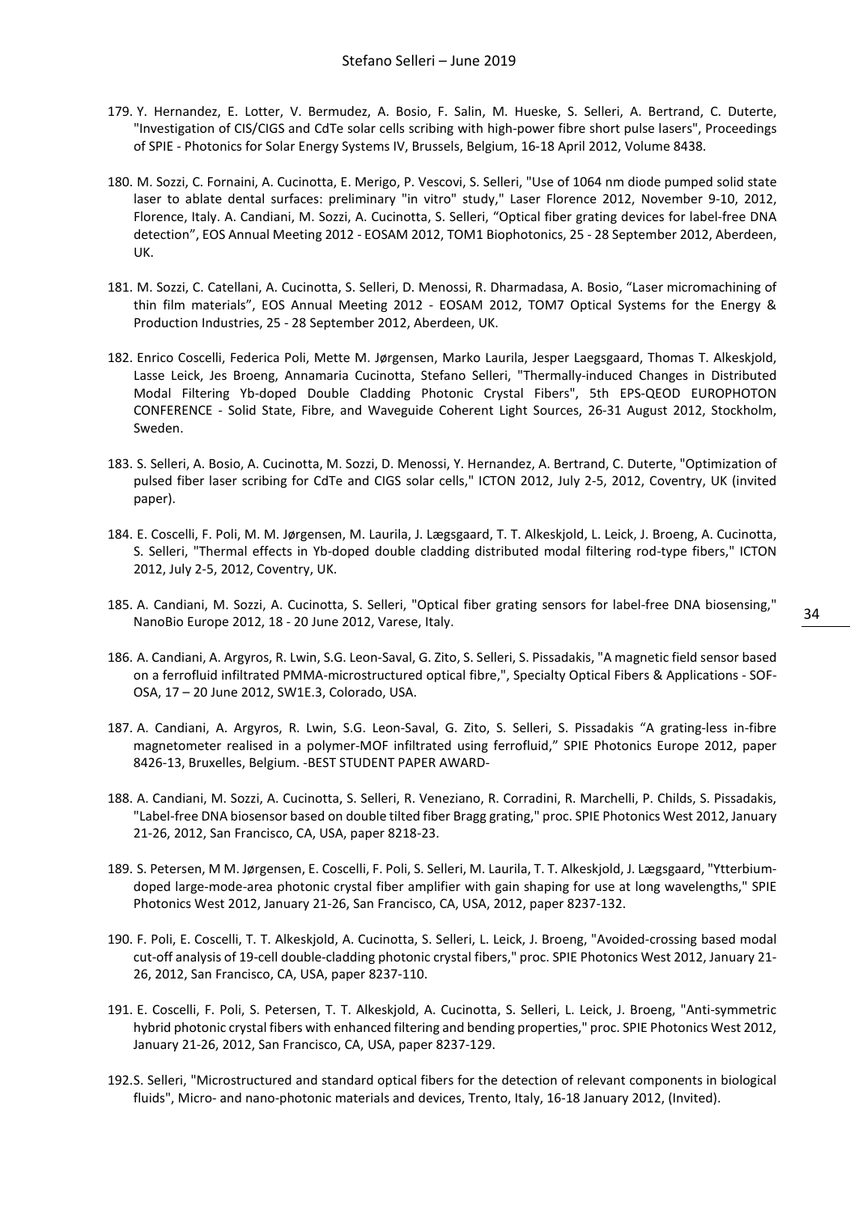179. Y. Hernandez, E. Lotter, V. Bermudez, A. Bosio, F. Salin, M. Hueske, S. Selleri, A. Bertrand, C. Duterte, "Investigation of CIS/CIGS and CdTe solar cells scribing with high-power fibre short pulse lasers", Proceedings of SPIE - Photonics for Solar Energy Systems IV, Brussels, Belgium, 16-18 April 2012, Volume 8438.

180. M. Sozzi, C. Fornaini, A. Cucinotta, E. Merigo, P. Vescovi, S. Selleri, "Use of 1064 nm diode pumped solid state laser to ablate dental surfaces: preliminary "in vitro" study," Laser Florence 2012, November 9-10, 2012, Florence, Italy. A. Candiani, M. Sozzi, A. Cucinotta, S. Selleri, "Optical fiber grating devices for label-free DNA detection", EOS Annual Meeting 2012 - EOSAM 2012, TOM1 Biophotonics, 25 - 28 September 2012, Aberdeen, UK.

181. M. Sozzi, C. Catellani, A. Cucinotta, S. Selleri, D. Menossi, R. Dharmadasa, A. Bosio, "Laser micromachining of thin film materials", EOS Annual Meeting 2012 - EOSAM 2012, TOM7 Optical Systems for the Energy & Production Industries, 25 - 28 September 2012, Aberdeen, UK.

182. Enrico Coscelli, Federica Poli, Mette M. Jørgensen, Marko Laurila, Jesper Laegsgaard, Thomas T. Alkeskjold, Lasse Leick, Jes Broeng, Annamaria Cucinotta, Stefano Selleri, "Thermally-induced Changes in Distributed Modal Filtering Yb-doped Double Cladding Photonic Crystal Fibers", 5th EPS-QEOD EUROPHOTON CONFERENCE - Solid State, Fibre, and Waveguide Coherent Light Sources, 26-31 August 2012, Stockholm, Sweden.

183. S. Selleri, A. Bosio, A. Cucinotta, M. Sozzi, D. Menossi, Y. Hernandez, A. Bertrand, C. Duterte, "Optimization of pulsed fiber laser scribing for CdTe and CIGS solar cells," ICTON 2012, July 2-5, 2012, Coventry, UK (invited paper).

184. E. Coscelli, F. Poli, M. M. Jørgensen, M. Laurila, J. Lægsgaard, T. T. Alkeskjold, L. Leick, J. Broeng, A. Cucinotta, S. Selleri, "Thermal effects in Yb-doped double cladding distributed modal filtering rod-type fibers," ICTON 2012, July 2-5, 2012, Coventry, UK.

185. A. Candiani, M. Sozzi, A. Cucinotta, S. Selleri, "Optical fiber grating sensors for label-free DNA biosensing," NanoBio Europe 2012, 18 - 20 June 2012, Varese, Italy.

186. A. Candiani, A. Argyros, R. Lwin, S.G. Leon-Saval, G. Zito, S. Selleri, S. Pissadakis, "A magnetic field sensor based on a ferrofluid infiltrated PMMA-microstructured optical fibre,", Specialty Optical Fibers & Applications - SOF-OSA, 17 – 20 June 2012, SW1E.3, Colorado, USA.

187. A. Candiani, A. Argyros, R. Lwin, S.G. Leon-Saval, G. Zito, S. Selleri, S. Pissadakis "A grating-less in-fibre magnetometer realised in a polymer-MOF infiltrated using ferrofluid," SPIE Photonics Europe 2012, paper 8426-13, Bruxelles, Belgium. -BEST STUDENT PAPER AWARD-

188. A. Candiani, M. Sozzi, A. Cucinotta, S. Selleri, R. Veneziano, R. Corradini, R. Marchelli, P. Childs, S. Pissadakis, "Label-free DNA biosensor based on double tilted fiber Bragg grating," proc. SPIE Photonics West 2012, January 21-26, 2012, San Francisco, CA, USA, paper 8218-23.

189. S. Petersen, M M. Jørgensen, E. Coscelli, F. Poli, S. Selleri, M. Laurila, T. T. Alkeskjold, J. Lægsgaard, "Ytterbium-doped large-mode-area photonic crystal fiber amplifier with gain shaping for use at long wavelengths," SPIE Photonics West 2012, January 21-26, San Francisco, CA, USA, 2012, paper 8237-132.

190. F. Poli, E. Coscelli, T. T. Alkeskjold, A. Cucinotta, S. Selleri, L. Leick, J. Broeng, "Avoided-crossing based modal cut-off analysis of 19-cell double-cladding photonic crystal fibers," proc. SPIE Photonics West 2012, January 21-26, 2012, San Francisco, CA, USA, paper 8237-110.

191. E. Coscelli, F. Poli, S. Petersen, T. T. Alkeskjold, A. Cucinotta, S. Selleri, L. Leick, J. Broeng, "Anti-symmetric hybrid photonic crystal fibers with enhanced filtering and bending properties," proc. SPIE Photonics West 2012, January 21-26, 2012, San Francisco, CA, USA, paper 8237-129.

192. S. Selleri, "Microstructured and standard optical fibers for the detection of relevant components in biological fluids", Micro- and nano-photonic materials and devices, Trento, Italy, 16-18 January 2012, (Invited).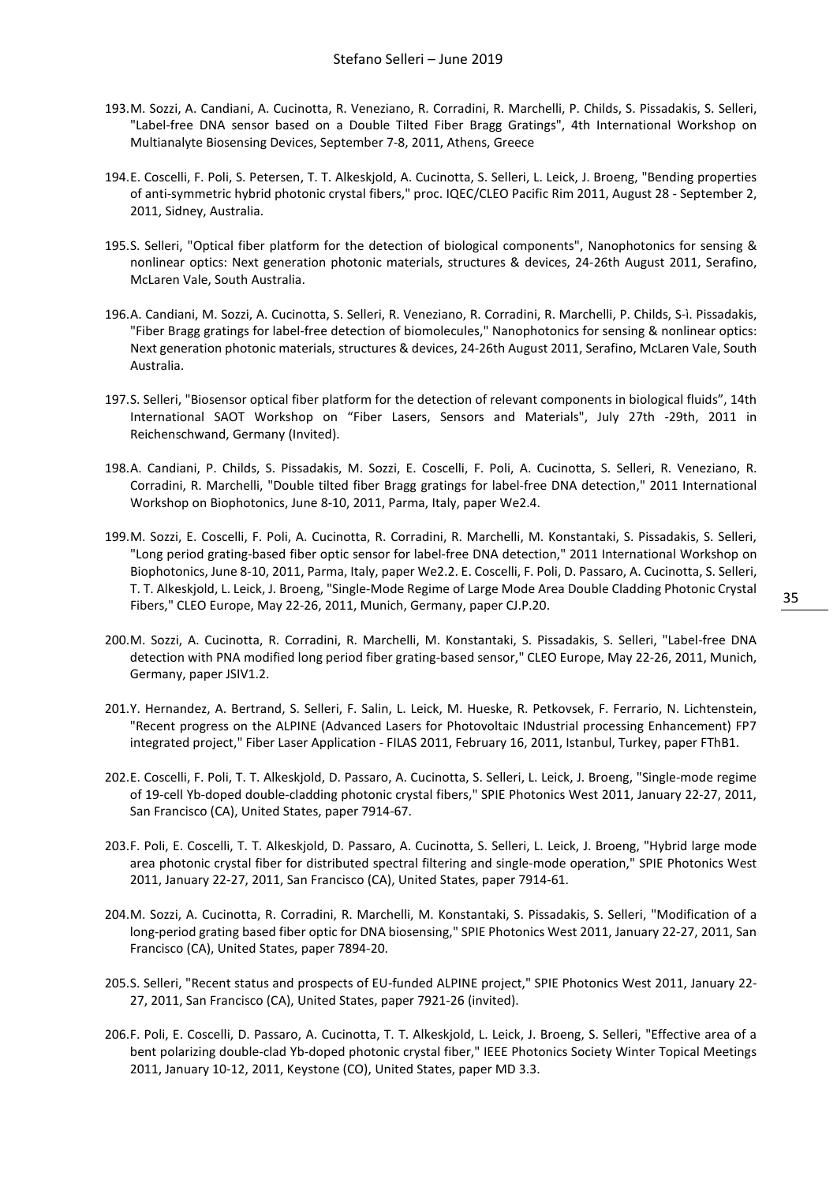193. M. Sozzi, A. Candiani, A. Cucinotta, R. Veneziano, R. Corradini, R. Marchelli, P. Childs, S. Pissadakis, S. Selleri, "Label-free DNA sensor based on a Double Tilted Fiber Bragg Gratings", 4th International Workshop on Multianalyte Biosensing Devices, September 7-8, 2011, Athens, Greece

194. E. Coscelli, F. Poli, S. Petersen, T. T. Alkeskjold, A. Cucinotta, S. Selleri, L. Leick, J. Broeng, "Bending properties of anti-symmetric hybrid photonic crystal fibers," proc. IQEC/CLEO Pacific Rim 2011, August 28 - September 2, 2011, Sidney, Australia.

195. S. Selleri, "Optical fiber platform for the detection of biological components", Nanophotonics for sensing & nonlinear optics: Next generation photonic materials, structures & devices, 24-26th August 2011, Serafino, McLaren Vale, South Australia.

196. A. Candiani, M. Sozzi, A. Cucinotta, S. Selleri, R. Veneziano, R. Corradini, R. Marchelli, P. Childs, S-ì. Pissadakis, "Fiber Bragg gratings for label-free detection of biomolecules," Nanophotonics for sensing & nonlinear optics: Next generation photonic materials, structures & devices, 24-26th August 2011, Serafino, McLaren Vale, South Australia.

197. S. Selleri, "Biosensor optical fiber platform for the detection of relevant components in biological fluids", 14th International SAOT Workshop on "Fiber Lasers, Sensors and Materials", July 27th -29th, 2011 in Reichenschwand, Germany (Invited).

198. A. Candiani, P. Childs, S. Pissadakis, M. Sozzi, E. Coscelli, F. Poli, A. Cucinotta, S. Selleri, R. Veneziano, R. Corradini, R. Marchelli, "Double tilted fiber Bragg gratings for label-free DNA detection," 2011 International Workshop on Biophotonics, June 8-10, 2011, Parma, Italy, paper We2.4.

199. M. Sozzi, E. Coscelli, F. Poli, A. Cucinotta, R. Corradini, R. Marchelli, M. Konstantaki, S. Pissadakis, S. Selleri, "Long period grating-based fiber optic sensor for label-free DNA detection," 2011 International Workshop on Biophotonics, June 8-10, 2011, Parma, Italy, paper We2.2. E. Coscelli, F. Poli, D. Passaro, A. Cucinotta, S. Selleri, T. T. Alkeskjold, L. Leick, J. Broeng, "Single-Mode Regime of Large Mode Area Double Cladding Photonic Crystal Fibers," CLEO Europe, May 22-26, 2011, Munich, Germany, paper CJ.P.20.

200. M. Sozzi, A. Cucinotta, R. Corradini, R. Marchelli, M. Konstantaki, S. Pissadakis, S. Selleri, "Label-free DNA detection with PNA modified long period fiber grating-based sensor," CLEO Europe, May 22-26, 2011, Munich, Germany, paper JSIV1.2.

201. Y. Hernandez, A. Bertrand, S. Selleri, F. Salin, L. Leick, M. Hueske, R. Petkovsek, F. Ferrario, N. Lichtenstein, "Recent progress on the ALPINE (Advanced Lasers for Photovoltaic INdustrial processing Enhancement) FP7 integrated project," Fiber Laser Application - FILAS 2011, February 16, 2011, Istanbul, Turkey, paper FThB1.

202. E. Coscelli, F. Poli, T. T. Alkeskjold, D. Passaro, A. Cucinotta, S. Selleri, L. Leick, J. Broeng, "Single-mode regime of 19-cell Yb-doped double-cladding photonic crystal fibers," SPIE Photonics West 2011, January 22-27, 2011, San Francisco (CA), United States, paper 7914-67.

203. F. Poli, E. Coscelli, T. T. Alkeskjold, D. Passaro, A. Cucinotta, S. Selleri, L. Leick, J. Broeng, "Hybrid large mode area photonic crystal fiber for distributed spectral filtering and single-mode operation," SPIE Photonics West 2011, January 22-27, 2011, San Francisco (CA), United States, paper 7914-61.

204. M. Sozzi, A. Cucinotta, R. Corradini, R. Marchelli, M. Konstantaki, S. Pissadakis, S. Selleri, "Modification of a long-period grating based fiber optic for DNA biosensing," SPIE Photonics West 2011, January 22-27, 2011, San Francisco (CA), United States, paper 7894-20.

205. S. Selleri, "Recent status and prospects of EU-funded ALPINE project," SPIE Photonics West 2011, January 22-27, 2011, San Francisco (CA), United States, paper 7921-26 (invited).

206. F. Poli, E. Coscelli, D. Passaro, A. Cucinotta, T. T. Alkeskjold, L. Leick, J. Broeng, S. Selleri, "Effective area of a bent polarizing double-clad Yb-doped photonic crystal fiber," IEEE Photonics Society Winter Topical Meetings 2011, January 10-12, 2011, Keystone (CO), United States, paper MD 3.3.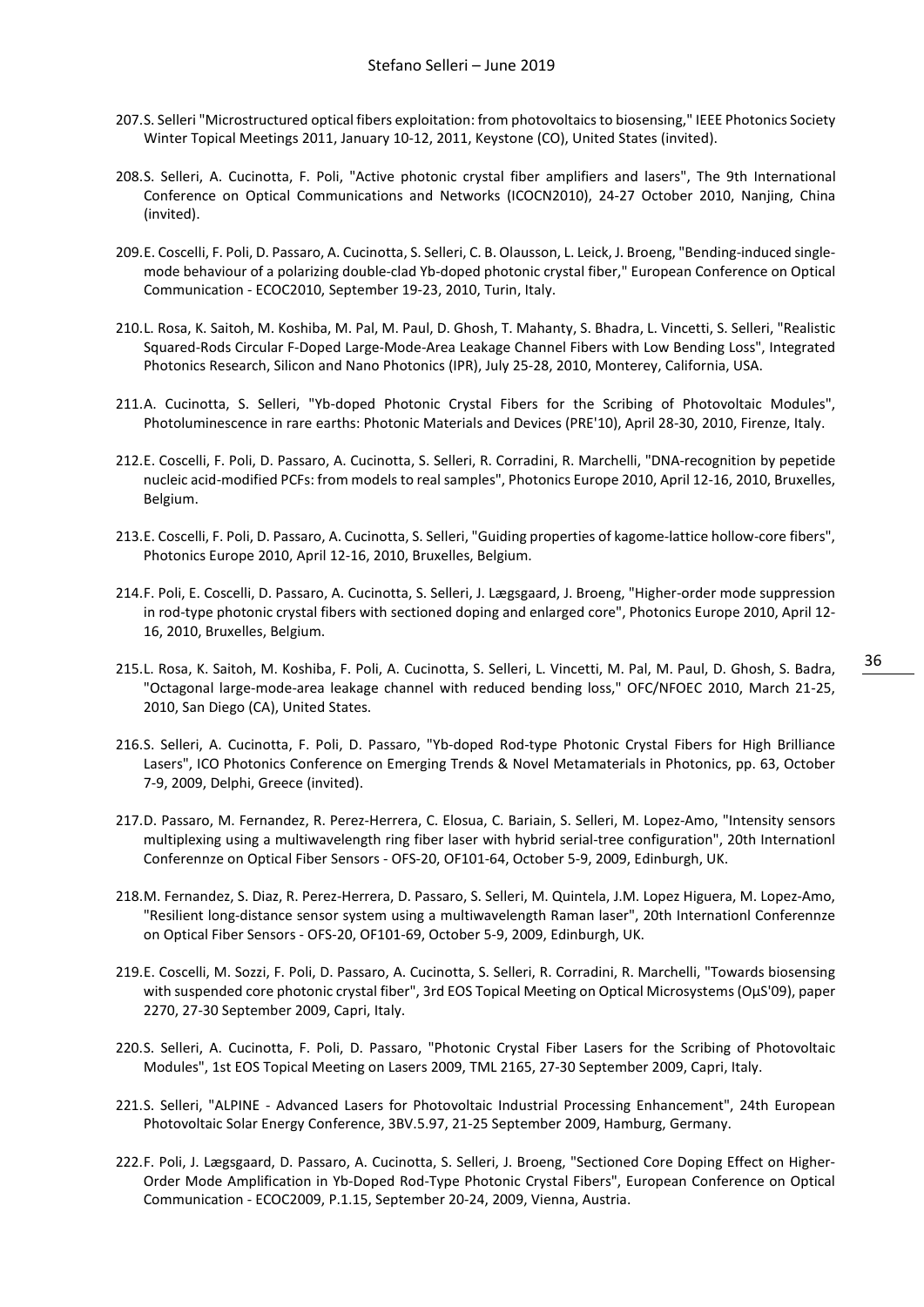207. S. Selleri "Microstructured optical fibers exploitation: from photovoltaics to biosensing," IEEE Photonics Society Winter Topical Meetings 2011, January 10-12, 2011, Keystone (CO), United States (invited).

208. S. Selleri, A. Cucinotta, F. Poli, "Active photonic crystal fiber amplifiers and lasers", The 9th International Conference on Optical Communications and Networks (ICOCN2010), 24-27 October 2010, Nanjing, China (invited).

209. E. Coscelli, F. Poli, D. Passaro, A. Cucinotta, S. Selleri, C. B. Olausson, L. Leick, J. Broeng, "Bending-induced single-mode behaviour of a polarizing double-clad Yb-doped photonic crystal fiber," European Conference on Optical Communication - ECOC2010, September 19-23, 2010, Turin, Italy.

210. L. Rosa, K. Saitoh, M. Koshiba, M. Pal, M. Paul, D. Ghosh, T. Mahanty, S. Bhadra, L. Vincetti, S. Selleri, "Realistic Squared-Rods Circular F-Doped Large-Mode-Area Leakage Channel Fibers with Low Bending Loss", Integrated Photonics Research, Silicon and Nano Photonics (IPR), July 25-28, 2010, Monterey, California, USA.

211. A. Cucinotta, S. Selleri, "Yb-doped Photonic Crystal Fibers for the Scribing of Photovoltaic Modules", Photoluminescence in rare earths: Photonic Materials and Devices (PRE'10), April 28-30, 2010, Firenze, Italy.

212. E. Coscelli, F. Poli, D. Passaro, A. Cucinotta, S. Selleri, R. Corradini, R. Marchelli, "DNA-recognition by pepetide nucleic acid-modified PCFs: from models to real samples", Photonics Europe 2010, April 12-16, 2010, Bruxelles, Belgium.

213. E. Coscelli, F. Poli, D. Passaro, A. Cucinotta, S. Selleri, "Guiding properties of kagome-lattice hollow-core fibers", Photonics Europe 2010, April 12-16, 2010, Bruxelles, Belgium.

214. F. Poli, E. Coscelli, D. Passaro, A. Cucinotta, S. Selleri, J. Lægsgaard, J. Broeng, "Higher-order mode suppression in rod-type photonic crystal fibers with sectioned doping and enlarged core", Photonics Europe 2010, April 12-16, 2010, Bruxelles, Belgium.

215. L. Rosa, K. Saitoh, M. Koshiba, F. Poli, A. Cucinotta, S. Selleri, L. Vincetti, M. Pal, M. Paul, D. Ghosh, S. Badra, "Octagonal large-mode-area leakage channel with reduced bending loss," OFC/NFOEC 2010, March 21-25, 2010, San Diego (CA), United States.

216. S. Selleri, A. Cucinotta, F. Poli, D. Passaro, "Yb-doped Rod-type Photonic Crystal Fibers for High Brilliance Lasers", ICO Photonics Conference on Emerging Trends & Novel Metamaterials in Photonics, pp. 63, October 7-9, 2009, Delphi, Greece (invited).

217. D. Passaro, M. Fernandez, R. Perez-Herrera, C. Elosua, C. Bariain, S. Selleri, M. Lopez-Amo, "Intensity sensors multiplexing using a multiwavelength ring fiber laser with hybrid serial-tree configuration", 20th Internationl Conferennze on Optical Fiber Sensors - OFS-20, OF101-64, October 5-9, 2009, Edinburgh, UK.

218. M. Fernandez, S. Diaz, R. Perez-Herrera, D. Passaro, S. Selleri, M. Quintela, J.M. Lopez Higuera, M. Lopez-Amo, "Resilient long-distance sensor system using a multiwavelength Raman laser", 20th Internationl Conferennze on Optical Fiber Sensors - OFS-20, OF101-69, October 5-9, 2009, Edinburgh, UK.

219. E. Coscelli, M. Sozzi, F. Poli, D. Passaro, A. Cucinotta, S. Selleri, R. Corradini, R. Marchelli, "Towards biosensing with suspended core photonic crystal fiber", 3rd EOS Topical Meeting on Optical Microsystems (OμS'09), paper 2270, 27-30 September 2009, Capri, Italy.

220. S. Selleri, A. Cucinotta, F. Poli, D. Passaro, "Photonic Crystal Fiber Lasers for the Scribing of Photovoltaic Modules", 1st EOS Topical Meeting on Lasers 2009, TML 2165, 27-30 September 2009, Capri, Italy.

221. S. Selleri, "ALPINE - Advanced Lasers for Photovoltaic Industrial Processing Enhancement", 24th European Photovoltaic Solar Energy Conference, 3BV.5.97, 21-25 September 2009, Hamburg, Germany.

222. F. Poli, J. Lægsgaard, D. Passaro, A. Cucinotta, S. Selleri, J. Broeng, "Sectioned Core Doping Effect on Higher-Order Mode Amplification in Yb-Doped Rod-Type Photonic Crystal Fibers", European Conference on Optical Communication - ECOC2009, P.1.15, September 20-24, 2009, Vienna, Austria.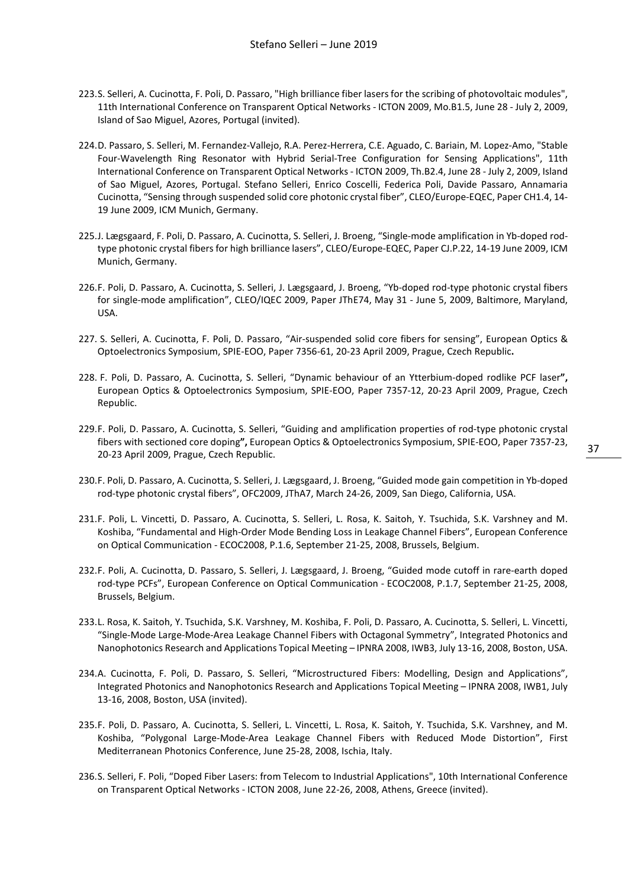223. S. Selleri, A. Cucinotta, F. Poli, D. Passaro, "High brilliance fiber lasers for the scribing of photovoltaic modules", 11th International Conference on Transparent Optical Networks - ICTON 2009, Mo.B1.5, June 28 - July 2, 2009, Island of Sao Miguel, Azores, Portugal (invited).

224. D. Passaro, S. Selleri, M. Fernandez-Vallejo, R.A. Perez-Herrera, C.E. Aguado, C. Bariain, M. Lopez-Amo, "Stable Four-Wavelength Ring Resonator with Hybrid Serial-Tree Configuration for Sensing Applications", 11th International Conference on Transparent Optical Networks - ICTON 2009, Th.B2.4, June 28 - July 2, 2009, Island of Sao Miguel, Azores, Portugal. Stefano Selleri, Enrico Coscelli, Federica Poli, Davide Passaro, Annamaria Cucinotta, "Sensing through suspended solid core photonic crystal fiber", CLEO/Europe-EQEC, Paper CH1.4, 14-19 June 2009, ICM Munich, Germany.

225. J. Lægsgaard, F. Poli, D. Passaro, A. Cucinotta, S. Selleri, J. Broeng, "Single-mode amplification in Yb-doped rod-type photonic crystal fibers for high brilliance lasers", CLEO/Europe-EQEC, Paper CJ.P.22, 14-19 June 2009, ICM Munich, Germany.

226. F. Poli, D. Passaro, A. Cucinotta, S. Selleri, J. Lægsgaard, J. Broeng, "Yb-doped rod-type photonic crystal fibers for single-mode amplification", CLEO/IQEC 2009, Paper JThE74, May 31 - June 5, 2009, Baltimore, Maryland, USA.

227. S. Selleri, A. Cucinotta, F. Poli, D. Passaro, "Air-suspended solid core fibers for sensing", European Optics & Optoelectronics Symposium, SPIE-EOO, Paper 7356-61, 20-23 April 2009, Prague, Czech Republic.

228. F. Poli, D. Passaro, A. Cucinotta, S. Selleri, "Dynamic behaviour of an Ytterbium-doped rodlike PCF laser", European Optics & Optoelectronics Symposium, SPIE-EOO, Paper 7357-12, 20-23 April 2009, Prague, Czech Republic.

229. F. Poli, D. Passaro, A. Cucinotta, S. Selleri, "Guiding and amplification properties of rod-type photonic crystal fibers with sectioned core doping", European Optics & Optoelectronics Symposium, SPIE-EOO, Paper 7357-23, 20-23 April 2009, Prague, Czech Republic.

230. F. Poli, D. Passaro, A. Cucinotta, S. Selleri, J. Lægsgaard, J. Broeng, "Guided mode gain competition in Yb-doped rod-type photonic crystal fibers", OFC2009, JThA7, March 24-26, 2009, San Diego, California, USA.

231. F. Poli, L. Vincetti, D. Passaro, A. Cucinotta, S. Selleri, L. Rosa, K. Saitoh, Y. Tsuchida, S.K. Varshney and M. Koshiba, "Fundamental and High-Order Mode Bending Loss in Leakage Channel Fibers", European Conference on Optical Communication - ECOC2008, P.1.6, September 21-25, 2008, Brussels, Belgium.

232. F. Poli, A. Cucinotta, D. Passaro, S. Selleri, J. Lægsgaard, J. Broeng, "Guided mode cutoff in rare-earth doped rod-type PCFs", European Conference on Optical Communication - ECOC2008, P.1.7, September 21-25, 2008, Brussels, Belgium.

233. L. Rosa, K. Saitoh, Y. Tsuchida, S.K. Varshney, M. Koshiba, F. Poli, D. Passaro, A. Cucinotta, S. Selleri, L. Vincetti, "Single-Mode Large-Mode-Area Leakage Channel Fibers with Octagonal Symmetry", Integrated Photonics and Nanophotonics Research and Applications Topical Meeting – IPNRA 2008, IWB3, July 13-16, 2008, Boston, USA.

234. A. Cucinotta, F. Poli, D. Passaro, S. Selleri, "Microstructured Fibers: Modelling, Design and Applications", Integrated Photonics and Nanophotonics Research and Applications Topical Meeting – IPNRA 2008, IWB1, July 13-16, 2008, Boston, USA (invited).

235. F. Poli, D. Passaro, A. Cucinotta, S. Selleri, L. Vincetti, L. Rosa, K. Saitoh, Y. Tsuchida, S.K. Varshney, and M. Koshiba, "Polygonal Large-Mode-Area Leakage Channel Fibers with Reduced Mode Distortion", First Mediterranean Photonics Conference, June 25-28, 2008, Ischia, Italy.

236. S. Selleri, F. Poli, "Doped Fiber Lasers: from Telecom to Industrial Applications", 10th International Conference on Transparent Optical Networks - ICTON 2008, June 22-26, 2008, Athens, Greece (invited).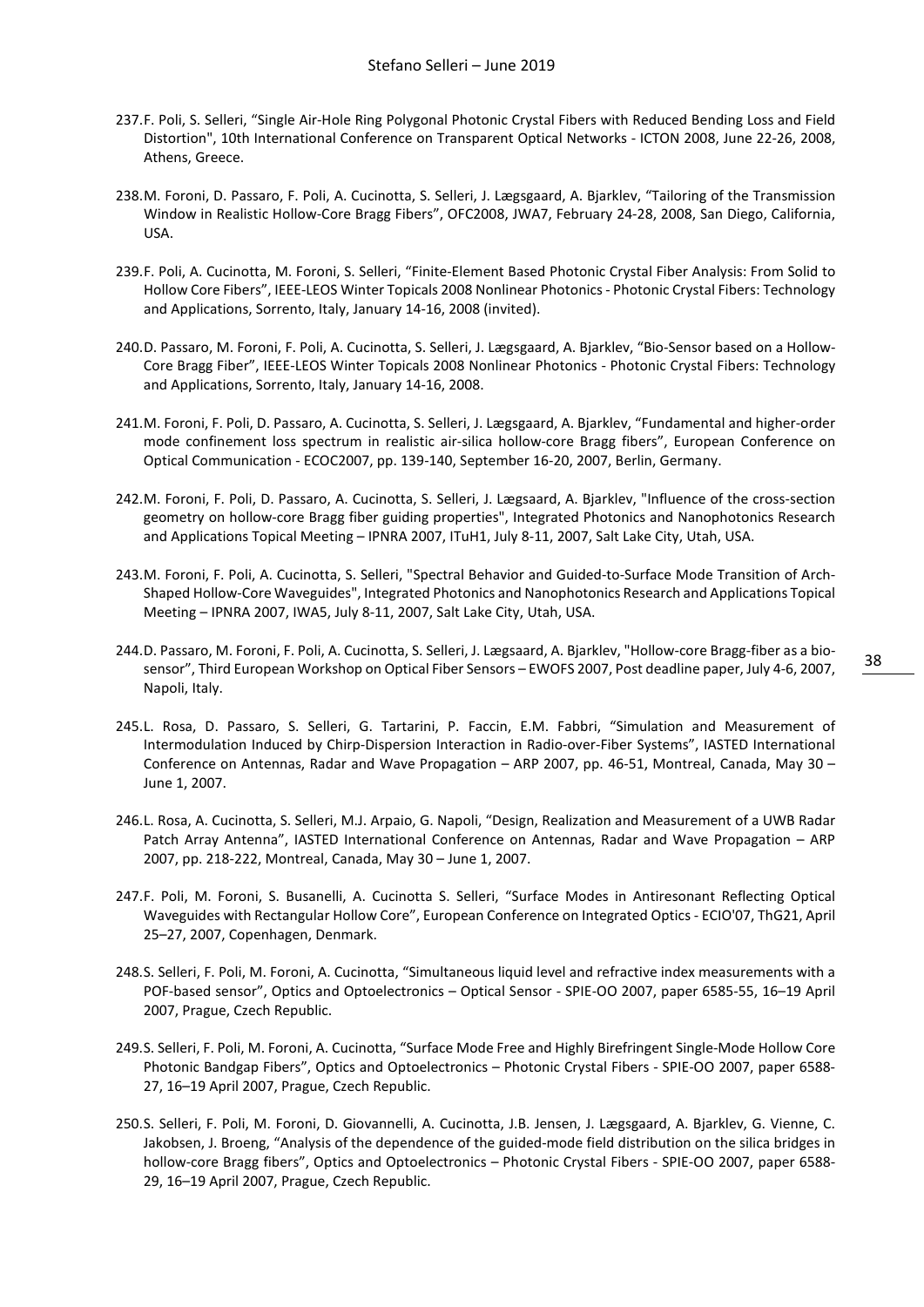237. F. Poli, S. Selleri, "Single Air-Hole Ring Polygonal Photonic Crystal Fibers with Reduced Bending Loss and Field Distortion", 10th International Conference on Transparent Optical Networks - ICTON 2008, June 22-26, 2008, Athens, Greece.

238. M. Foroni, D. Passaro, F. Poli, A. Cucinotta, S. Selleri, J. Lægsgaard, A. Bjarklev, "Tailoring of the Transmission Window in Realistic Hollow-Core Bragg Fibers", OFC2008, JWA7, February 24-28, 2008, San Diego, California, USA.

239. F. Poli, A. Cucinotta, M. Foroni, S. Selleri, "Finite-Element Based Photonic Crystal Fiber Analysis: From Solid to Hollow Core Fibers", IEEE-LEOS Winter Topicals 2008 Nonlinear Photonics - Photonic Crystal Fibers: Technology and Applications, Sorrento, Italy, January 14-16, 2008 (invited).

240. D. Passaro, M. Foroni, F. Poli, A. Cucinotta, S. Selleri, J. Lægsgaard, A. Bjarklev, "Bio-Sensor based on a Hollow-Core Bragg Fiber", IEEE-LEOS Winter Topicals 2008 Nonlinear Photonics - Photonic Crystal Fibers: Technology and Applications, Sorrento, Italy, January 14-16, 2008.

241. M. Foroni, F. Poli, D. Passaro, A. Cucinotta, S. Selleri, J. Lægsgaard, A. Bjarklev, "Fundamental and higher-order mode confinement loss spectrum in realistic air-silica hollow-core Bragg fibers", European Conference on Optical Communication - ECOC2007, pp. 139-140, September 16-20, 2007, Berlin, Germany.

242. M. Foroni, F. Poli, D. Passaro, A. Cucinotta, S. Selleri, J. Lægsaard, A. Bjarklev, "Influence of the cross-section geometry on hollow-core Bragg fiber guiding properties", Integrated Photonics and Nanophotonics Research and Applications Topical Meeting – IPNRA 2007, ITuH1, July 8-11, 2007, Salt Lake City, Utah, USA.

243. M. Foroni, F. Poli, A. Cucinotta, S. Selleri, "Spectral Behavior and Guided-to-Surface Mode Transition of Arch-Shaped Hollow-Core Waveguides", Integrated Photonics and Nanophotonics Research and Applications Topical Meeting – IPNRA 2007, IWA5, July 8-11, 2007, Salt Lake City, Utah, USA.

244. D. Passaro, M. Foroni, F. Poli, A. Cucinotta, S. Selleri, J. Lægsaard, A. Bjarklev, "Hollow-core Bragg-fiber as a bio-sensor", Third European Workshop on Optical Fiber Sensors – EWOFS 2007, Post deadline paper, July 4-6, 2007, Napoli, Italy.

245. L. Rosa, D. Passaro, S. Selleri, G. Tartarini, P. Faccin, E.M. Fabbri, "Simulation and Measurement of Intermodulation Induced by Chirp-Dispersion Interaction in Radio-over-Fiber Systems", IASTED International Conference on Antennas, Radar and Wave Propagation – ARP 2007, pp. 46-51, Montreal, Canada, May 30 – June 1, 2007.

246. L. Rosa, A. Cucinotta, S. Selleri, M.J. Arpaio, G. Napoli, "Design, Realization and Measurement of a UWB Radar Patch Array Antenna", IASTED International Conference on Antennas, Radar and Wave Propagation – ARP 2007, pp. 218-222, Montreal, Canada, May 30 – June 1, 2007.

247. F. Poli, M. Foroni, S. Busanelli, A. Cucinotta S. Selleri, "Surface Modes in Antiresonant Reflecting Optical Waveguides with Rectangular Hollow Core", European Conference on Integrated Optics - ECIO'07, ThG21, April 25–27, 2007, Copenhagen, Denmark.

248. S. Selleri, F. Poli, M. Foroni, A. Cucinotta, "Simultaneous liquid level and refractive index measurements with a POF-based sensor", Optics and Optoelectronics – Optical Sensor - SPIE-OO 2007, paper 6585-55, 16–19 April 2007, Prague, Czech Republic.

249. S. Selleri, F. Poli, M. Foroni, A. Cucinotta, "Surface Mode Free and Highly Birefringent Single-Mode Hollow Core Photonic Bandgap Fibers", Optics and Optoelectronics – Photonic Crystal Fibers - SPIE-OO 2007, paper 6588-27, 16–19 April 2007, Prague, Czech Republic.

250. S. Selleri, F. Poli, M. Foroni, D. Giovannelli, A. Cucinotta, J.B. Jensen, J. Lægsgaard, A. Bjarklev, G. Vienne, C. Jakobsen, J. Broeng, "Analysis of the dependence of the guided-mode field distribution on the silica bridges in hollow-core Bragg fibers", Optics and Optoelectronics – Photonic Crystal Fibers - SPIE-OO 2007, paper 6588-29, 16–19 April 2007, Prague, Czech Republic.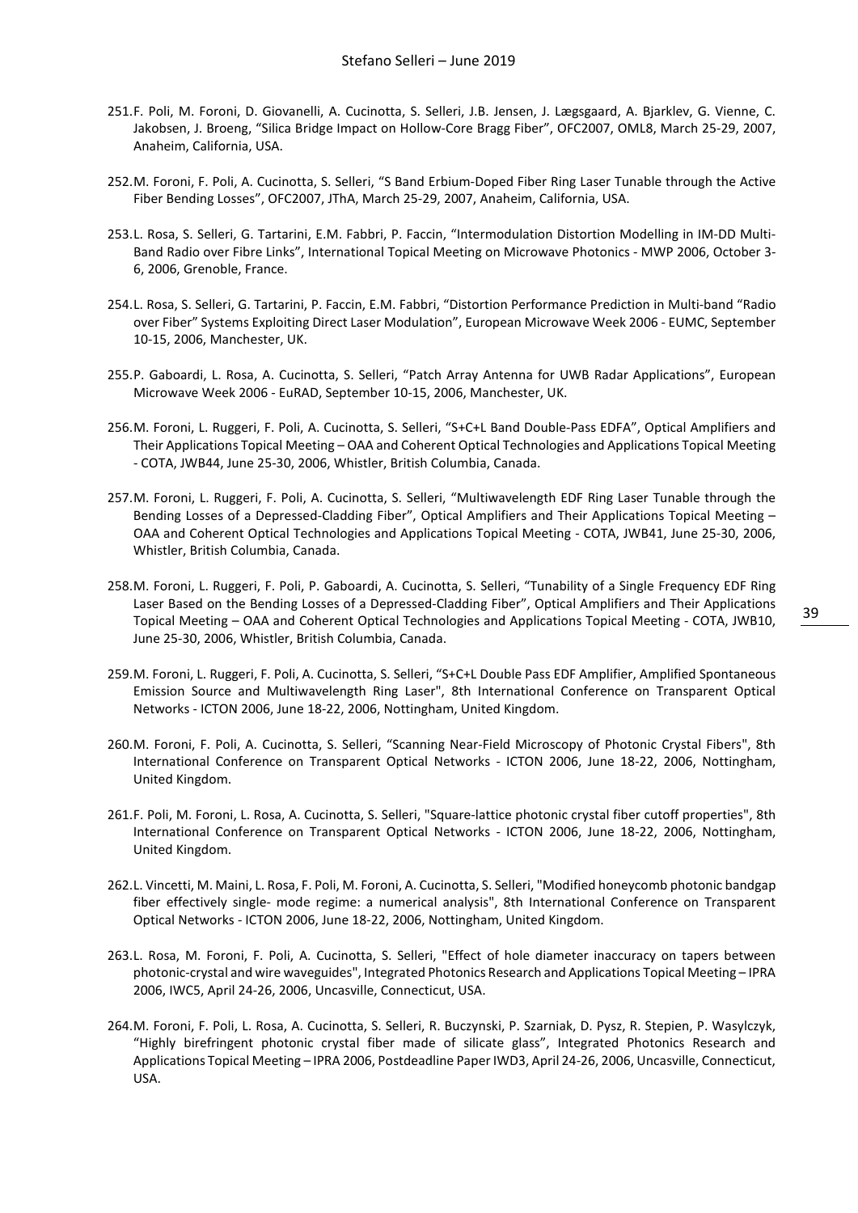251. F. Poli, M. Foroni, D. Giovanelli, A. Cucinotta, S. Selleri, J.B. Jensen, J. Lægsgaard, A. Bjarklev, G. Vienne, C. Jakobsen, J. Broeng, "Silica Bridge Impact on Hollow-Core Bragg Fiber", OFC2007, OML8, March 25-29, 2007, Anaheim, California, USA.

252. M. Foroni, F. Poli, A. Cucinotta, S. Selleri, "S Band Erbium-Doped Fiber Ring Laser Tunable through the Active Fiber Bending Losses", OFC2007, JThA, March 25-29, 2007, Anaheim, California, USA.

253. L. Rosa, S. Selleri, G. Tartarini, E.M. Fabbri, P. Faccin, "Intermodulation Distortion Modelling in IM-DD Multi-Band Radio over Fibre Links", International Topical Meeting on Microwave Photonics - MWP 2006, October 3-6, 2006, Grenoble, France.

254. L. Rosa, S. Selleri, G. Tartarini, P. Faccin, E.M. Fabbri, "Distortion Performance Prediction in Multi-band "Radio over Fiber" Systems Exploiting Direct Laser Modulation", European Microwave Week 2006 - EUMC, September 10-15, 2006, Manchester, UK.

255. P. Gaboardi, L. Rosa, A. Cucinotta, S. Selleri, "Patch Array Antenna for UWB Radar Applications", European Microwave Week 2006 - EuRAD, September 10-15, 2006, Manchester, UK.

256. M. Foroni, L. Ruggeri, F. Poli, A. Cucinotta, S. Selleri, "S+C+L Band Double-Pass EDFA", Optical Amplifiers and Their Applications Topical Meeting – OAA and Coherent Optical Technologies and Applications Topical Meeting - COTA, JWB44, June 25-30, 2006, Whistler, British Columbia, Canada.

257. M. Foroni, L. Ruggeri, F. Poli, A. Cucinotta, S. Selleri, "Multiwavelength EDF Ring Laser Tunable through the Bending Losses of a Depressed-Cladding Fiber", Optical Amplifiers and Their Applications Topical Meeting – OAA and Coherent Optical Technologies and Applications Topical Meeting - COTA, JWB41, June 25-30, 2006, Whistler, British Columbia, Canada.

258. M. Foroni, L. Ruggeri, F. Poli, P. Gaboardi, A. Cucinotta, S. Selleri, "Tunability of a Single Frequency EDF Ring Laser Based on the Bending Losses of a Depressed-Cladding Fiber", Optical Amplifiers and Their Applications Topical Meeting – OAA and Coherent Optical Technologies and Applications Topical Meeting - COTA, JWB10, June 25-30, 2006, Whistler, British Columbia, Canada.

259. M. Foroni, L. Ruggeri, F. Poli, A. Cucinotta, S. Selleri, "S+C+L Double Pass EDF Amplifier, Amplified Spontaneous Emission Source and Multiwavelength Ring Laser", 8th International Conference on Transparent Optical Networks - ICTON 2006, June 18-22, 2006, Nottingham, United Kingdom.

260. M. Foroni, F. Poli, A. Cucinotta, S. Selleri, "Scanning Near-Field Microscopy of Photonic Crystal Fibers", 8th International Conference on Transparent Optical Networks - ICTON 2006, June 18-22, 2006, Nottingham, United Kingdom.

261. F. Poli, M. Foroni, L. Rosa, A. Cucinotta, S. Selleri, "Square-lattice photonic crystal fiber cutoff properties", 8th International Conference on Transparent Optical Networks - ICTON 2006, June 18-22, 2006, Nottingham, United Kingdom.

262. L. Vincetti, M. Maini, L. Rosa, F. Poli, M. Foroni, A. Cucinotta, S. Selleri, "Modified honeycomb photonic bandgap fiber effectively single- mode regime: a numerical analysis", 8th International Conference on Transparent Optical Networks - ICTON 2006, June 18-22, 2006, Nottingham, United Kingdom.

263. L. Rosa, M. Foroni, F. Poli, A. Cucinotta, S. Selleri, "Effect of hole diameter inaccuracy on tapers between photonic-crystal and wire waveguides", Integrated Photonics Research and Applications Topical Meeting – IPRA 2006, IWC5, April 24-26, 2006, Uncasville, Connecticut, USA.

264. M. Foroni, F. Poli, L. Rosa, A. Cucinotta, S. Selleri, R. Buczynski, P. Szarniak, D. Pysz, R. Stepien, P. Wasylczyk, "Highly birefringent photonic crystal fiber made of silicate glass", Integrated Photonics Research and Applications Topical Meeting – IPRA 2006, Postdeadline Paper IWD3, April 24-26, 2006, Uncasville, Connecticut, USA.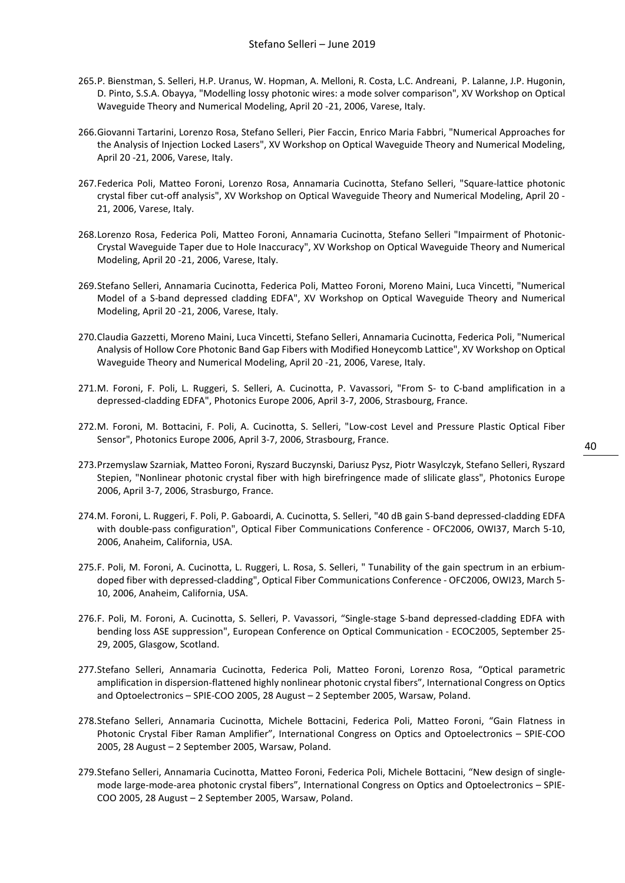265. P. Bienstman, S. Selleri, H.P. Uranus, W. Hopman, A. Melloni, R. Costa, L.C. Andreani, P. Lalanne, J.P. Hugonin, D. Pinto, S.S.A. Obayya, "Modelling lossy photonic wires: a mode solver comparison", XV Workshop on Optical Waveguide Theory and Numerical Modeling, April 20 -21, 2006, Varese, Italy.

266. Giovanni Tartarini, Lorenzo Rosa, Stefano Selleri, Pier Faccin, Enrico Maria Fabbri, "Numerical Approaches for the Analysis of Injection Locked Lasers", XV Workshop on Optical Waveguide Theory and Numerical Modeling, April 20 -21, 2006, Varese, Italy.

267. Federica Poli, Matteo Foroni, Lorenzo Rosa, Annamaria Cucinotta, Stefano Selleri, "Square-lattice photonic crystal fiber cut-off analysis", XV Workshop on Optical Waveguide Theory and Numerical Modeling, April 20 - 21, 2006, Varese, Italy.

268. Lorenzo Rosa, Federica Poli, Matteo Foroni, Annamaria Cucinotta, Stefano Selleri "Impairment of Photonic-Crystal Waveguide Taper due to Hole Inaccuracy", XV Workshop on Optical Waveguide Theory and Numerical Modeling, April 20 -21, 2006, Varese, Italy.

269. Stefano Selleri, Annamaria Cucinotta, Federica Poli, Matteo Foroni, Moreno Maini, Luca Vincetti, "Numerical Model of a S-band depressed cladding EDFA", XV Workshop on Optical Waveguide Theory and Numerical Modeling, April 20 -21, 2006, Varese, Italy.

270. Claudia Gazzetti, Moreno Maini, Luca Vincetti, Stefano Selleri, Annamaria Cucinotta, Federica Poli, "Numerical Analysis of Hollow Core Photonic Band Gap Fibers with Modified Honeycomb Lattice", XV Workshop on Optical Waveguide Theory and Numerical Modeling, April 20 -21, 2006, Varese, Italy.

271. M. Foroni, F. Poli, L. Ruggeri, S. Selleri, A. Cucinotta, P. Vavassori, "From S- to C-band amplification in a depressed-cladding EDFA", Photonics Europe 2006, April 3-7, 2006, Strasbourg, France.

272. M. Foroni, M. Bottacini, F. Poli, A. Cucinotta, S. Selleri, "Low-cost Level and Pressure Plastic Optical Fiber Sensor", Photonics Europe 2006, April 3-7, 2006, Strasbourg, France.

273. Przemyslaw Szarniak, Matteo Foroni, Ryszard Buczynski, Dariusz Pysz, Piotr Wasylczyk, Stefano Selleri, Ryszard Stepien, "Nonlinear photonic crystal fiber with high birefringence made of slilicate glass", Photonics Europe 2006, April 3-7, 2006, Strasburgo, France.

274. M. Foroni, L. Ruggeri, F. Poli, P. Gaboardi, A. Cucinotta, S. Selleri, "40 dB gain S-band depressed-cladding EDFA with double-pass configuration", Optical Fiber Communications Conference - OFC2006, OWI37, March 5-10, 2006, Anaheim, California, USA.

275. F. Poli, M. Foroni, A. Cucinotta, L. Ruggeri, L. Rosa, S. Selleri, " Tunability of the gain spectrum in an erbium-doped fiber with depressed-cladding", Optical Fiber Communications Conference - OFC2006, OWI23, March 5-10, 2006, Anaheim, California, USA.

276. F. Poli, M. Foroni, A. Cucinotta, S. Selleri, P. Vavassori, "Single-stage S-band depressed-cladding EDFA with bending loss ASE suppression", European Conference on Optical Communication - ECOC2005, September 25-29, 2005, Glasgow, Scotland.

277. Stefano Selleri, Annamaria Cucinotta, Federica Poli, Matteo Foroni, Lorenzo Rosa, "Optical parametric amplification in dispersion-flattened highly nonlinear photonic crystal fibers", International Congress on Optics and Optoelectronics – SPIE-COO 2005, 28 August – 2 September 2005, Warsaw, Poland.

278. Stefano Selleri, Annamaria Cucinotta, Michele Bottacini, Federica Poli, Matteo Foroni, "Gain Flatness in Photonic Crystal Fiber Raman Amplifier", International Congress on Optics and Optoelectronics – SPIE-COO 2005, 28 August – 2 September 2005, Warsaw, Poland.

279. Stefano Selleri, Annamaria Cucinotta, Matteo Foroni, Federica Poli, Michele Bottacini, "New design of single-mode large-mode-area photonic crystal fibers", International Congress on Optics and Optoelectronics – SPIE-COO 2005, 28 August – 2 September 2005, Warsaw, Poland.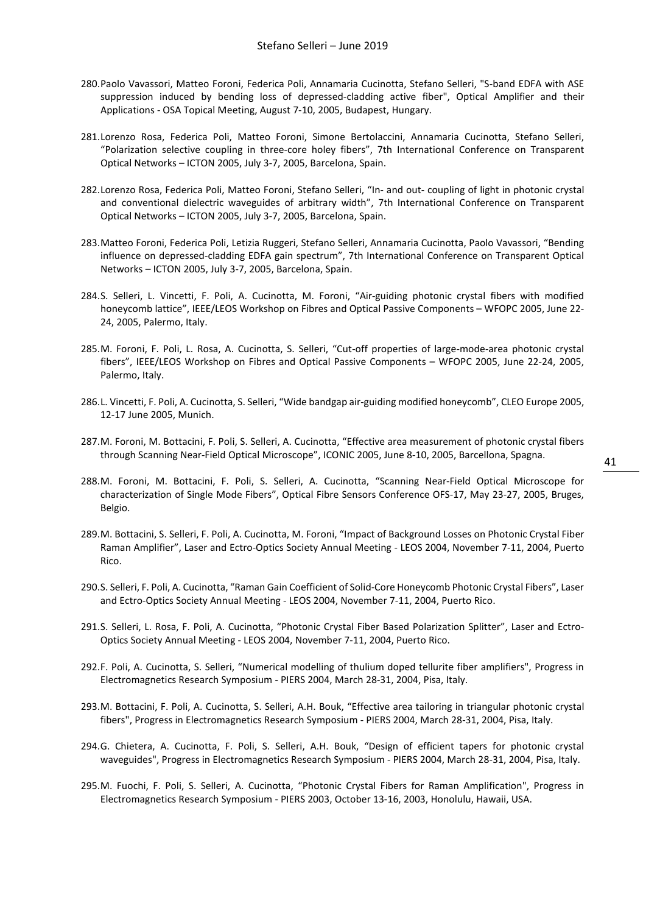280. Paolo Vavassori, Matteo Foroni, Federica Poli, Annamaria Cucinotta, Stefano Selleri, "S-band EDFA with ASE suppression induced by bending loss of depressed-cladding active fiber", Optical Amplifier and their Applications - OSA Topical Meeting, August 7-10, 2005, Budapest, Hungary.

281. Lorenzo Rosa, Federica Poli, Matteo Foroni, Simone Bertolaccini, Annamaria Cucinotta, Stefano Selleri, "Polarization selective coupling in three-core holey fibers", 7th International Conference on Transparent Optical Networks – ICTON 2005, July 3-7, 2005, Barcelona, Spain.

282. Lorenzo Rosa, Federica Poli, Matteo Foroni, Stefano Selleri, "In- and out- coupling of light in photonic crystal and conventional dielectric waveguides of arbitrary width", 7th International Conference on Transparent Optical Networks – ICTON 2005, July 3-7, 2005, Barcelona, Spain.

283. Matteo Foroni, Federica Poli, Letizia Ruggeri, Stefano Selleri, Annamaria Cucinotta, Paolo Vavassori, "Bending influence on depressed-cladding EDFA gain spectrum", 7th International Conference on Transparent Optical Networks – ICTON 2005, July 3-7, 2005, Barcelona, Spain.

284. S. Selleri, L. Vincetti, F. Poli, A. Cucinotta, M. Foroni, "Air-guiding photonic crystal fibers with modified honeycomb lattice", IEEE/LEOS Workshop on Fibres and Optical Passive Components – WFOPC 2005, June 22-24, 2005, Palermo, Italy.

285. M. Foroni, F. Poli, L. Rosa, A. Cucinotta, S. Selleri, "Cut-off properties of large-mode-area photonic crystal fibers", IEEE/LEOS Workshop on Fibres and Optical Passive Components – WFOPC 2005, June 22-24, 2005, Palermo, Italy.

286. L. Vincetti, F. Poli, A. Cucinotta, S. Selleri, "Wide bandgap air-guiding modified honeycomb", CLEO Europe 2005, 12-17 June 2005, Munich.

287. M. Foroni, M. Bottacini, F. Poli, S. Selleri, A. Cucinotta, "Effective area measurement of photonic crystal fibers through Scanning Near-Field Optical Microscope", ICONIC 2005, June 8-10, 2005, Barcellona, Spagna.

288. M. Foroni, M. Bottacini, F. Poli, S. Selleri, A. Cucinotta, "Scanning Near-Field Optical Microscope for characterization of Single Mode Fibers", Optical Fibre Sensors Conference OFS-17, May 23-27, 2005, Bruges, Belgio.

289. M. Bottacini, S. Selleri, F. Poli, A. Cucinotta, M. Foroni, "Impact of Background Losses on Photonic Crystal Fiber Raman Amplifier", Laser and Ectro-Optics Society Annual Meeting - LEOS 2004, November 7-11, 2004, Puerto Rico.

290. S. Selleri, F. Poli, A. Cucinotta, "Raman Gain Coefficient of Solid-Core Honeycomb Photonic Crystal Fibers", Laser and Ectro-Optics Society Annual Meeting - LEOS 2004, November 7-11, 2004, Puerto Rico.

291. S. Selleri, L. Rosa, F. Poli, A. Cucinotta, "Photonic Crystal Fiber Based Polarization Splitter", Laser and Ectro-Optics Society Annual Meeting - LEOS 2004, November 7-11, 2004, Puerto Rico.

292. F. Poli, A. Cucinotta, S. Selleri, "Numerical modelling of thulium doped tellurite fiber amplifiers", Progress in Electromagnetics Research Symposium - PIERS 2004, March 28-31, 2004, Pisa, Italy.

293. M. Bottacini, F. Poli, A. Cucinotta, S. Selleri, A.H. Bouk, "Effective area tailoring in triangular photonic crystal fibers", Progress in Electromagnetics Research Symposium - PIERS 2004, March 28-31, 2004, Pisa, Italy.

294. G. Chietera, A. Cucinotta, F. Poli, S. Selleri, A.H. Bouk, "Design of efficient tapers for photonic crystal waveguides", Progress in Electromagnetics Research Symposium - PIERS 2004, March 28-31, 2004, Pisa, Italy.

295. M. Fuochi, F. Poli, S. Selleri, A. Cucinotta, "Photonic Crystal Fibers for Raman Amplification", Progress in Electromagnetics Research Symposium - PIERS 2003, October 13-16, 2003, Honolulu, Hawaii, USA.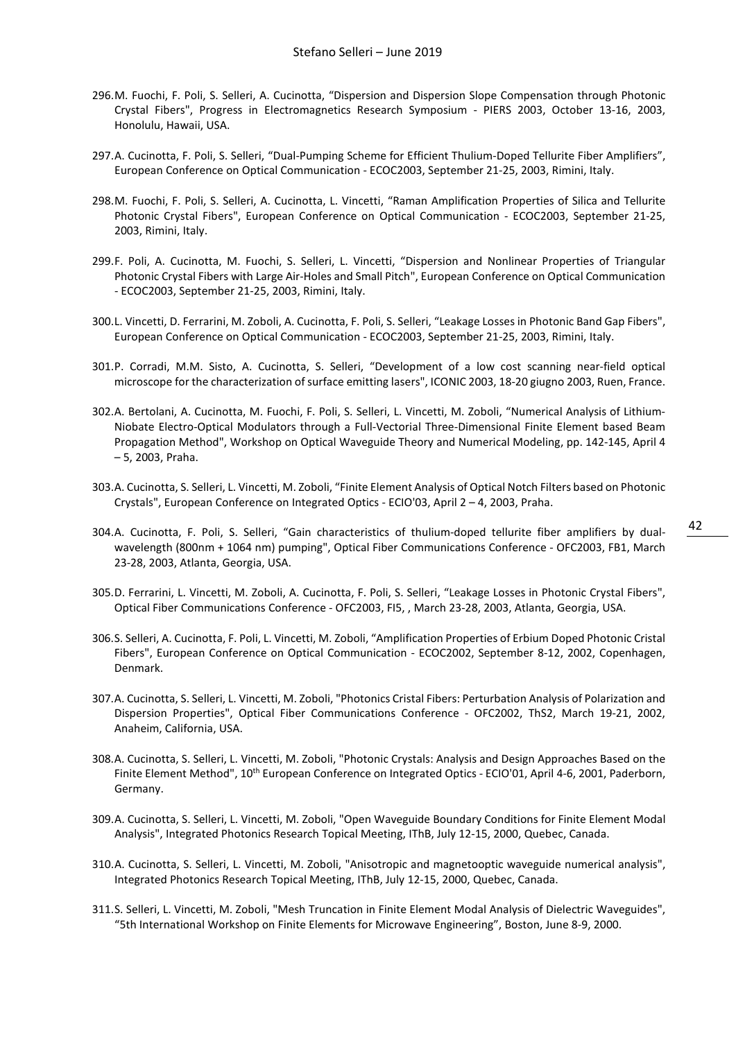296. M. Fuochi, F. Poli, S. Selleri, A. Cucinotta, “Dispersion and Dispersion Slope Compensation through Photonic Crystal Fibers", Progress in Electromagnetics Research Symposium - PIERS 2003, October 13-16, 2003, Honolulu, Hawaii, USA.

297. A. Cucinotta, F. Poli, S. Selleri, “Dual-Pumping Scheme for Efficient Thulium-Doped Tellurite Fiber Amplifiers”, European Conference on Optical Communication - ECOC2003, September 21-25, 2003, Rimini, Italy.

298. M. Fuochi, F. Poli, S. Selleri, A. Cucinotta, L. Vincetti, “Raman Amplification Properties of Silica and Tellurite Photonic Crystal Fibers", European Conference on Optical Communication - ECOC2003, September 21-25, 2003, Rimini, Italy.

299. F. Poli, A. Cucinotta, M. Fuochi, S. Selleri, L. Vincetti, “Dispersion and Nonlinear Properties of Triangular Photonic Crystal Fibers with Large Air-Holes and Small Pitch", European Conference on Optical Communication - ECOC2003, September 21-25, 2003, Rimini, Italy.

300. L. Vincetti, D. Ferrarini, M. Zoboli, A. Cucinotta, F. Poli, S. Selleri, “Leakage Losses in Photonic Band Gap Fibers", European Conference on Optical Communication - ECOC2003, September 21-25, 2003, Rimini, Italy.

301. P. Corradi, M.M. Sisto, A. Cucinotta, S. Selleri, “Development of a low cost scanning near-field optical microscope for the characterization of surface emitting lasers", ICONIC 2003, 18-20 giugno 2003, Ruen, France.

302. A. Bertolani, A. Cucinotta, M. Fuochi, F. Poli, S. Selleri, L. Vincetti, M. Zoboli, “Numerical Analysis of Lithium-Niobate Electro-Optical Modulators through a Full-Vectorial Three-Dimensional Finite Element based Beam Propagation Method", Workshop on Optical Waveguide Theory and Numerical Modeling, pp. 142-145, April 4 – 5, 2003, Praha.

303. A. Cucinotta, S. Selleri, L. Vincetti, M. Zoboli, “Finite Element Analysis of Optical Notch Filters based on Photonic Crystals", European Conference on Integrated Optics - ECIO'03, April 2 – 4, 2003, Praha.

304. A. Cucinotta, F. Poli, S. Selleri, “Gain characteristics of thulium-doped tellurite fiber amplifiers by dual-wavelength (800nm + 1064 nm) pumping", Optical Fiber Communications Conference - OFC2003, FB1, March 23-28, 2003, Atlanta, Georgia, USA.

305. D. Ferrarini, L. Vincetti, M. Zoboli, A. Cucinotta, F. Poli, S. Selleri, “Leakage Losses in Photonic Crystal Fibers", Optical Fiber Communications Conference - OFC2003, FI5, , March 23-28, 2003, Atlanta, Georgia, USA.

306. S. Selleri, A. Cucinotta, F. Poli, L. Vincetti, M. Zoboli, “Amplification Properties of Erbium Doped Photonic Cristal Fibers", European Conference on Optical Communication - ECOC2002, September 8-12, 2002, Copenhagen, Denmark.

307. A. Cucinotta, S. Selleri, L. Vincetti, M. Zoboli, "Photonics Cristal Fibers: Perturbation Analysis of Polarization and Dispersion Properties", Optical Fiber Communications Conference - OFC2002, ThS2, March 19-21, 2002, Anaheim, California, USA.

308. A. Cucinotta, S. Selleri, L. Vincetti, M. Zoboli, "Photonic Crystals: Analysis and Design Approaches Based on the Finite Element Method", 10th European Conference on Integrated Optics - ECIO'01, April 4-6, 2001, Paderborn, Germany.

309. A. Cucinotta, S. Selleri, L. Vincetti, M. Zoboli, "Open Waveguide Boundary Conditions for Finite Element Modal Analysis", Integrated Photonics Research Topical Meeting, IThB, July 12-15, 2000, Quebec, Canada.

310. A. Cucinotta, S. Selleri, L. Vincetti, M. Zoboli, "Anisotropic and magnetooptic waveguide numerical analysis", Integrated Photonics Research Topical Meeting, IThB, July 12-15, 2000, Quebec, Canada.

311. S. Selleri, L. Vincetti, M. Zoboli, "Mesh Truncation in Finite Element Modal Analysis of Dielectric Waveguides", “5th International Workshop on Finite Elements for Microwave Engineering”, Boston, June 8-9, 2000.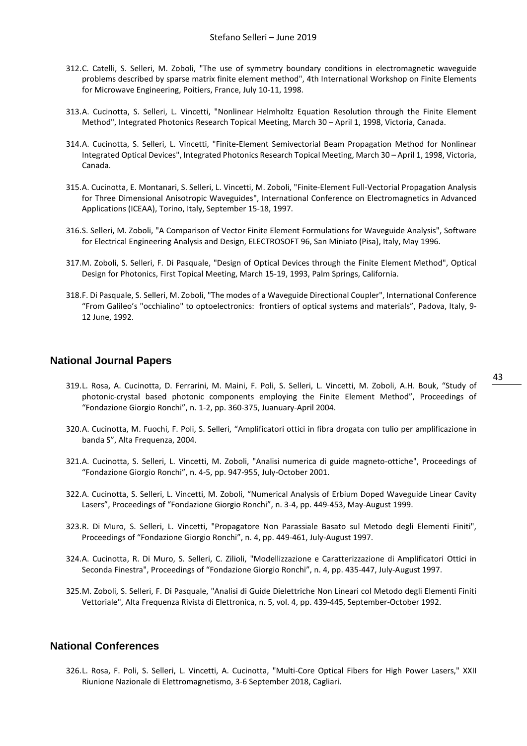312. C. Catelli, S. Selleri, M. Zoboli, "The use of symmetry boundary conditions in electromagnetic waveguide problems described by sparse matrix finite element method", 4th International Workshop on Finite Elements for Microwave Engineering, Poitiers, France, July 10-11, 1998.

313. A. Cucinotta, S. Selleri, L. Vincetti, "Nonlinear Helmholtz Equation Resolution through the Finite Element Method", Integrated Photonics Research Topical Meeting, March 30 – April 1, 1998, Victoria, Canada.

314. A. Cucinotta, S. Selleri, L. Vincetti, "Finite-Element Semivectorial Beam Propagation Method for Nonlinear Integrated Optical Devices", Integrated Photonics Research Topical Meeting, March 30 – April 1, 1998, Victoria, Canada.

315. A. Cucinotta, E. Montanari, S. Selleri, L. Vincetti, M. Zoboli, "Finite-Element Full-Vectorial Propagation Analysis for Three Dimensional Anisotropic Waveguides", International Conference on Electromagnetics in Advanced Applications (ICEAA), Torino, Italy, September 15-18, 1997.

316. S. Selleri, M. Zoboli, "A Comparison of Vector Finite Element Formulations for Waveguide Analysis", Software for Electrical Engineering Analysis and Design, ELECTROSOFT 96, San Miniato (Pisa), Italy, May 1996.

317. M. Zoboli, S. Selleri, F. Di Pasquale, "Design of Optical Devices through the Finite Element Method", Optical Design for Photonics, First Topical Meeting, March 15-19, 1993, Palm Springs, California.

318. F. Di Pasquale, S. Selleri, M. Zoboli, "The modes of a Waveguide Directional Coupler", International Conference "From Galileo's "occhialino" to optoelectronics: frontiers of optical systems and materials", Padova, Italy, 9-12 June, 1992.

## National Journal Papers

319. L. Rosa, A. Cucinotta, D. Ferrarini, M. Maini, F. Poli, S. Selleri, L. Vincetti, M. Zoboli, A.H. Bouk, "Study of photonic-crystal based photonic components employing the Finite Element Method", Proceedings of "Fondazione Giorgio Ronchi", n. 1-2, pp. 360-375, Juanuary-April 2004.

320. A. Cucinotta, M. Fuochi, F. Poli, S. Selleri, "Amplificatori ottici in fibra drogata con tulio per amplificazione in banda S", Alta Frequenza, 2004.

321. A. Cucinotta, S. Selleri, L. Vincetti, M. Zoboli, "Analisi numerica di guide magneto-ottiche", Proceedings of "Fondazione Giorgio Ronchi", n. 4-5, pp. 947-955, July-October 2001.

322. A. Cucinotta, S. Selleri, L. Vincetti, M. Zoboli, "Numerical Analysis of Erbium Doped Waveguide Linear Cavity Lasers", Proceedings of "Fondazione Giorgio Ronchi", n. 3-4, pp. 449-453, May-August 1999.

323. R. Di Muro, S. Selleri, L. Vincetti, "Propagatore Non Parassiale Basato sul Metodo degli Elementi Finiti", Proceedings of "Fondazione Giorgio Ronchi", n. 4, pp. 449-461, July-August 1997.

324. A. Cucinotta, R. Di Muro, S. Selleri, C. Zilioli, "Modellizzazione e Caratterizzazione di Amplificatori Ottici in Seconda Finestra", Proceedings of "Fondazione Giorgio Ronchi", n. 4, pp. 435-447, July-August 1997.

325. M. Zoboli, S. Selleri, F. Di Pasquale, "Analisi di Guide Dielettriche Non Lineari col Metodo degli Elementi Finiti Vettoriale", Alta Frequenza Rivista di Elettronica, n. 5, vol. 4, pp. 439-445, September-October 1992.

## National Conferences

326. L. Rosa, F. Poli, S. Selleri, L. Vincetti, A. Cucinotta, "Multi-Core Optical Fibers for High Power Lasers," XXII Riunione Nazionale di Elettromagnetismo, 3-6 September 2018, Cagliari.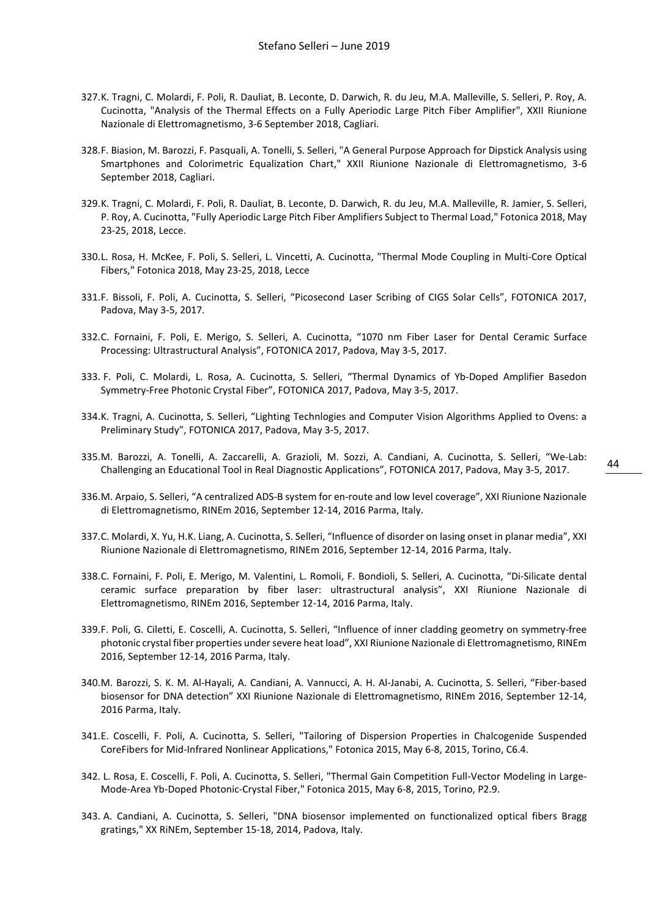327. K. Tragni, C. Molardi, F. Poli, R. Dauliat, B. Leconte, D. Darwich, R. du Jeu, M.A. Malleville, S. Selleri, P. Roy, A. Cucinotta, "Analysis of the Thermal Effects on a Fully Aperiodic Large Pitch Fiber Amplifier", XXII Riunione Nazionale di Elettromagnetismo, 3-6 September 2018, Cagliari.

328. F. Biasion, M. Barozzi, F. Pasquali, A. Tonelli, S. Selleri, "A General Purpose Approach for Dipstick Analysis using Smartphones and Colorimetric Equalization Chart," XXII Riunione Nazionale di Elettromagnetismo, 3-6 September 2018, Cagliari.

329. K. Tragni, C. Molardi, F. Poli, R. Dauliat, B. Leconte, D. Darwich, R. du Jeu, M.A. Malleville, R. Jamier, S. Selleri, P. Roy, A. Cucinotta, "Fully Aperiodic Large Pitch Fiber Amplifiers Subject to Thermal Load," Fotonica 2018, May 23-25, 2018, Lecce.

330. L. Rosa, H. McKee, F. Poli, S. Selleri, L. Vincetti, A. Cucinotta, "Thermal Mode Coupling in Multi-Core Optical Fibers," Fotonica 2018, May 23-25, 2018, Lecce

331. F. Bissoli, F. Poli, A. Cucinotta, S. Selleri, "Picosecond Laser Scribing of CIGS Solar Cells", FOTONICA 2017, Padova, May 3-5, 2017.

332. C. Fornaini, F. Poli, E. Merigo, S. Selleri, A. Cucinotta, "1070 nm Fiber Laser for Dental Ceramic Surface Processing: Ultrastructural Analysis", FOTONICA 2017, Padova, May 3-5, 2017.

333. F. Poli, C. Molardi, L. Rosa, A. Cucinotta, S. Selleri, "Thermal Dynamics of Yb-Doped Amplifier Basedon Symmetry-Free Photonic Crystal Fiber", FOTONICA 2017, Padova, May 3-5, 2017.

334. K. Tragni, A. Cucinotta, S. Selleri, "Lighting Technlogies and Computer Vision Algorithms Applied to Ovens: a Preliminary Study", FOTONICA 2017, Padova, May 3-5, 2017.

335. M. Barozzi, A. Tonelli, A. Zaccarelli, A. Grazioli, M. Sozzi, A. Candiani, A. Cucinotta, S. Selleri, "We-Lab: Challenging an Educational Tool in Real Diagnostic Applications", FOTONICA 2017, Padova, May 3-5, 2017.

336. M. Arpaio, S. Selleri, "A centralized ADS-B system for en-route and low level coverage", XXI Riunione Nazionale di Elettromagnetismo, RINEm 2016, September 12-14, 2016 Parma, Italy.

337. C. Molardi, X. Yu, H.K. Liang, A. Cucinotta, S. Selleri, "Influence of disorder on lasing onset in planar media", XXI Riunione Nazionale di Elettromagnetismo, RINEm 2016, September 12-14, 2016 Parma, Italy.

338. C. Fornaini, F. Poli, E. Merigo, M. Valentini, L. Romoli, F. Bondioli, S. Selleri, A. Cucinotta, "Di-Silicate dental ceramic surface preparation by fiber laser: ultrastructural analysis", XXI Riunione Nazionale di Elettromagnetismo, RINEm 2016, September 12-14, 2016 Parma, Italy.

339. F. Poli, G. Ciletti, E. Coscelli, A. Cucinotta, S. Selleri, "Influence of inner cladding geometry on symmetry-free photonic crystal fiber properties under severe heat load", XXI Riunione Nazionale di Elettromagnetismo, RINEm 2016, September 12-14, 2016 Parma, Italy.

340. M. Barozzi, S. K. M. Al-Hayali, A. Candiani, A. Vannucci, A. H. Al-Janabi, A. Cucinotta, S. Selleri, "Fiber-based biosensor for DNA detection" XXI Riunione Nazionale di Elettromagnetismo, RINEm 2016, September 12-14, 2016 Parma, Italy.

341. E. Coscelli, F. Poli, A. Cucinotta, S. Selleri, "Tailoring of Dispersion Properties in Chalcogenide Suspended CoreFibers for Mid-Infrared Nonlinear Applications," Fotonica 2015, May 6-8, 2015, Torino, C6.4.

342. L. Rosa, E. Coscelli, F. Poli, A. Cucinotta, S. Selleri, "Thermal Gain Competition Full-Vector Modeling in Large-Mode-Area Yb-Doped Photonic-Crystal Fiber," Fotonica 2015, May 6-8, 2015, Torino, P2.9.

343. A. Candiani, A. Cucinotta, S. Selleri, "DNA biosensor implemented on functionalized optical fibers Bragg gratings," XX RiNEm, September 15-18, 2014, Padova, Italy.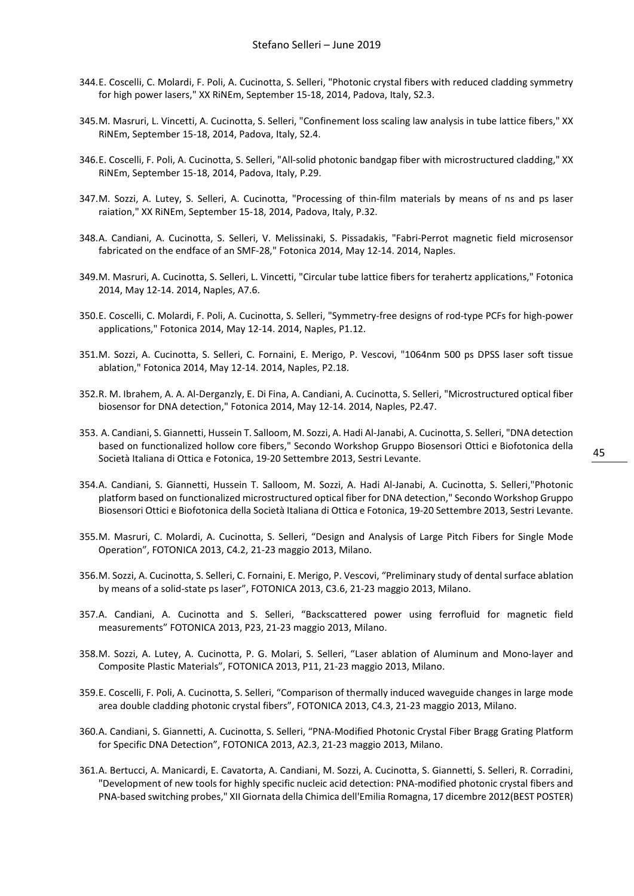344. E. Coscelli, C. Molardi, F. Poli, A. Cucinotta, S. Selleri, "Photonic crystal fibers with reduced cladding symmetry for high power lasers," XX RiNEm, September 15-18, 2014, Padova, Italy, S2.3.

345. M. Masruri, L. Vincetti, A. Cucinotta, S. Selleri, "Confinement loss scaling law analysis in tube lattice fibers," XX RiNEm, September 15-18, 2014, Padova, Italy, S2.4.

346. E. Coscelli, F. Poli, A. Cucinotta, S. Selleri, "All-solid photonic bandgap fiber with microstructured cladding," XX RiNEm, September 15-18, 2014, Padova, Italy, P.29.

347. M. Sozzi, A. Lutey, S. Selleri, A. Cucinotta, "Processing of thin-film materials by means of ns and ps laser raiation," XX RiNEm, September 15-18, 2014, Padova, Italy, P.32.

348. A. Candiani, A. Cucinotta, S. Selleri, V. Melissinaki, S. Pissadakis, "Fabri-Perrot magnetic field microsensor fabricated on the endface of an SMF-28," Fotonica 2014, May 12-14. 2014, Naples.

349. M. Masruri, A. Cucinotta, S. Selleri, L. Vincetti, "Circular tube lattice fibers for terahertz applications," Fotonica 2014, May 12-14. 2014, Naples, A7.6.

350. E. Coscelli, C. Molardi, F. Poli, A. Cucinotta, S. Selleri, "Symmetry-free designs of rod-type PCFs for high-power applications," Fotonica 2014, May 12-14. 2014, Naples, P1.12.

351. M. Sozzi, A. Cucinotta, S. Selleri, C. Fornaini, E. Merigo, P. Vescovi, "1064nm 500 ps DPSS laser soft tissue ablation," Fotonica 2014, May 12-14. 2014, Naples, P2.18.

352. R. M. Ibrahem, A. A. Al-Derganzly, E. Di Fina, A. Candiani, A. Cucinotta, S. Selleri, "Microstructured optical fiber biosensor for DNA detection," Fotonica 2014, May 12-14. 2014, Naples, P2.47.

353. A. Candiani, S. Giannetti, Hussein T. Salloom, M. Sozzi, A. Hadi Al-Janabi, A. Cucinotta, S. Selleri, "DNA detection based on functionalized hollow core fibers," Secondo Workshop Gruppo Biosensori Ottici e Biofotonica della Società Italiana di Ottica e Fotonica, 19-20 Settembre 2013, Sestri Levante.

354. A. Candiani, S. Giannetti, Hussein T. Salloom, M. Sozzi, A. Hadi Al-Janabi, A. Cucinotta, S. Selleri,"Photonic platform based on functionalized microstructured optical fiber for DNA detection," Secondo Workshop Gruppo Biosensori Ottici e Biofotonica della Società Italiana di Ottica e Fotonica, 19-20 Settembre 2013, Sestri Levante.

355. M. Masruri, C. Molardi, A. Cucinotta, S. Selleri, "Design and Analysis of Large Pitch Fibers for Single Mode Operation", FOTONICA 2013, C4.2, 21-23 maggio 2013, Milano.

356. M. Sozzi, A. Cucinotta, S. Selleri, C. Fornaini, E. Merigo, P. Vescovi, "Preliminary study of dental surface ablation by means of a solid-state ps laser", FOTONICA 2013, C3.6, 21-23 maggio 2013, Milano.

357. A. Candiani, A. Cucinotta and S. Selleri, "Backscattered power using ferrofluid for magnetic field measurements" FOTONICA 2013, P23, 21-23 maggio 2013, Milano.

358. M. Sozzi, A. Lutey, A. Cucinotta, P. G. Molari, S. Selleri, "Laser ablation of Aluminum and Mono-layer and Composite Plastic Materials", FOTONICA 2013, P11, 21-23 maggio 2013, Milano.

359. E. Coscelli, F. Poli, A. Cucinotta, S. Selleri, "Comparison of thermally induced waveguide changes in large mode area double cladding photonic crystal fibers", FOTONICA 2013, C4.3, 21-23 maggio 2013, Milano.

360. A. Candiani, S. Giannetti, A. Cucinotta, S. Selleri, "PNA-Modified Photonic Crystal Fiber Bragg Grating Platform for Specific DNA Detection", FOTONICA 2013, A2.3, 21-23 maggio 2013, Milano.

361. A. Bertucci, A. Manicardi, E. Cavatorta, A. Candiani, M. Sozzi, A. Cucinotta, S. Giannetti, S. Selleri, R. Corradini, "Development of new tools for highly specific nucleic acid detection: PNA-modified photonic crystal fibers and PNA-based switching probes," XII Giornata della Chimica dell'Emilia Romagna, 17 dicembre 2012(BEST POSTER)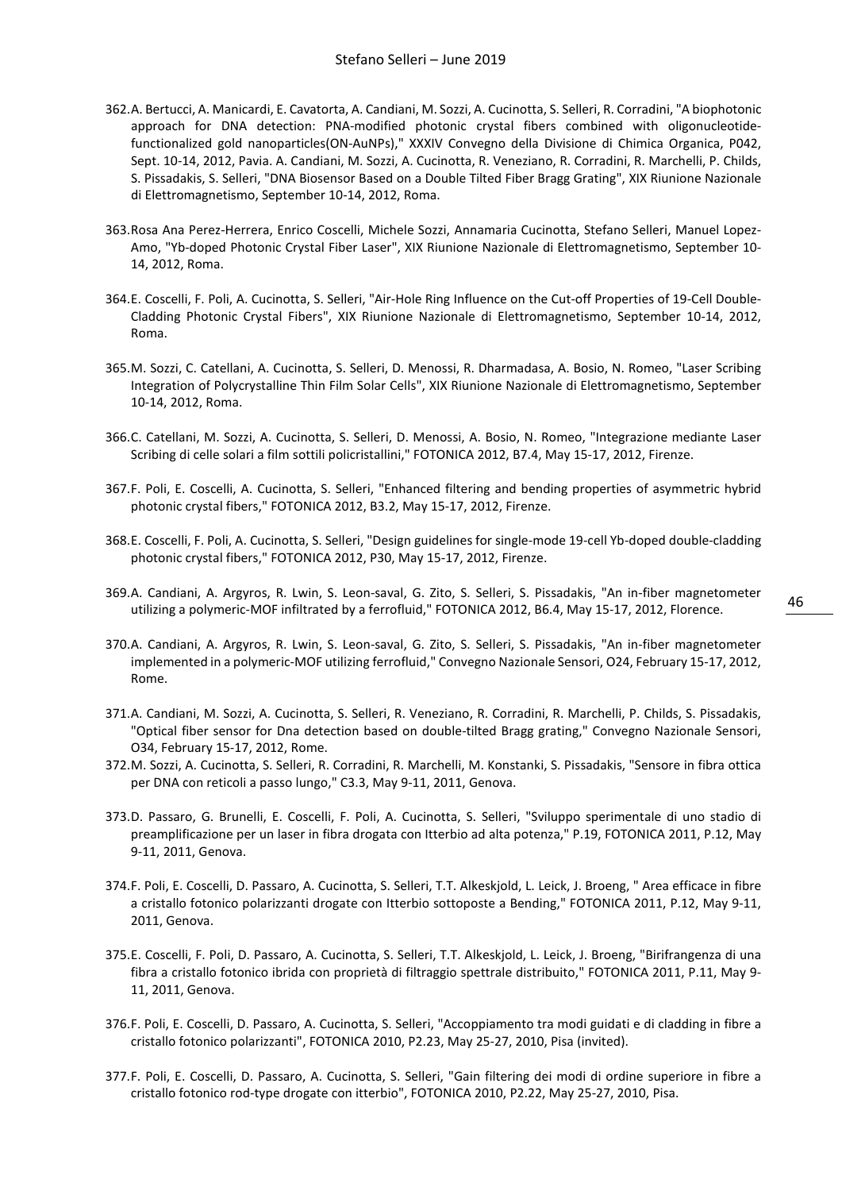362. A. Bertucci, A. Manicardi, E. Cavatorta, A. Candiani, M. Sozzi, A. Cucinotta, S. Selleri, R. Corradini, "A biophotonic approach for DNA detection: PNA-modified photonic crystal fibers combined with oligonucleotide-functionalized gold nanoparticles(ON-AuNPs)," XXXIV Convegno della Divisione di Chimica Organica, P042, Sept. 10-14, 2012, Pavia. A. Candiani, M. Sozzi, A. Cucinotta, R. Veneziano, R. Corradini, R. Marchelli, P. Childs, S. Pissadakis, S. Selleri, "DNA Biosensor Based on a Double Tilted Fiber Bragg Grating", XIX Riunione Nazionale di Elettromagnetismo, September 10-14, 2012, Roma.

363. Rosa Ana Perez-Herrera, Enrico Coscelli, Michele Sozzi, Annamaria Cucinotta, Stefano Selleri, Manuel Lopez-Amo, "Yb-doped Photonic Crystal Fiber Laser", XIX Riunione Nazionale di Elettromagnetismo, September 10-14, 2012, Roma.

364. E. Coscelli, F. Poli, A. Cucinotta, S. Selleri, "Air-Hole Ring Influence on the Cut-off Properties of 19-Cell Double-Cladding Photonic Crystal Fibers", XIX Riunione Nazionale di Elettromagnetismo, September 10-14, 2012, Roma.

365. M. Sozzi, C. Catellani, A. Cucinotta, S. Selleri, D. Menossi, R. Dharmadasa, A. Bosio, N. Romeo, "Laser Scribing Integration of Polycrystalline Thin Film Solar Cells", XIX Riunione Nazionale di Elettromagnetismo, September 10-14, 2012, Roma.

366. C. Catellani, M. Sozzi, A. Cucinotta, S. Selleri, D. Menossi, A. Bosio, N. Romeo, "Integrazione mediante Laser Scribing di celle solari a film sottili policristallini," FOTONICA 2012, B7.4, May 15-17, 2012, Firenze.

367. F. Poli, E. Coscelli, A. Cucinotta, S. Selleri, "Enhanced filtering and bending properties of asymmetric hybrid photonic crystal fibers," FOTONICA 2012, B3.2, May 15-17, 2012, Firenze.

368. E. Coscelli, F. Poli, A. Cucinotta, S. Selleri, "Design guidelines for single-mode 19-cell Yb-doped double-cladding photonic crystal fibers," FOTONICA 2012, P30, May 15-17, 2012, Firenze.

369. A. Candiani, A. Argyros, R. Lwin, S. Leon-saval, G. Zito, S. Selleri, S. Pissadakis, "An in-fiber magnetometer utilizing a polymeric-MOF infiltrated by a ferrofluid," FOTONICA 2012, B6.4, May 15-17, 2012, Florence.

370. A. Candiani, A. Argyros, R. Lwin, S. Leon-saval, G. Zito, S. Selleri, S. Pissadakis, "An in-fiber magnetometer implemented in a polymeric-MOF utilizing ferrofluid," Convegno Nazionale Sensori, O24, February 15-17, 2012, Rome.

371. A. Candiani, M. Sozzi, A. Cucinotta, S. Selleri, R. Veneziano, R. Corradini, R. Marchelli, P. Childs, S. Pissadakis, "Optical fiber sensor for Dna detection based on double-tilted Bragg grating," Convegno Nazionale Sensori, O34, February 15-17, 2012, Rome.

372. M. Sozzi, A. Cucinotta, S. Selleri, R. Corradini, R. Marchelli, M. Konstanki, S. Pissadakis, "Sensore in fibra ottica per DNA con reticoli a passo lungo," C3.3, May 9-11, 2011, Genova.

373. D. Passaro, G. Brunelli, E. Coscelli, F. Poli, A. Cucinotta, S. Selleri, "Sviluppo sperimentale di uno stadio di preamplificazione per un laser in fibra drogata con Itterbio ad alta potenza," P.19, FOTONICA 2011, P.12, May 9-11, 2011, Genova.

374. F. Poli, E. Coscelli, D. Passaro, A. Cucinotta, S. Selleri, T.T. Alkeskjold, L. Leick, J. Broeng, " Area efficace in fibre a cristallo fotonico polarizzanti drogate con Itterbio sottoposte a Bending," FOTONICA 2011, P.12, May 9-11, 2011, Genova.

375. E. Coscelli, F. Poli, D. Passaro, A. Cucinotta, S. Selleri, T.T. Alkeskjold, L. Leick, J. Broeng, "Birifrangenza di una fibra a cristallo fotonico ibrida con proprietà di filtraggio spettrale distribuito," FOTONICA 2011, P.11, May 9-11, 2011, Genova.

376. F. Poli, E. Coscelli, D. Passaro, A. Cucinotta, S. Selleri, "Accoppiamento tra modi guidati e di cladding in fibre a cristallo fotonico polarizzanti", FOTONICA 2010, P2.23, May 25-27, 2010, Pisa (invited).

377. F. Poli, E. Coscelli, D. Passaro, A. Cucinotta, S. Selleri, "Gain filtering dei modi di ordine superiore in fibre a cristallo fotonico rod-type drogate con itterbio", FOTONICA 2010, P2.22, May 25-27, 2010, Pisa.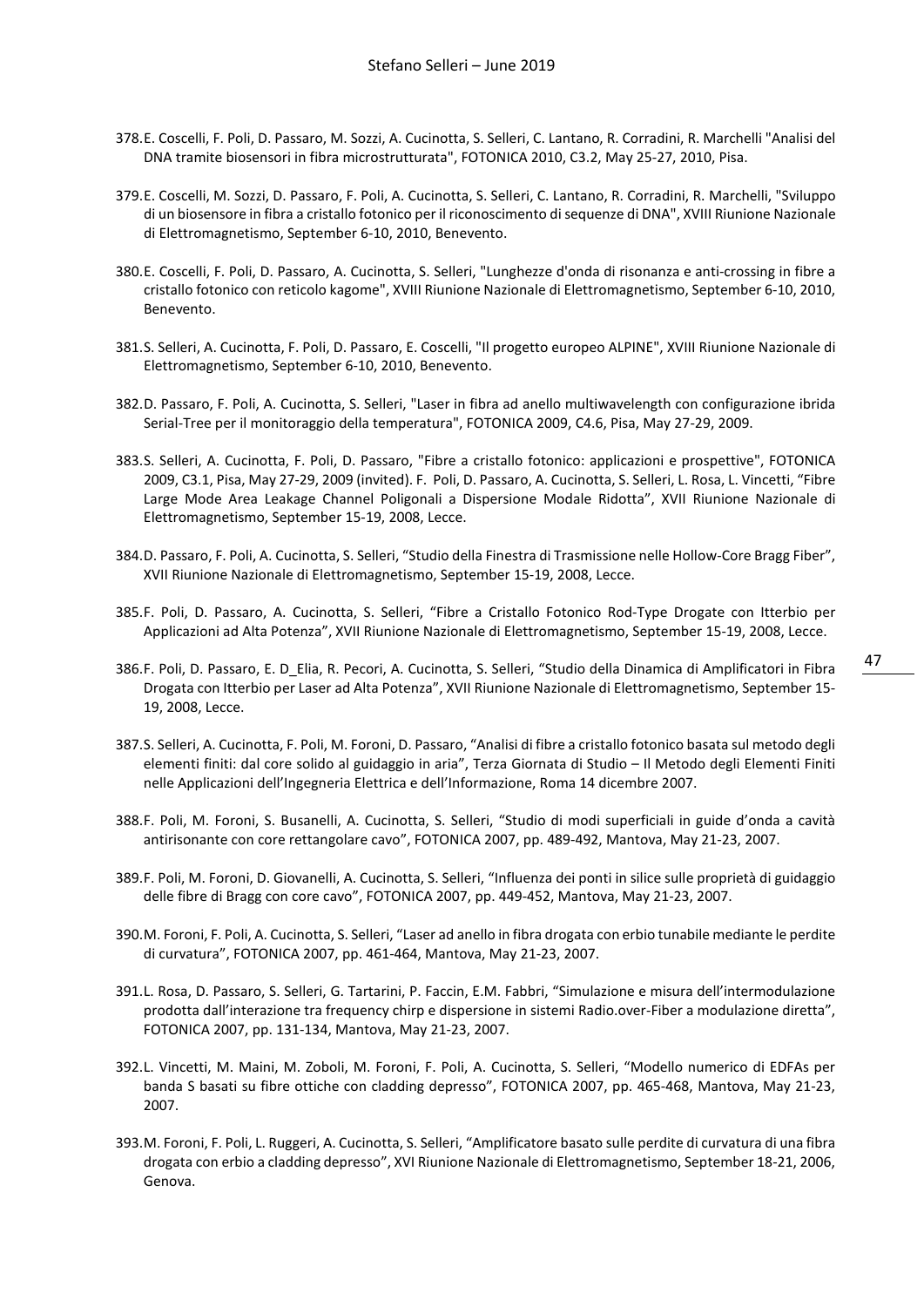378. E. Coscelli, F. Poli, D. Passaro, M. Sozzi, A. Cucinotta, S. Selleri, C. Lantano, R. Corradini, R. Marchelli "Analisi del DNA tramite biosensori in fibra microstrutturata", FOTONICA 2010, C3.2, May 25-27, 2010, Pisa.

379. E. Coscelli, M. Sozzi, D. Passaro, F. Poli, A. Cucinotta, S. Selleri, C. Lantano, R. Corradini, R. Marchelli, "Sviluppo di un biosensore in fibra a cristallo fotonico per il riconoscimento di sequenze di DNA", XVIII Riunione Nazionale di Elettromagnetismo, September 6-10, 2010, Benevento.

380. E. Coscelli, F. Poli, D. Passaro, A. Cucinotta, S. Selleri, "Lunghezze d'onda di risonanza e anti-crossing in fibre a cristallo fotonico con reticolo kagome", XVIII Riunione Nazionale di Elettromagnetismo, September 6-10, 2010, Benevento.

381. S. Selleri, A. Cucinotta, F. Poli, D. Passaro, E. Coscelli, "Il progetto europeo ALPINE", XVIII Riunione Nazionale di Elettromagnetismo, September 6-10, 2010, Benevento.

382. D. Passaro, F. Poli, A. Cucinotta, S. Selleri, "Laser in fibra ad anello multiwavelength con configurazione ibrida Serial-Tree per il monitoraggio della temperatura", FOTONICA 2009, C4.6, Pisa, May 27-29, 2009.

383. S. Selleri, A. Cucinotta, F. Poli, D. Passaro, "Fibre a cristallo fotonico: applicazioni e prospettive", FOTONICA 2009, C3.1, Pisa, May 27-29, 2009 (invited). F. Poli, D. Passaro, A. Cucinotta, S. Selleri, L. Rosa, L. Vincetti, "Fibre Large Mode Area Leakage Channel Poligonali a Dispersione Modale Ridotta", XVII Riunione Nazionale di Elettromagnetismo, September 15-19, 2008, Lecce.

384. D. Passaro, F. Poli, A. Cucinotta, S. Selleri, "Studio della Finestra di Trasmissione nelle Hollow-Core Bragg Fiber", XVII Riunione Nazionale di Elettromagnetismo, September 15-19, 2008, Lecce.

385. F. Poli, D. Passaro, A. Cucinotta, S. Selleri, "Fibre a Cristallo Fotonico Rod-Type Drogate con Itterbio per Applicazioni ad Alta Potenza", XVII Riunione Nazionale di Elettromagnetismo, September 15-19, 2008, Lecce.

386. F. Poli, D. Passaro, E. D_Elia, R. Pecori, A. Cucinotta, S. Selleri, "Studio della Dinamica di Amplificatori in Fibra Drogata con Itterbio per Laser ad Alta Potenza", XVII Riunione Nazionale di Elettromagnetismo, September 15-19, 2008, Lecce.

387. S. Selleri, A. Cucinotta, F. Poli, M. Foroni, D. Passaro, "Analisi di fibre a cristallo fotonico basata sul metodo degli elementi finiti: dal core solido al guidaggio in aria", Terza Giornata di Studio – Il Metodo degli Elementi Finiti nelle Applicazioni dell'Ingegneria Elettrica e dell'Informazione, Roma 14 dicembre 2007.

388. F. Poli, M. Foroni, S. Busanelli, A. Cucinotta, S. Selleri, "Studio di modi superficiali in guide d'onda a cavità antirisonante con core rettangolare cavo", FOTONICA 2007, pp. 489-492, Mantova, May 21-23, 2007.

389. F. Poli, M. Foroni, D. Giovanelli, A. Cucinotta, S. Selleri, "Influenza dei ponti in silice sulle proprietà di guidaggio delle fibre di Bragg con core cavo", FOTONICA 2007, pp. 449-452, Mantova, May 21-23, 2007.

390. M. Foroni, F. Poli, A. Cucinotta, S. Selleri, "Laser ad anello in fibra drogata con erbio tunabile mediante le perdite di curvatura", FOTONICA 2007, pp. 461-464, Mantova, May 21-23, 2007.

391. L. Rosa, D. Passaro, S. Selleri, G. Tartarini, P. Faccin, E.M. Fabbri, "Simulazione e misura dell'intermodulazione prodotta dall'interazione tra frequency chirp e dispersione in sistemi Radio.over-Fiber a modulazione diretta", FOTONICA 2007, pp. 131-134, Mantova, May 21-23, 2007.

392. L. Vincetti, M. Maini, M. Zoboli, M. Foroni, F. Poli, A. Cucinotta, S. Selleri, "Modello numerico di EDFAs per banda S basati su fibre ottiche con cladding depresso", FOTONICA 2007, pp. 465-468, Mantova, May 21-23, 2007.

393. M. Foroni, F. Poli, L. Ruggeri, A. Cucinotta, S. Selleri, "Amplificatore basato sulle perdite di curvatura di una fibra drogata con erbio a cladding depresso", XVI Riunione Nazionale di Elettromagnetismo, September 18-21, 2006, Genova.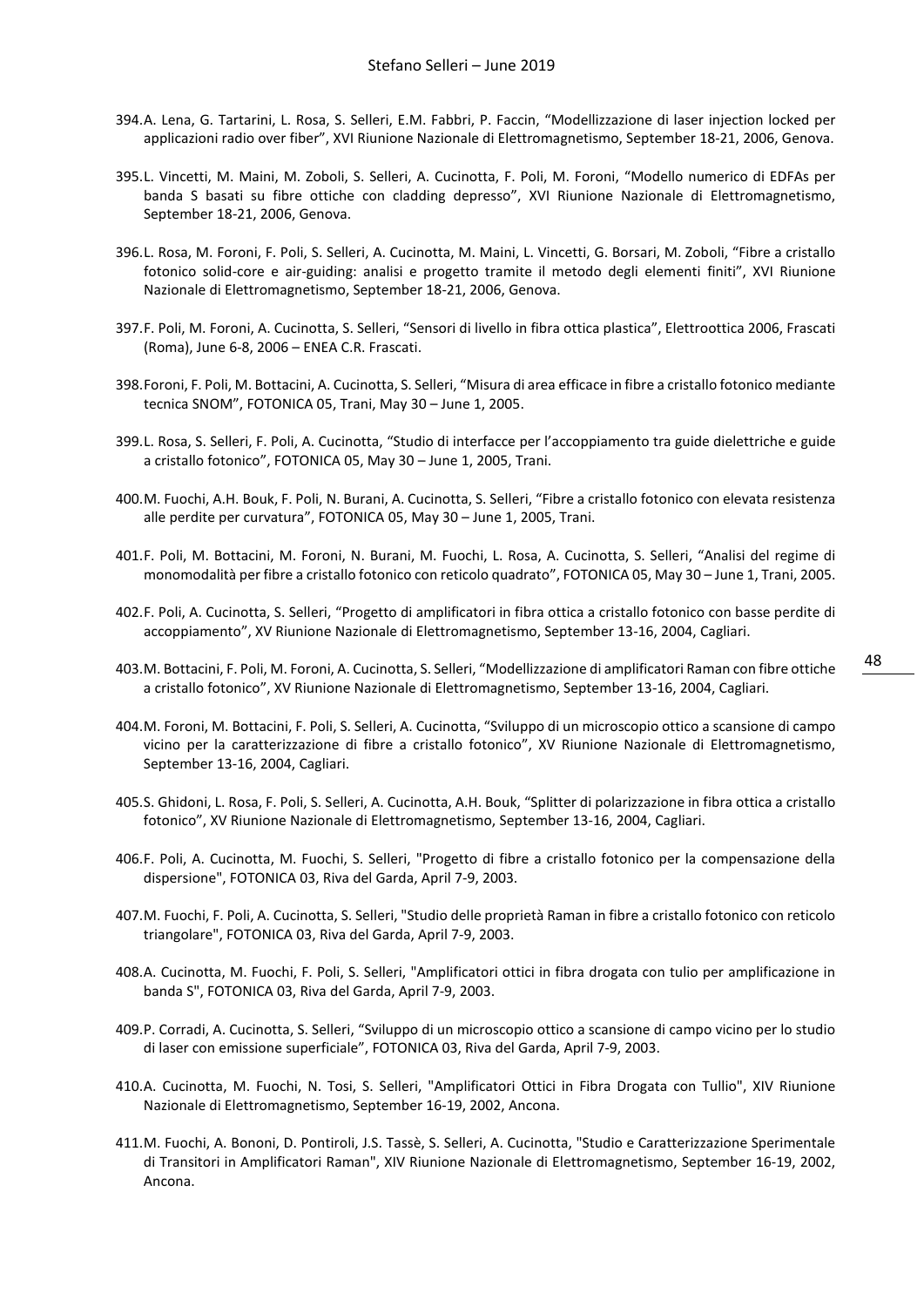394. A. Lena, G. Tartarini, L. Rosa, S. Selleri, E.M. Fabbri, P. Faccin, "Modellizzazione di laser injection locked per applicazioni radio over fiber", XVI Riunione Nazionale di Elettromagnetismo, September 18-21, 2006, Genova.

395. L. Vincetti, M. Maini, M. Zoboli, S. Selleri, A. Cucinotta, F. Poli, M. Foroni, "Modello numerico di EDFAs per banda S basati su fibre ottiche con cladding depresso", XVI Riunione Nazionale di Elettromagnetismo, September 18-21, 2006, Genova.

396. L. Rosa, M. Foroni, F. Poli, S. Selleri, A. Cucinotta, M. Maini, L. Vincetti, G. Borsari, M. Zoboli, "Fibre a cristallo fotonico solid-core e air-guiding: analisi e progetto tramite il metodo degli elementi finiti", XVI Riunione Nazionale di Elettromagnetismo, September 18-21, 2006, Genova.

397. F. Poli, M. Foroni, A. Cucinotta, S. Selleri, "Sensori di livello in fibra ottica plastica", Elettroottica 2006, Frascati (Roma), June 6-8, 2006 – ENEA C.R. Frascati.

398. Foroni, F. Poli, M. Bottacini, A. Cucinotta, S. Selleri, "Misura di area efficace in fibre a cristallo fotonico mediante tecnica SNOM", FOTONICA 05, Trani, May 30 – June 1, 2005.

399. L. Rosa, S. Selleri, F. Poli, A. Cucinotta, "Studio di interfacce per l'accoppiamento tra guide dielettriche e guide a cristallo fotonico", FOTONICA 05, May 30 – June 1, 2005, Trani.

400. M. Fuochi, A.H. Bouk, F. Poli, N. Burani, A. Cucinotta, S. Selleri, "Fibre a cristallo fotonico con elevata resistenza alle perdite per curvatura", FOTONICA 05, May 30 – June 1, 2005, Trani.

401. F. Poli, M. Bottacini, M. Foroni, N. Burani, M. Fuochi, L. Rosa, A. Cucinotta, S. Selleri, "Analisi del regime di monomodalità per fibre a cristallo fotonico con reticolo quadrato", FOTONICA 05, May 30 – June 1, Trani, 2005.

402. F. Poli, A. Cucinotta, S. Selleri, "Progetto di amplificatori in fibra ottica a cristallo fotonico con basse perdite di accoppiamento", XV Riunione Nazionale di Elettromagnetismo, September 13-16, 2004, Cagliari.

403. M. Bottacini, F. Poli, M. Foroni, A. Cucinotta, S. Selleri, "Modellizzazione di amplificatori Raman con fibre ottiche a cristallo fotonico", XV Riunione Nazionale di Elettromagnetismo, September 13-16, 2004, Cagliari.

404. M. Foroni, M. Bottacini, F. Poli, S. Selleri, A. Cucinotta, "Sviluppo di un microscopio ottico a scansione di campo vicino per la caratterizzazione di fibre a cristallo fotonico", XV Riunione Nazionale di Elettromagnetismo, September 13-16, 2004, Cagliari.

405. S. Ghidoni, L. Rosa, F. Poli, S. Selleri, A. Cucinotta, A.H. Bouk, "Splitter di polarizzazione in fibra ottica a cristallo fotonico", XV Riunione Nazionale di Elettromagnetismo, September 13-16, 2004, Cagliari.

406. F. Poli, A. Cucinotta, M. Fuochi, S. Selleri, "Progetto di fibre a cristallo fotonico per la compensazione della dispersione", FOTONICA 03, Riva del Garda, April 7-9, 2003.

407. M. Fuochi, F. Poli, A. Cucinotta, S. Selleri, "Studio delle proprietà Raman in fibre a cristallo fotonico con reticolo triangolare", FOTONICA 03, Riva del Garda, April 7-9, 2003.

408. A. Cucinotta, M. Fuochi, F. Poli, S. Selleri, "Amplificatori ottici in fibra drogata con tulio per amplificazione in banda S", FOTONICA 03, Riva del Garda, April 7-9, 2003.

409. P. Corradi, A. Cucinotta, S. Selleri, "Sviluppo di un microscopio ottico a scansione di campo vicino per lo studio di laser con emissione superficiale", FOTONICA 03, Riva del Garda, April 7-9, 2003.

410. A. Cucinotta, M. Fuochi, N. Tosi, S. Selleri, "Amplificatori Ottici in Fibra Drogata con Tullio", XIV Riunione Nazionale di Elettromagnetismo, September 16-19, 2002, Ancona.

411. M. Fuochi, A. Bononi, D. Pontiroli, J.S. Tassè, S. Selleri, A. Cucinotta, "Studio e Caratterizzazione Sperimentale di Transitori in Amplificatori Raman", XIV Riunione Nazionale di Elettromagnetismo, September 16-19, 2002, Ancona.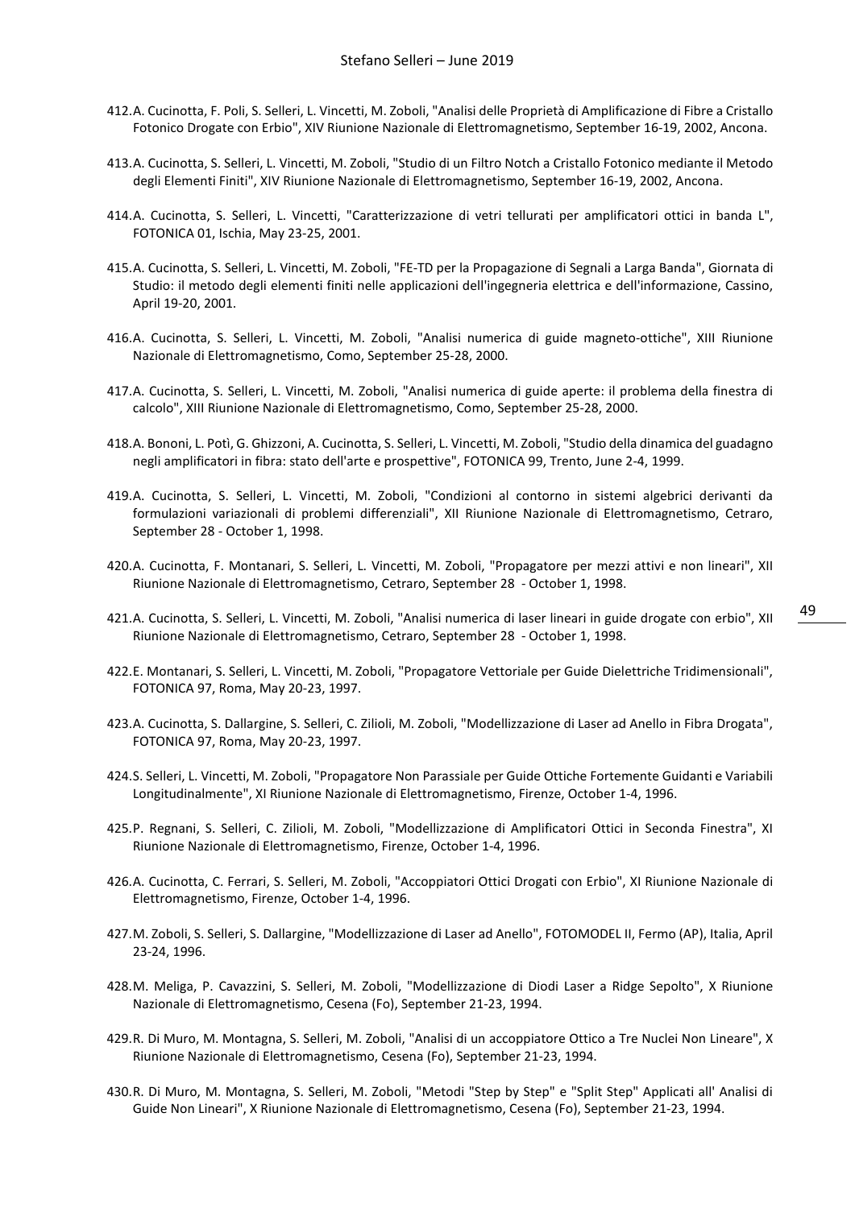412. A. Cucinotta, F. Poli, S. Selleri, L. Vincetti, M. Zoboli, "Analisi delle Proprietà di Amplificazione di Fibre a Cristallo Fotonico Drogate con Erbio", XIV Riunione Nazionale di Elettromagnetismo, September 16-19, 2002, Ancona.

413. A. Cucinotta, S. Selleri, L. Vincetti, M. Zoboli, "Studio di un Filtro Notch a Cristallo Fotonico mediante il Metodo degli Elementi Finiti", XIV Riunione Nazionale di Elettromagnetismo, September 16-19, 2002, Ancona.

414. A. Cucinotta, S. Selleri, L. Vincetti, "Caratterizzazione di vetri tellurati per amplificatori ottici in banda L", FOTONICA 01, Ischia, May 23-25, 2001.

415. A. Cucinotta, S. Selleri, L. Vincetti, M. Zoboli, "FE-TD per la Propagazione di Segnali a Larga Banda", Giornata di Studio: il metodo degli elementi finiti nelle applicazioni dell'ingegneria elettrica e dell'informazione, Cassino, April 19-20, 2001.

416. A. Cucinotta, S. Selleri, L. Vincetti, M. Zoboli, "Analisi numerica di guide magneto-ottiche", XIII Riunione Nazionale di Elettromagnetismo, Como, September 25-28, 2000.

417. A. Cucinotta, S. Selleri, L. Vincetti, M. Zoboli, "Analisi numerica di guide aperte: il problema della finestra di calcolo", XIII Riunione Nazionale di Elettromagnetismo, Como, September 25-28, 2000.

418. A. Bononi, L. Potì, G. Ghizzoni, A. Cucinotta, S. Selleri, L. Vincetti, M. Zoboli, "Studio della dinamica del guadagno negli amplificatori in fibra: stato dell'arte e prospettive", FOTONICA 99, Trento, June 2-4, 1999.

419. A. Cucinotta, S. Selleri, L. Vincetti, M. Zoboli, "Condizioni al contorno in sistemi algebrici derivanti da formulazioni variazionali di problemi differenziali", XII Riunione Nazionale di Elettromagnetismo, Cetraro, September 28 - October 1, 1998.

420. A. Cucinotta, F. Montanari, S. Selleri, L. Vincetti, M. Zoboli, "Propagatore per mezzi attivi e non lineari", XII Riunione Nazionale di Elettromagnetismo, Cetraro, September 28 - October 1, 1998.

421. A. Cucinotta, S. Selleri, L. Vincetti, M. Zoboli, "Analisi numerica di laser lineari in guide drogate con erbio", XII Riunione Nazionale di Elettromagnetismo, Cetraro, September 28 - October 1, 1998.

422. E. Montanari, S. Selleri, L. Vincetti, M. Zoboli, "Propagatore Vettoriale per Guide Dielettriche Tridimensionali", FOTONICA 97, Roma, May 20-23, 1997.

423. A. Cucinotta, S. Dallargine, S. Selleri, C. Zilioli, M. Zoboli, "Modellizzazione di Laser ad Anello in Fibra Drogata", FOTONICA 97, Roma, May 20-23, 1997.

424. S. Selleri, L. Vincetti, M. Zoboli, "Propagatore Non Parassiale per Guide Ottiche Fortemente Guidanti e Variabili Longitudinalmente", XI Riunione Nazionale di Elettromagnetismo, Firenze, October 1-4, 1996.

425. P. Regnani, S. Selleri, C. Zilioli, M. Zoboli, "Modellizzazione di Amplificatori Ottici in Seconda Finestra", XI Riunione Nazionale di Elettromagnetismo, Firenze, October 1-4, 1996.

426. A. Cucinotta, C. Ferrari, S. Selleri, M. Zoboli, "Accoppiatori Ottici Drogati con Erbio", XI Riunione Nazionale di Elettromagnetismo, Firenze, October 1-4, 1996.

427. M. Zoboli, S. Selleri, S. Dallargine, "Modellizzazione di Laser ad Anello", FOTOMODEL II, Fermo (AP), Italia, April 23-24, 1996.

428. M. Meliga, P. Cavazzini, S. Selleri, M. Zoboli, "Modellizzazione di Diodi Laser a Ridge Sepolto", X Riunione Nazionale di Elettromagnetismo, Cesena (Fo), September 21-23, 1994.

429. R. Di Muro, M. Montagna, S. Selleri, M. Zoboli, "Analisi di un accoppiatore Ottico a Tre Nuclei Non Lineare", X Riunione Nazionale di Elettromagnetismo, Cesena (Fo), September 21-23, 1994.

430. R. Di Muro, M. Montagna, S. Selleri, M. Zoboli, "Metodi "Step by Step" e "Split Step" Applicati all' Analisi di Guide Non Lineari", X Riunione Nazionale di Elettromagnetismo, Cesena (Fo), September 21-23, 1994.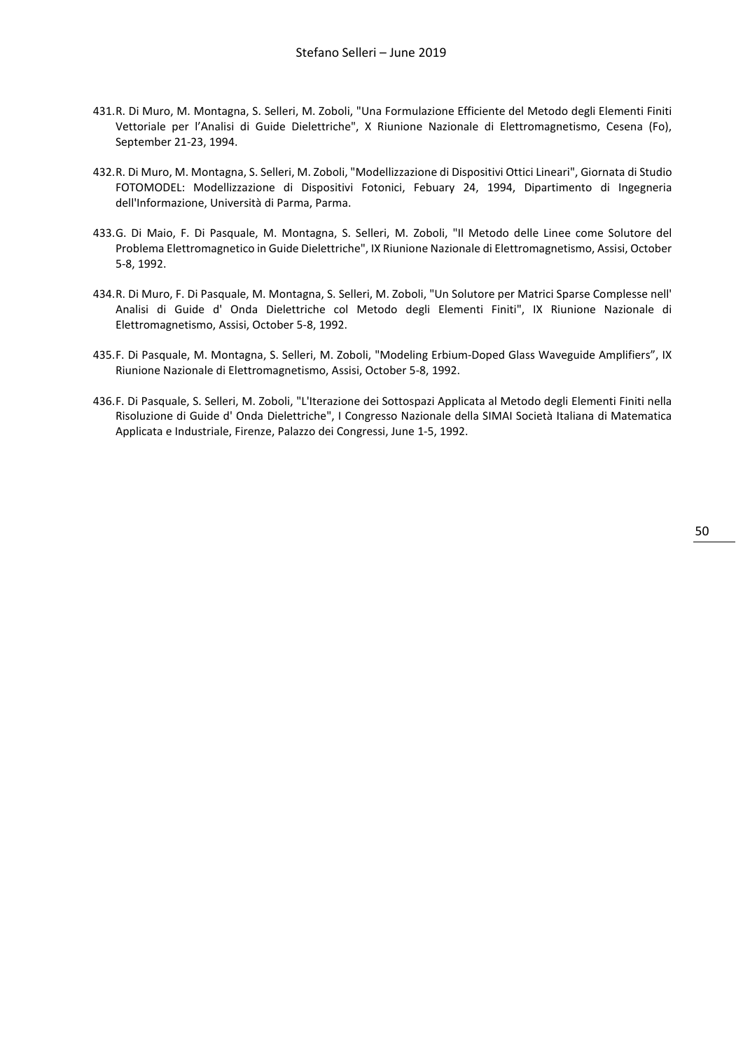431. R. Di Muro, M. Montagna, S. Selleri, M. Zoboli, "Una Formulazione Efficiente del Metodo degli Elementi Finiti Vettoriale per l’Analisi di Guide Dielettriche", X Riunione Nazionale di Elettromagnetismo, Cesena (Fo), September 21-23, 1994.

432. R. Di Muro, M. Montagna, S. Selleri, M. Zoboli, "Modellizzazione di Dispositivi Ottici Lineari", Giornata di Studio FOTOMODEL: Modellizzazione di Dispositivi Fotonici, Febuary 24, 1994, Dipartimento di Ingegneria dell'Informazione, Università di Parma, Parma.

433. G. Di Maio, F. Di Pasquale, M. Montagna, S. Selleri, M. Zoboli, "Il Metodo delle Linee come Solutore del Problema Elettromagnetico in Guide Dielettriche", IX Riunione Nazionale di Elettromagnetismo, Assisi, October 5-8, 1992.

434. R. Di Muro, F. Di Pasquale, M. Montagna, S. Selleri, M. Zoboli, "Un Solutore per Matrici Sparse Complesse nell' Analisi di Guide d' Onda Dielettriche col Metodo degli Elementi Finiti", IX Riunione Nazionale di Elettromagnetismo, Assisi, October 5-8, 1992.

435. F. Di Pasquale, M. Montagna, S. Selleri, M. Zoboli, "Modeling Erbium-Doped Glass Waveguide Amplifiers”, IX Riunione Nazionale di Elettromagnetismo, Assisi, October 5-8, 1992.

436. F. Di Pasquale, S. Selleri, M. Zoboli, "L'Iterazione dei Sottospazi Applicata al Metodo degli Elementi Finiti nella Risoluzione di Guide d' Onda Dielettriche", I Congresso Nazionale della SIMAI Società Italiana di Matematica Applicata e Industriale, Firenze, Palazzo dei Congressi, June 1-5, 1992.